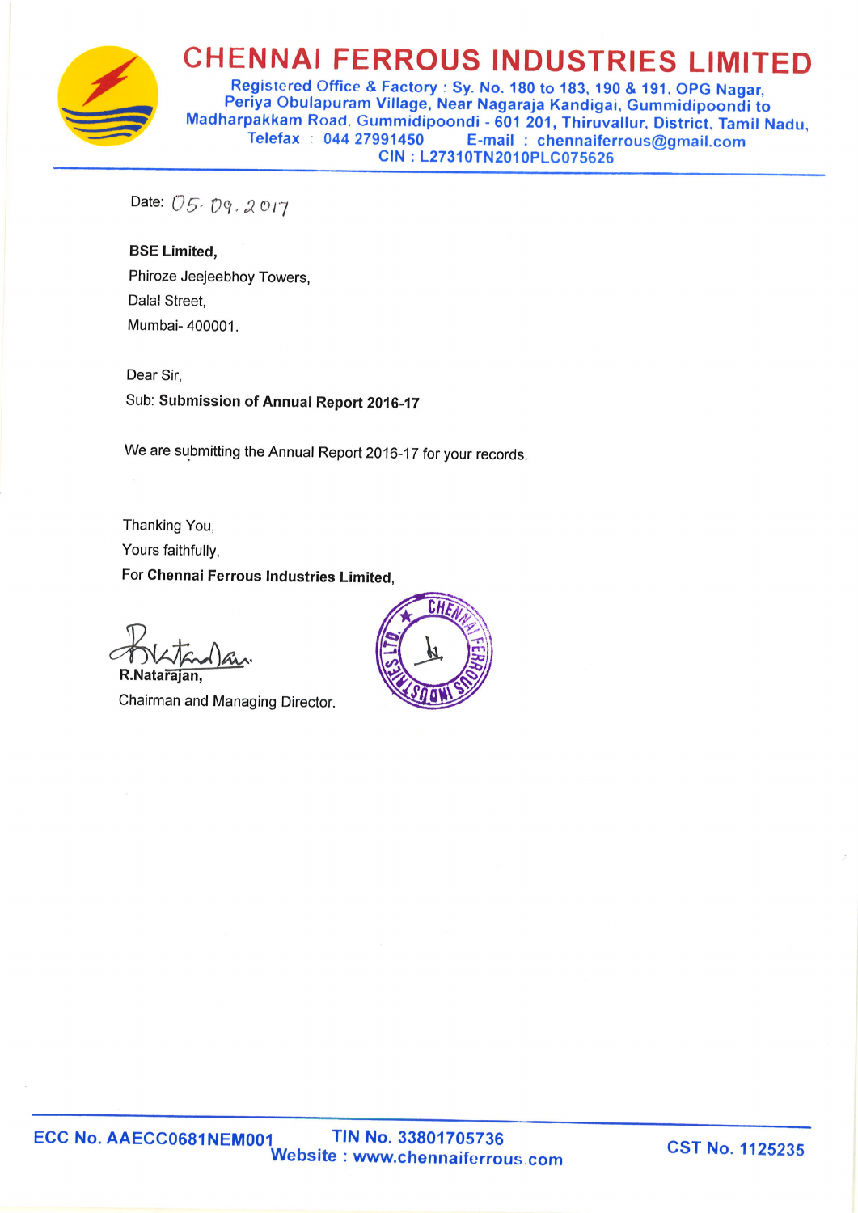# CHENNAI FERROUS INDUSTRIES LIMITED

**Registered Office & Factory : Sy. No. 180 to 183, 190 & 191, OPG Nagar, Periya Obulapuram Village, Near Nagaraja Kandigai, Gummidipoondi to Madharpakkam Road, Gummidipoondi - 601 201, Thiruvallur, District, Tamil Nadu, Telefax : 044 27991450 E-mail : chennaiferrous@gmail.com**
**CIN : L27310TN2010PLC075626**

Date: 05.09.2017

**BSE Limited,**
Phiroze Jeejeebhoy Towers,
Dalal Street,
Mumbai- 400001.

Dear Sir,

Sub: **Submission of Annual Report 2016-17**

We are submitting the Annual Report 2016-17 for your records.

Thanking You,
Yours faithfully,
For **Chennai Ferrous Industries Limited**,

**R.Natarajan,**
Chairman and Managing Director.

**ECC No. AAECC0681NEM001** **TIN No. 33801705736** **CST No. 1125235**
**Website : www.chennaiferrous.com**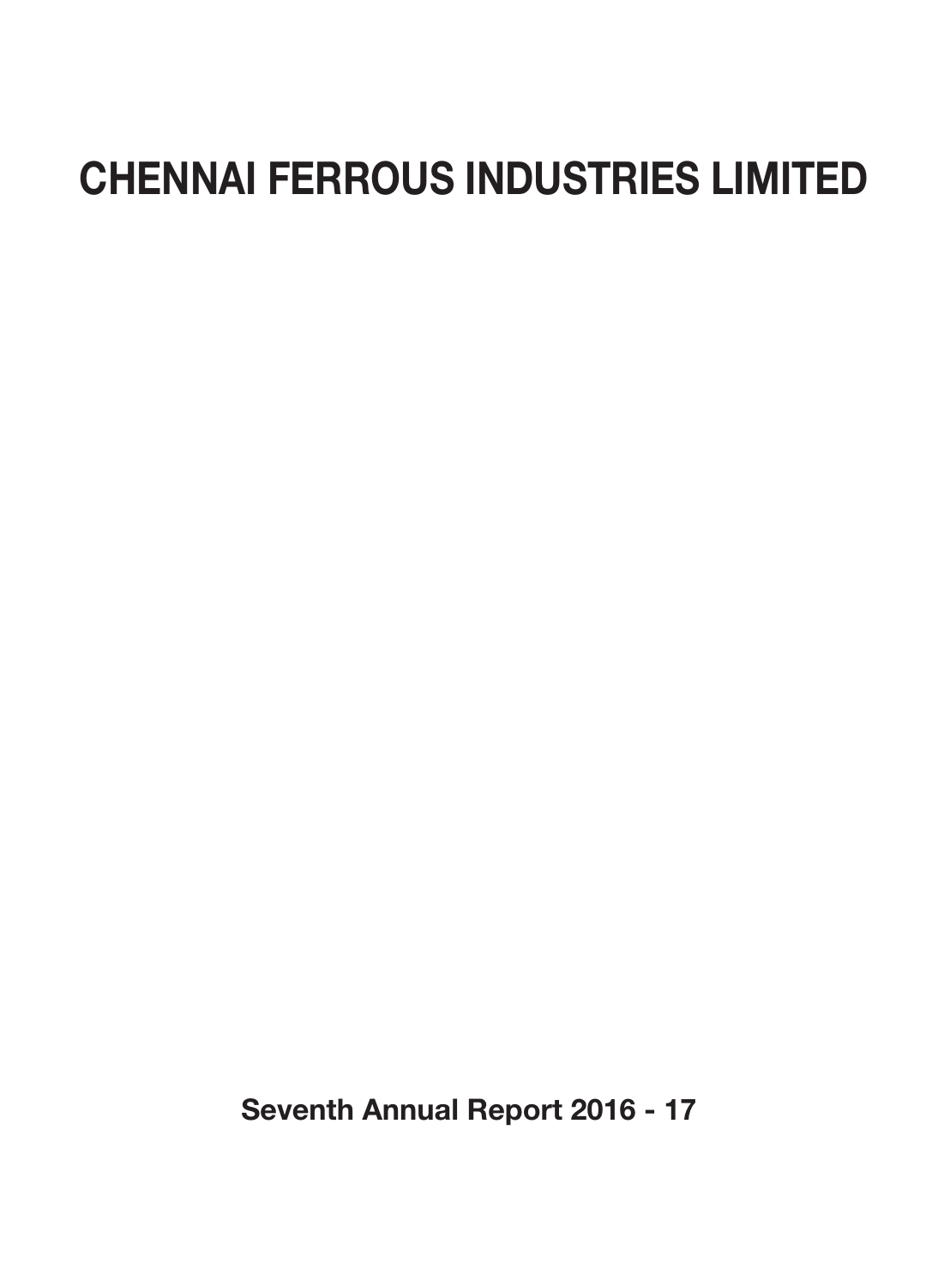# CHENNAI FERROUS INDUSTRIES LIMITED

**Seventh Annual Report 2016 - 17**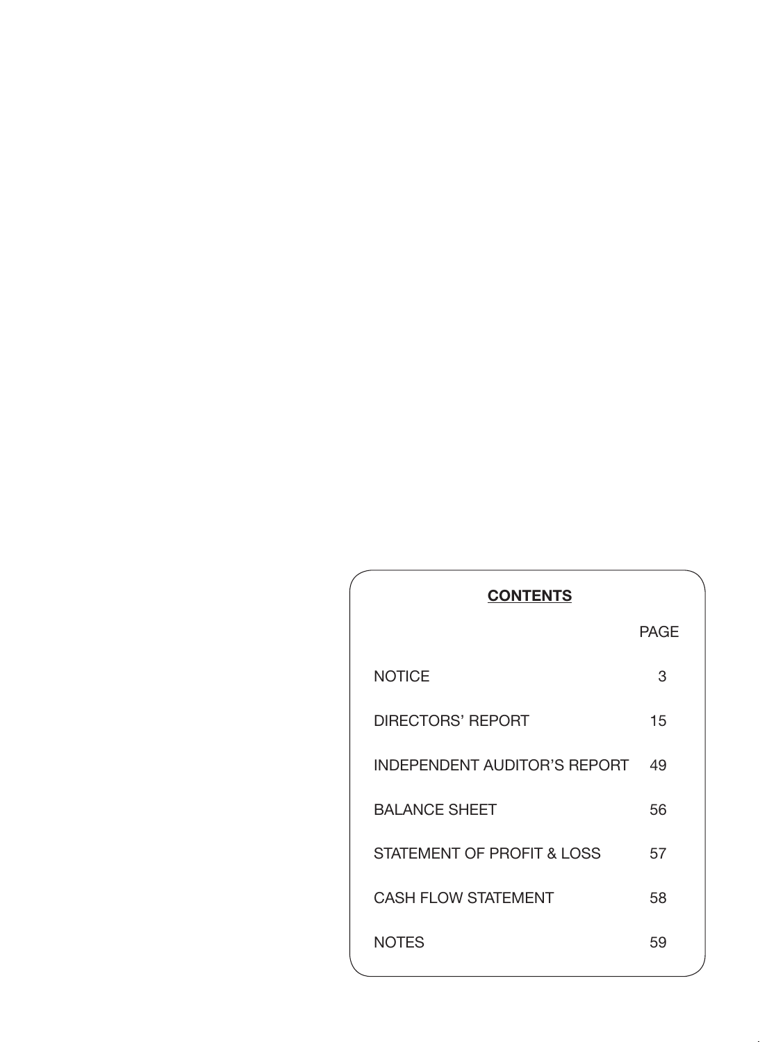## CONTENTS

| | PAGE |
|---|---|
| NOTICE | 3 |
| DIRECTORS' REPORT | 15 |
| INDEPENDENT AUDITOR'S REPORT | 49 |
| BALANCE SHEET | 56 |
| STATEMENT OF PROFIT & LOSS | 57 |
| CASH FLOW STATEMENT | 58 |
| NOTES | 59 |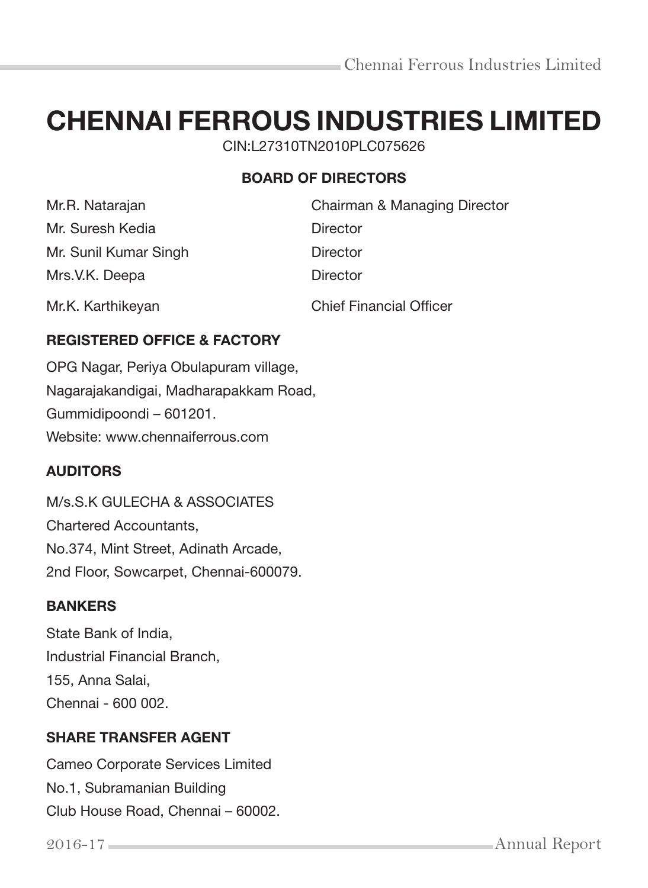# CHENNAI FERROUS INDUSTRIES LIMITED

CIN:L27310TN2010PLC075626

## BOARD OF DIRECTORS

| | |
|---|---|
| Mr.R. Natarajan | Chairman & Managing Director |
| Mr. Suresh Kedia | Director |
| Mr. Sunil Kumar Singh | Director |
| Mrs.V.K. Deepa | Director |
| Mr.K. Karthikeyan | Chief Financial Officer |

### REGISTERED OFFICE & FACTORY

OPG Nagar, Periya Obulapuram village,
Nagarajakandigai, Madharapakkam Road,
Gummidipoondi – 601201.
Website: www.chennaiferrous.com

### AUDITORS

M/s.S.K GULECHA & ASSOCIATES
Chartered Accountants,
No.374, Mint Street, Adinath Arcade,
2nd Floor, Sowcarpet, Chennai-600079.

### BANKERS

State Bank of India,
Industrial Financial Branch,
155, Anna Salai,
Chennai - 600 002.

### SHARE TRANSFER AGENT

Cameo Corporate Services Limited
No.1, Subramanian Building
Club House Road, Chennai – 60002.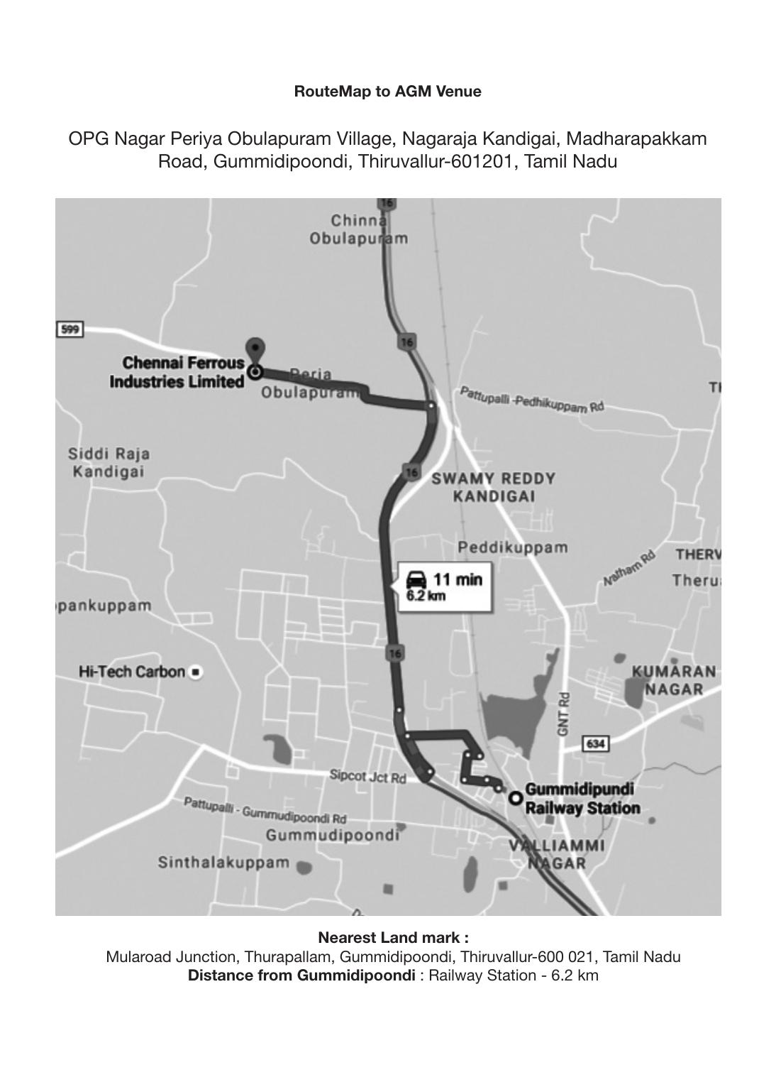**RouteMap to AGM Venue**

OPG Nagar Periya Obulapuram Village, Nagaraja Kandigai, Madharapakkam Road, Gummidipoondi, Thiruvallur-601201, Tamil Nadu

**Nearest Land mark :**
Mularoad Junction, Thurapallam, Gummidipoondi, Thiruvallur-600 021, Tamil Nadu
**Distance from Gummidipoondi** : Railway Station - 6.2 km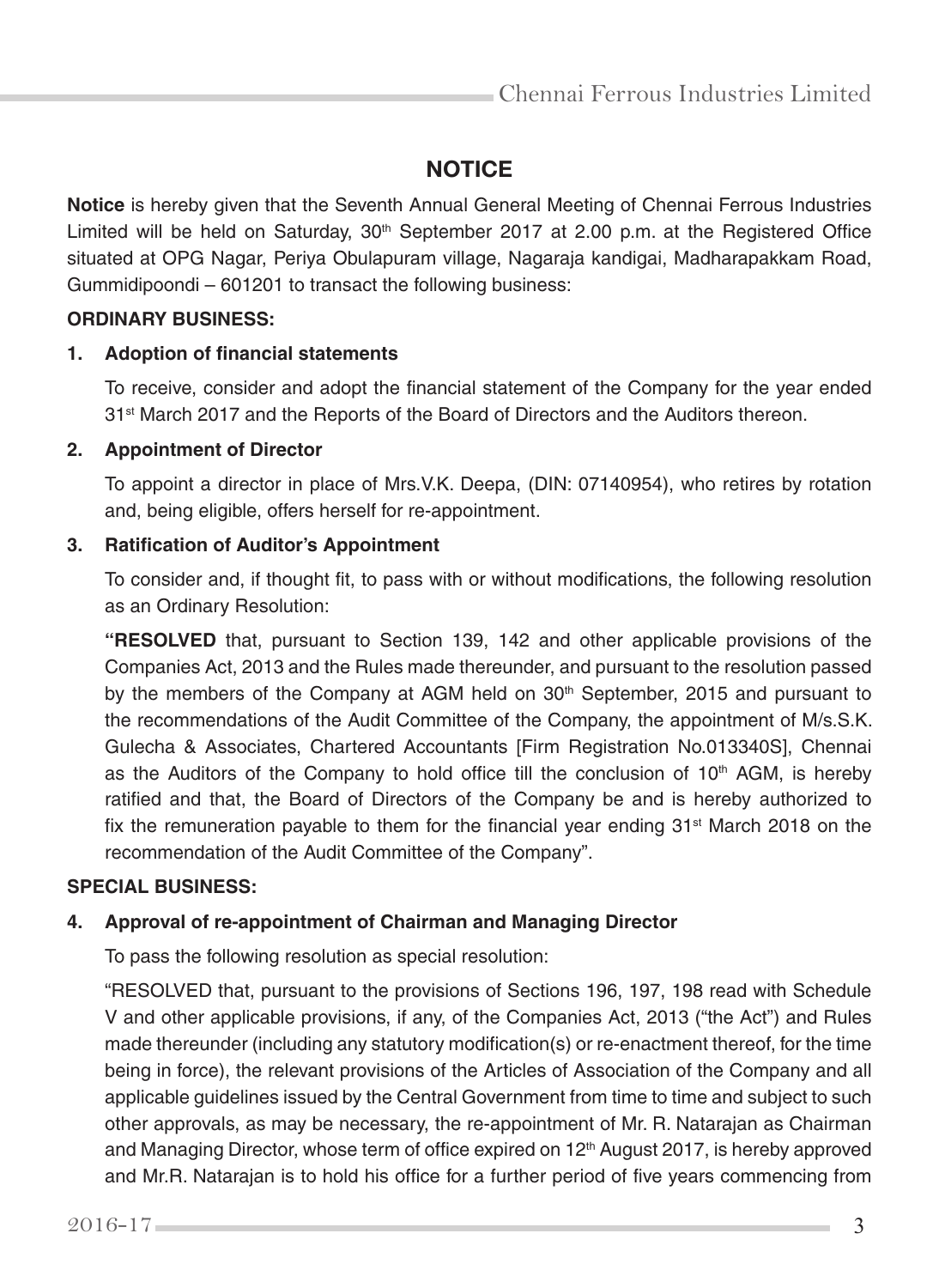# NOTICE

**Notice** is hereby given that the Seventh Annual General Meeting of Chennai Ferrous Industries Limited will be held on Saturday, 30th September 2017 at 2.00 p.m. at the Registered Office situated at OPG Nagar, Periya Obulapuram village, Nagaraja kandigai, Madharapakkam Road, Gummidipoondi – 601201 to transact the following business:

**ORDINARY BUSINESS:**

1. **Adoption of financial statements**

   To receive, consider and adopt the financial statement of the Company for the year ended 31st March 2017 and the Reports of the Board of Directors and the Auditors thereon.

2. **Appointment of Director**

   To appoint a director in place of Mrs.V.K. Deepa, (DIN: 07140954), who retires by rotation and, being eligible, offers herself for re-appointment.

3. **Ratification of Auditor's Appointment**

   To consider and, if thought fit, to pass with or without modifications, the following resolution as an Ordinary Resolution:

   **"RESOLVED** that, pursuant to Section 139, 142 and other applicable provisions of the Companies Act, 2013 and the Rules made thereunder, and pursuant to the resolution passed by the members of the Company at AGM held on 30th September, 2015 and pursuant to the recommendations of the Audit Committee of the Company, the appointment of M/s.S.K. Gulecha & Associates, Chartered Accountants [Firm Registration No.013340S], Chennai as the Auditors of the Company to hold office till the conclusion of 10th AGM, is hereby ratified and that, the Board of Directors of the Company be and is hereby authorized to fix the remuneration payable to them for the financial year ending 31st March 2018 on the recommendation of the Audit Committee of the Company".

**SPECIAL BUSINESS:**

4. **Approval of re-appointment of Chairman and Managing Director**

   To pass the following resolution as special resolution:

   "RESOLVED that, pursuant to the provisions of Sections 196, 197, 198 read with Schedule V and other applicable provisions, if any, of the Companies Act, 2013 ("the Act") and Rules made thereunder (including any statutory modification(s) or re-enactment thereof, for the time being in force), the relevant provisions of the Articles of Association of the Company and all applicable guidelines issued by the Central Government from time to time and subject to such other approvals, as may be necessary, the re-appointment of Mr. R. Natarajan as Chairman and Managing Director, whose term of office expired on 12th August 2017, is hereby approved and Mr.R. Natarajan is to hold his office for a further period of five years commencing from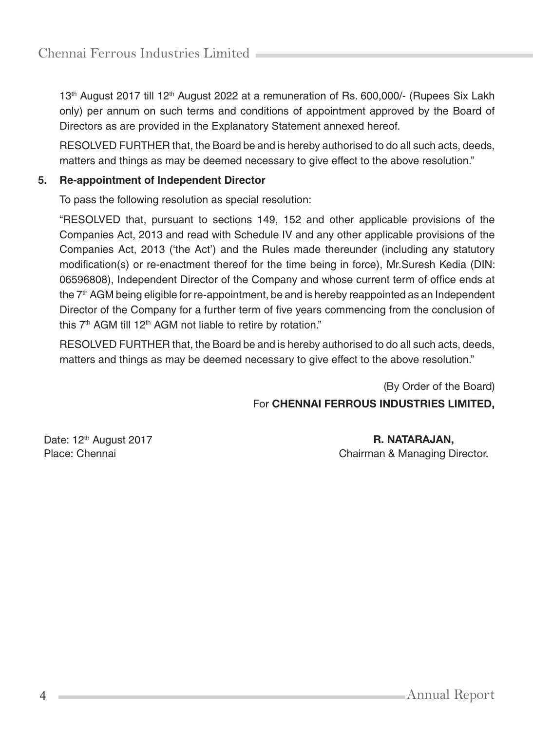13th August 2017 till 12th August 2022 at a remuneration of Rs. 600,000/- (Rupees Six Lakh only) per annum on such terms and conditions of appointment approved by the Board of Directors as are provided in the Explanatory Statement annexed hereof.

RESOLVED FURTHER that, the Board be and is hereby authorised to do all such acts, deeds, matters and things as may be deemed necessary to give effect to the above resolution."

**5. Re-appointment of Independent Director**

To pass the following resolution as special resolution:

"RESOLVED that, pursuant to sections 149, 152 and other applicable provisions of the Companies Act, 2013 and read with Schedule IV and any other applicable provisions of the Companies Act, 2013 ('the Act') and the Rules made thereunder (including any statutory modification(s) or re-enactment thereof for the time being in force), Mr.Suresh Kedia (DIN: 06596808), Independent Director of the Company and whose current term of office ends at the 7th AGM being eligible for re-appointment, be and is hereby reappointed as an Independent Director of the Company for a further term of five years commencing from the conclusion of this 7th AGM till 12th AGM not liable to retire by rotation."

RESOLVED FURTHER that, the Board be and is hereby authorised to do all such acts, deeds, matters and things as may be deemed necessary to give effect to the above resolution."

(By Order of the Board)
For **CHENNAI FERROUS INDUSTRIES LIMITED,**

Date: 12th August 2017
Place: Chennai

**R. NATARAJAN,**
Chairman & Managing Director.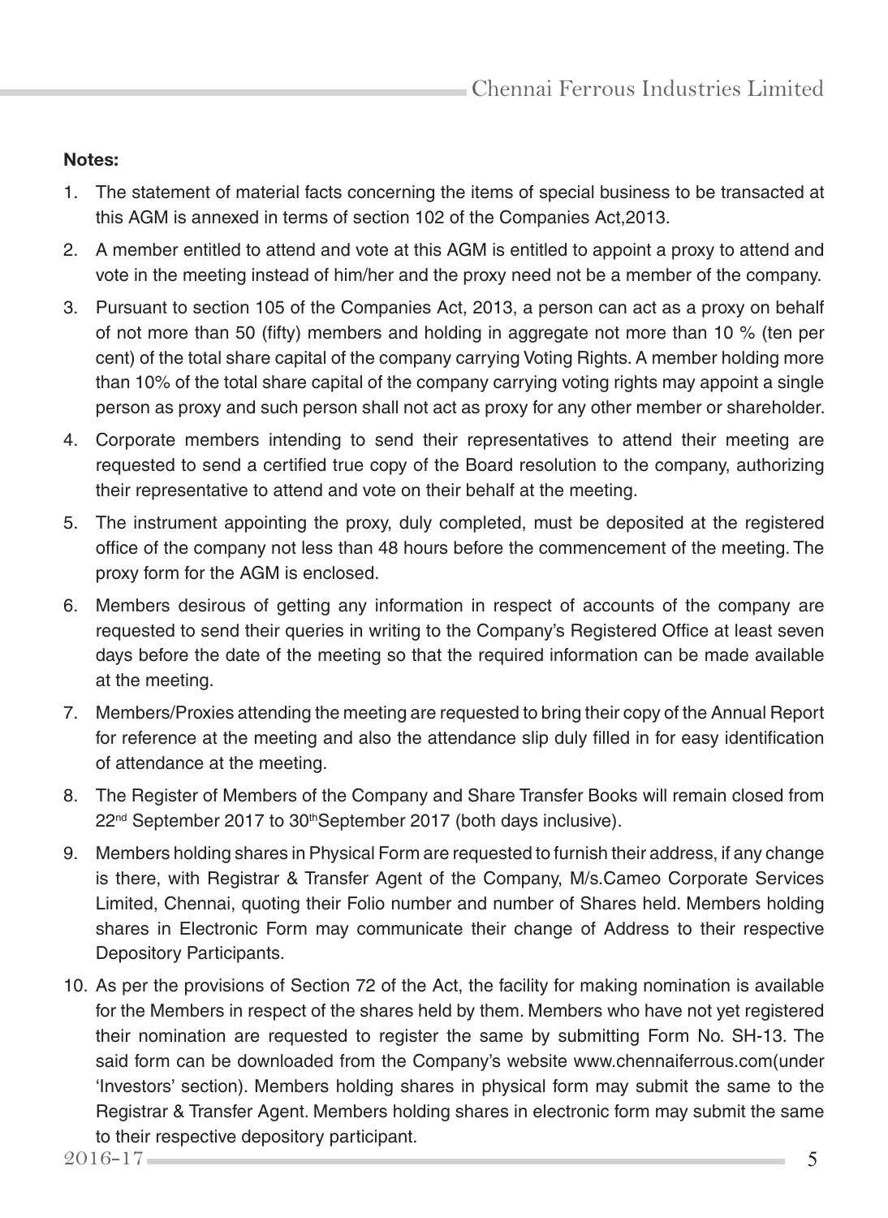**Notes:**

1. The statement of material facts concerning the items of special business to be transacted at this AGM is annexed in terms of section 102 of the Companies Act,2013.
2. A member entitled to attend and vote at this AGM is entitled to appoint a proxy to attend and vote in the meeting instead of him/her and the proxy need not be a member of the company.
3. Pursuant to section 105 of the Companies Act, 2013, a person can act as a proxy on behalf of not more than 50 (fifty) members and holding in aggregate not more than 10 % (ten per cent) of the total share capital of the company carrying Voting Rights. A member holding more than 10% of the total share capital of the company carrying voting rights may appoint a single person as proxy and such person shall not act as proxy for any other member or shareholder.
4. Corporate members intending to send their representatives to attend their meeting are requested to send a certified true copy of the Board resolution to the company, authorizing their representative to attend and vote on their behalf at the meeting.
5. The instrument appointing the proxy, duly completed, must be deposited at the registered office of the company not less than 48 hours before the commencement of the meeting. The proxy form for the AGM is enclosed.
6. Members desirous of getting any information in respect of accounts of the company are requested to send their queries in writing to the Company's Registered Office at least seven days before the date of the meeting so that the required information can be made available at the meeting.
7. Members/Proxies attending the meeting are requested to bring their copy of the Annual Report for reference at the meeting and also the attendance slip duly filled in for easy identification of attendance at the meeting.
8. The Register of Members of the Company and Share Transfer Books will remain closed from 22nd September 2017 to 30th September 2017 (both days inclusive).
9. Members holding shares in Physical Form are requested to furnish their address, if any change is there, with Registrar & Transfer Agent of the Company, M/s.Cameo Corporate Services Limited, Chennai, quoting their Folio number and number of Shares held. Members holding shares in Electronic Form may communicate their change of Address to their respective Depository Participants.
10. As per the provisions of Section 72 of the Act, the facility for making nomination is available for the Members in respect of the shares held by them. Members who have not yet registered their nomination are requested to register the same by submitting Form No. SH-13. The said form can be downloaded from the Company's website www.chennaiferrous.com(under 'Investors' section). Members holding shares in physical form may submit the same to the Registrar & Transfer Agent. Members holding shares in electronic form may submit the same to their respective depository participant.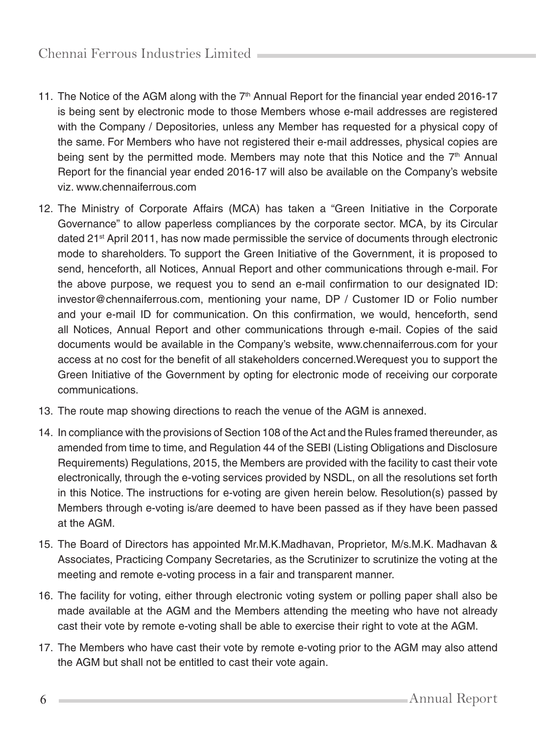11. The Notice of the AGM along with the 7th Annual Report for the financial year ended 2016-17 is being sent by electronic mode to those Members whose e-mail addresses are registered with the Company / Depositories, unless any Member has requested for a physical copy of the same. For Members who have not registered their e-mail addresses, physical copies are being sent by the permitted mode. Members may note that this Notice and the 7th Annual Report for the financial year ended 2016-17 will also be available on the Company's website viz. www.chennaiferrous.com

12. The Ministry of Corporate Affairs (MCA) has taken a "Green Initiative in the Corporate Governance" to allow paperless compliances by the corporate sector. MCA, by its Circular dated 21st April 2011, has now made permissible the service of documents through electronic mode to shareholders. To support the Green Initiative of the Government, it is proposed to send, henceforth, all Notices, Annual Report and other communications through e-mail. For the above purpose, we request you to send an e-mail confirmation to our designated ID: investor@chennaiferrous.com, mentioning your name, DP / Customer ID or Folio number and your e-mail ID for communication. On this confirmation, we would, henceforth, send all Notices, Annual Report and other communications through e-mail. Copies of the said documents would be available in the Company's website, www.chennaiferrous.com for your access at no cost for the benefit of all stakeholders concerned.Werequest you to support the Green Initiative of the Government by opting for electronic mode of receiving our corporate communications.

13. The route map showing directions to reach the venue of the AGM is annexed.

14. In compliance with the provisions of Section 108 of the Act and the Rules framed thereunder, as amended from time to time, and Regulation 44 of the SEBI (Listing Obligations and Disclosure Requirements) Regulations, 2015, the Members are provided with the facility to cast their vote electronically, through the e-voting services provided by NSDL, on all the resolutions set forth in this Notice. The instructions for e-voting are given herein below. Resolution(s) passed by Members through e-voting is/are deemed to have been passed as if they have been passed at the AGM.

15. The Board of Directors has appointed Mr.M.K.Madhavan, Proprietor, M/s.M.K. Madhavan & Associates, Practicing Company Secretaries, as the Scrutinizer to scrutinize the voting at the meeting and remote e-voting process in a fair and transparent manner.

16. The facility for voting, either through electronic voting system or polling paper shall also be made available at the AGM and the Members attending the meeting who have not already cast their vote by remote e-voting shall be able to exercise their right to vote at the AGM.

17. The Members who have cast their vote by remote e-voting prior to the AGM may also attend the AGM but shall not be entitled to cast their vote again.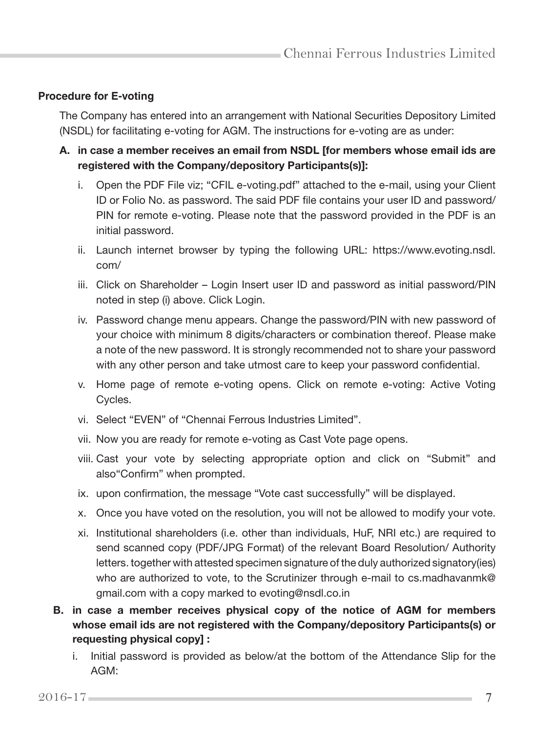**Procedure for E-voting**

The Company has entered into an arrangement with National Securities Depository Limited (NSDL) for facilitating e-voting for AGM. The instructions for e-voting are as under:

**A. in case a member receives an email from NSDL [for members whose email ids are registered with the Company/depository Participants(s)]:**

i. Open the PDF File viz; "CFIL e-voting.pdf" attached to the e-mail, using your Client ID or Folio No. as password. The said PDF file contains your user ID and password/ PIN for remote e-voting. Please note that the password provided in the PDF is an initial password.

ii. Launch internet browser by typing the following URL: https://www.evoting.nsdl.com/

iii. Click on Shareholder – Login Insert user ID and password as initial password/PIN noted in step (i) above. Click Login.

iv. Password change menu appears. Change the password/PIN with new password of your choice with minimum 8 digits/characters or combination thereof. Please make a note of the new password. It is strongly recommended not to share your password with any other person and take utmost care to keep your password confidential.

v. Home page of remote e-voting opens. Click on remote e-voting: Active Voting Cycles.

vi. Select "EVEN" of "Chennai Ferrous Industries Limited".

vii. Now you are ready for remote e-voting as Cast Vote page opens.

viii. Cast your vote by selecting appropriate option and click on "Submit" and also"Confirm" when prompted.

ix. upon confirmation, the message "Vote cast successfully" will be displayed.

x. Once you have voted on the resolution, you will not be allowed to modify your vote.

xi. Institutional shareholders (i.e. other than individuals, HuF, NRI etc.) are required to send scanned copy (PDF/JPG Format) of the relevant Board Resolution/ Authority letters. together with attested specimen signature of the duly authorized signatory(ies) who are authorized to vote, to the Scrutinizer through e-mail to cs.madhavanmk@gmail.com with a copy marked to evoting@nsdl.co.in

**B. in case a member receives physical copy of the notice of AGM for members whose email ids are not registered with the Company/depository Participants(s) or requesting physical copy] :**

i. Initial password is provided as below/at the bottom of the Attendance Slip for the AGM: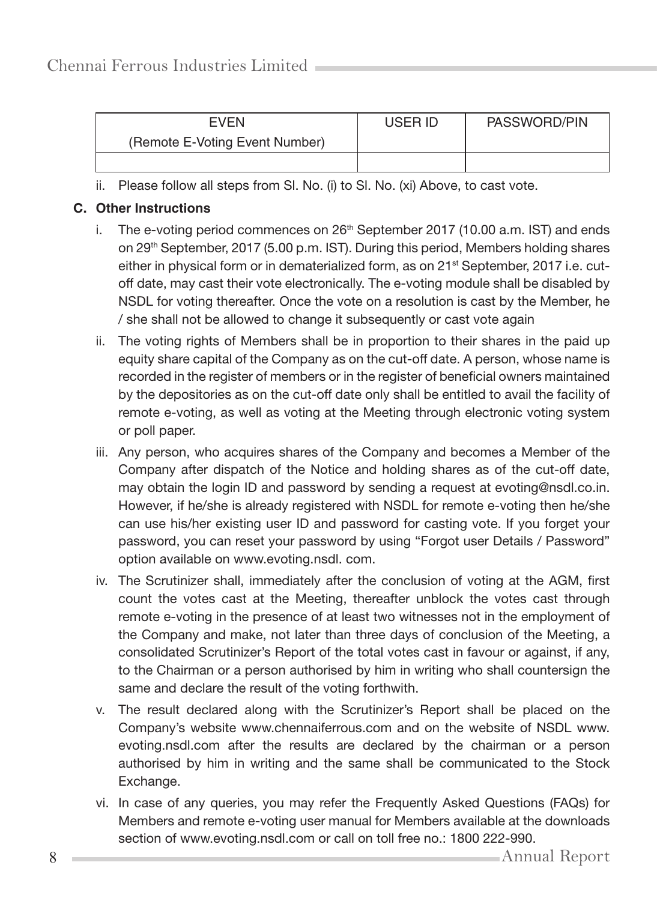| EVEN (Remote E-Voting Event Number) | USER ID | PASSWORD/PIN |
|---|---|---|
| | | |

ii. Please follow all steps from Sl. No. (i) to Sl. No. (xi) Above, to cast vote.

**C. Other Instructions**

i. The e-voting period commences on 26th September 2017 (10.00 a.m. IST) and ends on 29th September, 2017 (5.00 p.m. IST). During this period, Members holding shares either in physical form or in dematerialized form, as on 21st September, 2017 i.e. cut-off date, may cast their vote electronically. The e-voting module shall be disabled by NSDL for voting thereafter. Once the vote on a resolution is cast by the Member, he / she shall not be allowed to change it subsequently or cast vote again

ii. The voting rights of Members shall be in proportion to their shares in the paid up equity share capital of the Company as on the cut-off date. A person, whose name is recorded in the register of members or in the register of beneficial owners maintained by the depositories as on the cut-off date only shall be entitled to avail the facility of remote e-voting, as well as voting at the Meeting through electronic voting system or poll paper.

iii. Any person, who acquires shares of the Company and becomes a Member of the Company after dispatch of the Notice and holding shares as of the cut-off date, may obtain the login ID and password by sending a request at evoting@nsdl.co.in. However, if he/she is already registered with NSDL for remote e-voting then he/she can use his/her existing user ID and password for casting vote. If you forget your password, you can reset your password by using "Forgot user Details / Password" option available on www.evoting.nsdl. com.

iv. The Scrutinizer shall, immediately after the conclusion of voting at the AGM, first count the votes cast at the Meeting, thereafter unblock the votes cast through remote e-voting in the presence of at least two witnesses not in the employment of the Company and make, not later than three days of conclusion of the Meeting, a consolidated Scrutinizer's Report of the total votes cast in favour or against, if any, to the Chairman or a person authorised by him in writing who shall countersign the same and declare the result of the voting forthwith.

v. The result declared along with the Scrutinizer's Report shall be placed on the Company's website www.chennaiferrous.com and on the website of NSDL www. evoting.nsdl.com after the results are declared by the chairman or a person authorised by him in writing and the same shall be communicated to the Stock Exchange.

vi. In case of any queries, you may refer the Frequently Asked Questions (FAQs) for Members and remote e-voting user manual for Members available at the downloads section of www.evoting.nsdl.com or call on toll free no.: 1800 222-990.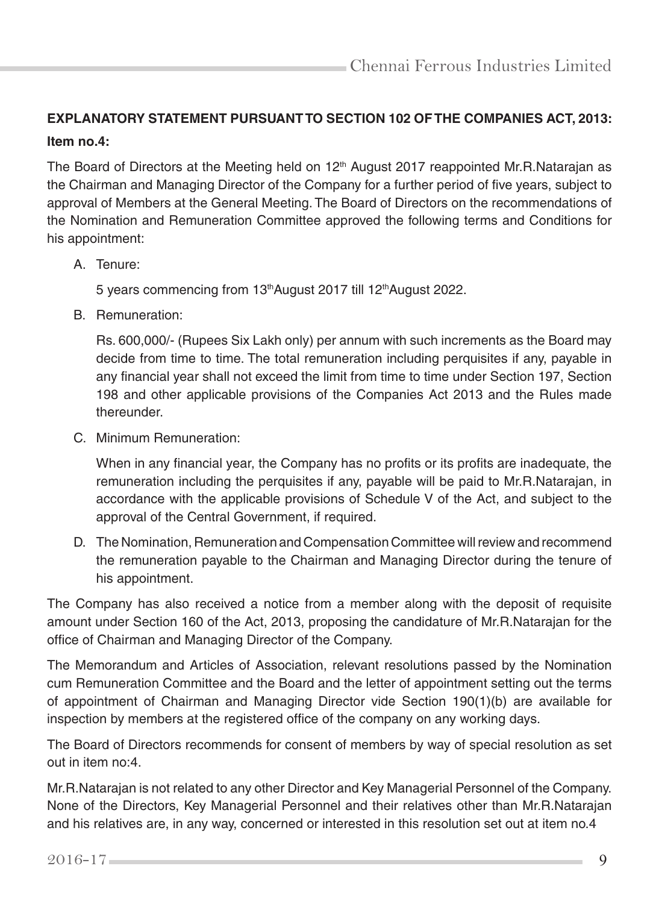## EXPLANATORY STATEMENT PURSUANT TO SECTION 102 OF THE COMPANIES ACT, 2013:

**Item no.4:**

The Board of Directors at the Meeting held on 12th August 2017 reappointed Mr.R.Natarajan as the Chairman and Managing Director of the Company for a further period of five years, subject to approval of Members at the General Meeting. The Board of Directors on the recommendations of the Nomination and Remuneration Committee approved the following terms and Conditions for his appointment:

A. Tenure:

   5 years commencing from 13thAugust 2017 till 12thAugust 2022.

B. Remuneration:

   Rs. 600,000/- (Rupees Six Lakh only) per annum with such increments as the Board may decide from time to time. The total remuneration including perquisites if any, payable in any financial year shall not exceed the limit from time to time under Section 197, Section 198 and other applicable provisions of the Companies Act 2013 and the Rules made thereunder.

C. Minimum Remuneration:

   When in any financial year, the Company has no profits or its profits are inadequate, the remuneration including the perquisites if any, payable will be paid to Mr.R.Natarajan, in accordance with the applicable provisions of Schedule V of the Act, and subject to the approval of the Central Government, if required.

D. The Nomination, Remuneration and Compensation Committee will review and recommend the remuneration payable to the Chairman and Managing Director during the tenure of his appointment.

The Company has also received a notice from a member along with the deposit of requisite amount under Section 160 of the Act, 2013, proposing the candidature of Mr.R.Natarajan for the office of Chairman and Managing Director of the Company.

The Memorandum and Articles of Association, relevant resolutions passed by the Nomination cum Remuneration Committee and the Board and the letter of appointment setting out the terms of appointment of Chairman and Managing Director vide Section 190(1)(b) are available for inspection by members at the registered office of the company on any working days.

The Board of Directors recommends for consent of members by way of special resolution as set out in item no:4.

Mr.R.Natarajan is not related to any other Director and Key Managerial Personnel of the Company. None of the Directors, Key Managerial Personnel and their relatives other than Mr.R.Natarajan and his relatives are, in any way, concerned or interested in this resolution set out at item no.4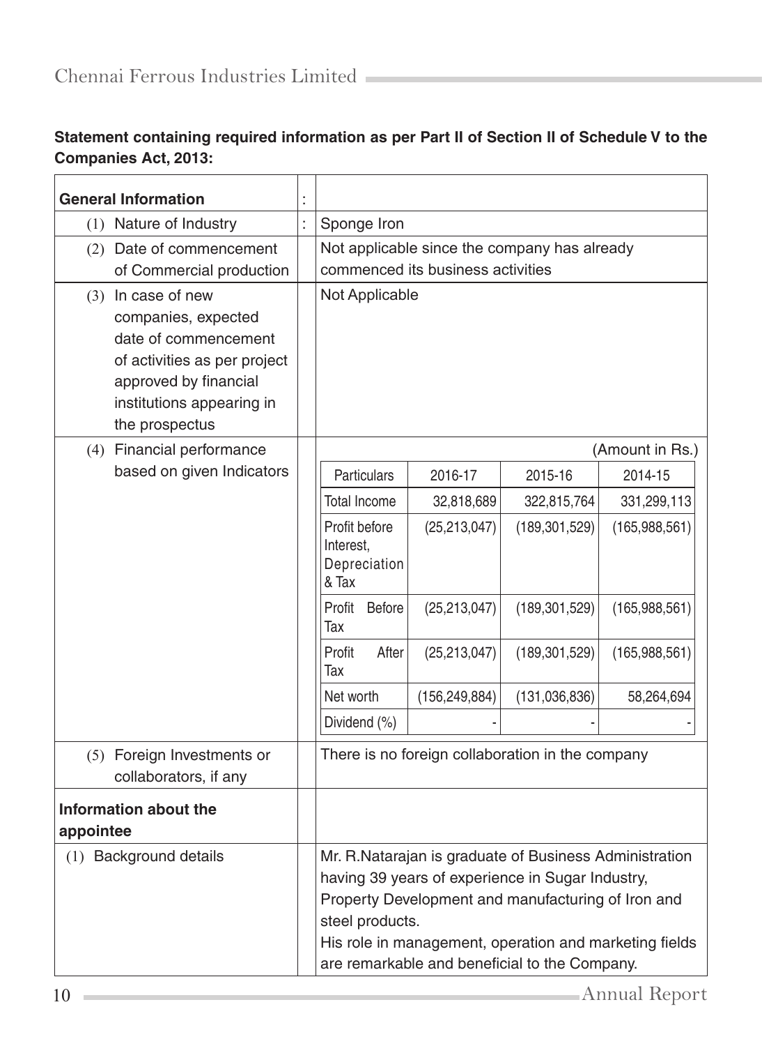**Statement containing required information as per Part II of Section II of Schedule V to the Companies Act, 2013:**

| **General Information** | : | |
|---|---|---|
| (1) Nature of Industry | : | Sponge Iron |
| (2) Date of commencement of Commercial production | | Not applicable since the company has already commenced its business activities |
| (3) In case of new companies, expected date of commencement of activities as per project approved by financial institutions appearing in the prospectus | | Not Applicable |
| (4) Financial performance based on given Indicators | | (Amount in Rs.) |
| (5) Foreign Investments or collaborators, if any | | There is no foreign collaboration in the company |
| **Information about the appointee** | | |
| (1) Background details | | Mr. R.Natarajan is graduate of Business Administration having 39 years of experience in Sugar Industry, Property Development and manufacturing of Iron and steel products.<br>His role in management, operation and marketing fields are remarkable and beneficial to the Company. |

Financial performance based on given Indicators (Amount in Rs.)

| Particulars | 2016-17 | 2015-16 | 2014-15 |
|---|---|---|---|
| Total Income | 32,818,689 | 322,815,764 | 331,299,113 |
| Profit before Interest, Depreciation & Tax | (25,213,047) | (189,301,529) | (165,988,561) |
| Profit Before Tax | (25,213,047) | (189,301,529) | (165,988,561) |
| Profit After Tax | (25,213,047) | (189,301,529) | (165,988,561) |
| Net worth | (156,249,884) | (131,036,836) | 58,264,694 |
| Dividend (%) | - | - | - |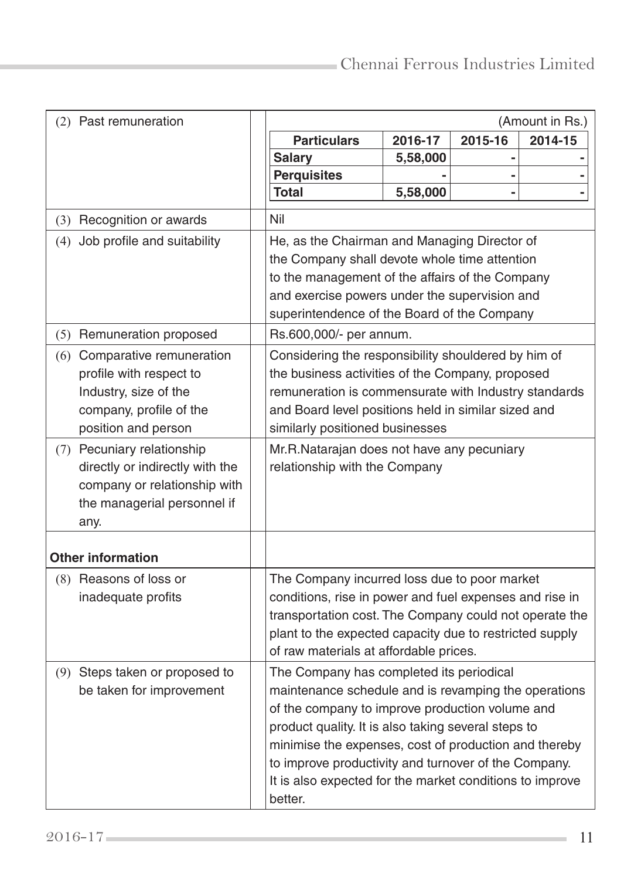| | |
|---|---|
| (2) Past remuneration | (Amount in Rs.) |

| Particulars | 2016-17 | 2015-16 | 2014-15 |
|---|---|---|---|
| Salary | 5,58,000 | - | - |
| Perquisites | - | - | - |
| Total | 5,58,000 | - | - |

| | |
|---|---|
| (3) Recognition or awards | Nil |
| (4) Job profile and suitability | He, as the Chairman and Managing Director of the Company shall devote whole time attention to the management of the affairs of the Company and exercise powers under the supervision and superintendence of the Board of the Company |
| (5) Remuneration proposed | Rs.600,000/- per annum. |
| (6) Comparative remuneration profile with respect to Industry, size of the company, profile of the position and person | Considering the responsibility shouldered by him of the business activities of the Company, proposed remuneration is commensurate with Industry standards and Board level positions held in similar sized and similarly positioned businesses |
| (7) Pecuniary relationship directly or indirectly with the company or relationship with the managerial personnel if any. | Mr.R.Natarajan does not have any pecuniary relationship with the Company |
| **Other information** | |
| (8) Reasons of loss or inadequate profits | The Company incurred loss due to poor market conditions, rise in power and fuel expenses and rise in transportation cost. The Company could not operate the plant to the expected capacity due to restricted supply of raw materials at affordable prices. |
| (9) Steps taken or proposed to be taken for improvement | The Company has completed its periodical maintenance schedule and is revamping the operations of the company to improve production volume and product quality. It is also taking several steps to minimise the expenses, cost of production and thereby to improve productivity and turnover of the Company. It is also expected for the market conditions to improve better. |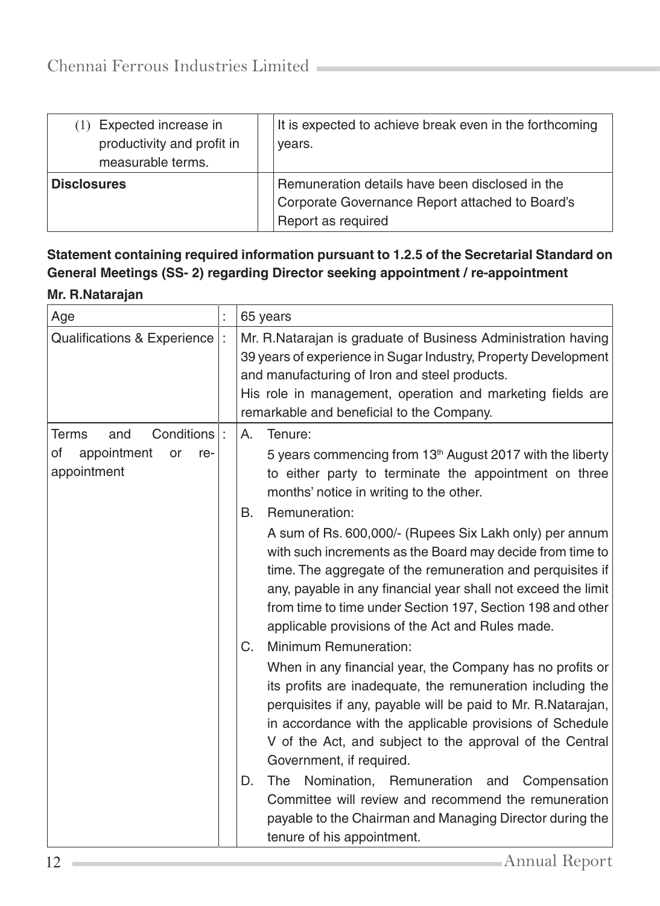| (1) Expected increase in productivity and profit in measurable terms. | | It is expected to achieve break even in the forthcoming years. |
|---|---|---|
| **Disclosures** | | Remuneration details have been disclosed in the Corporate Governance Report attached to Board's Report as required |

**Statement containing required information pursuant to 1.2.5 of the Secretarial Standard on General Meetings (SS- 2) regarding Director seeking appointment / re-appointment**

**Mr. R.Natarajan**

| Age | : | 65 years |
|---|---|---|
| Qualifications & Experience | : | Mr. R.Natarajan is graduate of Business Administration having 39 years of experience in Sugar Industry, Property Development and manufacturing of Iron and steel products.<br>His role in management, operation and marketing fields are remarkable and beneficial to the Company. |
| Terms and Conditions of appointment or re-appointment | : | A. Tenure:<br>5 years commencing from 13th August 2017 with the liberty to either party to terminate the appointment on three months' notice in writing to the other.<br>B. Remuneration:<br>A sum of Rs. 600,000/- (Rupees Six Lakh only) per annum with such increments as the Board may decide from time to time. The aggregate of the remuneration and perquisites if any, payable in any financial year shall not exceed the limit from time to time under Section 197, Section 198 and other applicable provisions of the Act and Rules made.<br>C. Minimum Remuneration:<br>When in any financial year, the Company has no profits or its profits are inadequate, the remuneration including the perquisites if any, payable will be paid to Mr. R.Natarajan, in accordance with the applicable provisions of Schedule V of the Act, and subject to the approval of the Central Government, if required.<br>D. The Nomination, Remuneration and Compensation Committee will review and recommend the remuneration payable to the Chairman and Managing Director during the tenure of his appointment. |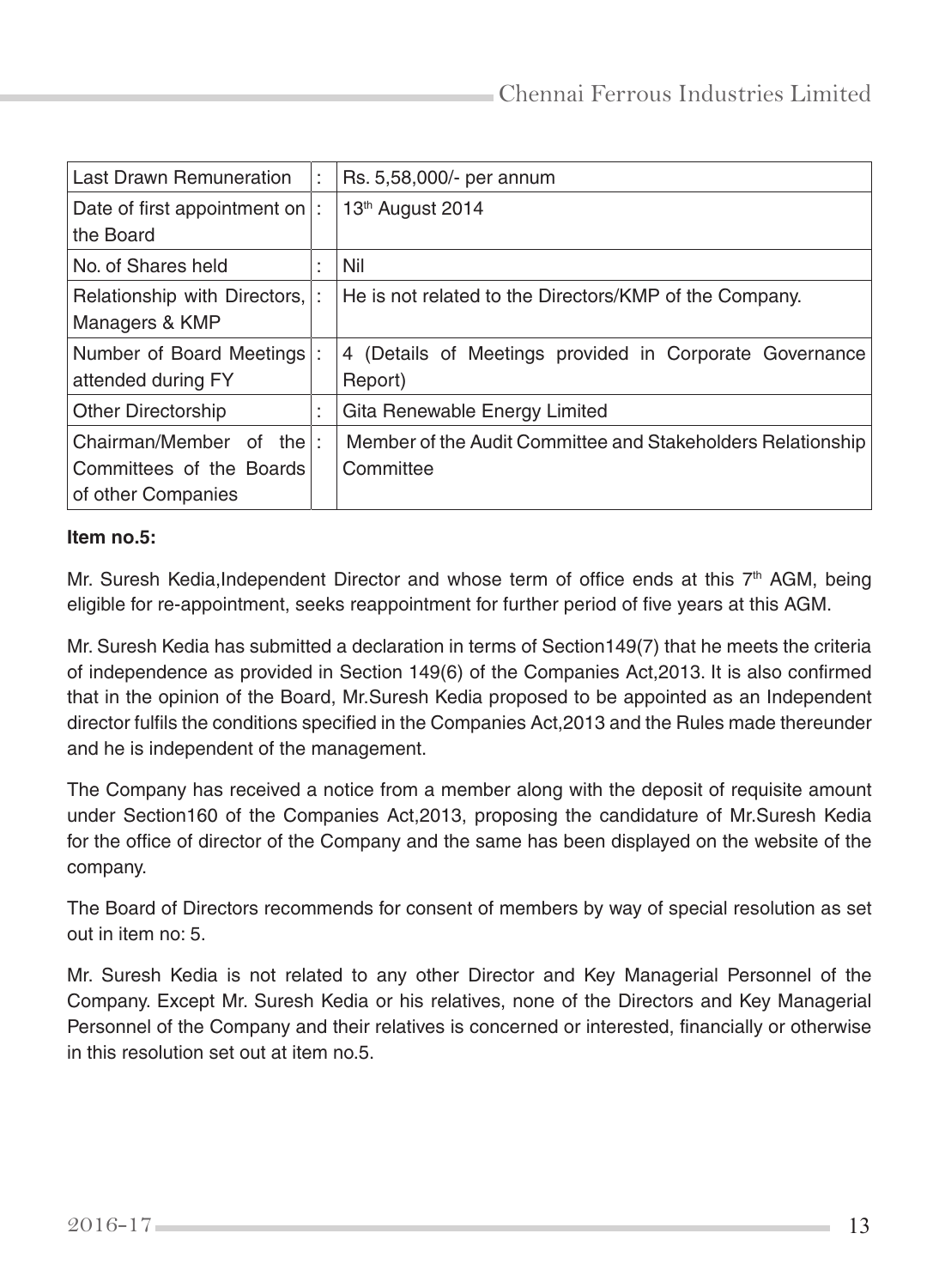| | | |
|---|---|---|
| Last Drawn Remuneration | : | Rs. 5,58,000/- per annum |
| Date of first appointment on the Board | : | 13th August 2014 |
| No. of Shares held | : | Nil |
| Relationship with Directors, Managers & KMP | : | He is not related to the Directors/KMP of the Company. |
| Number of Board Meetings attended during FY | : | 4 (Details of Meetings provided in Corporate Governance Report) |
| Other Directorship | : | Gita Renewable Energy Limited |
| Chairman/Member of the Committees of the Boards of other Companies | : | Member of the Audit Committee and Stakeholders Relationship Committee |

**Item no.5:**

Mr. Suresh Kedia,Independent Director and whose term of office ends at this 7th AGM, being eligible for re-appointment, seeks reappointment for further period of five years at this AGM.

Mr. Suresh Kedia has submitted a declaration in terms of Section149(7) that he meets the criteria of independence as provided in Section 149(6) of the Companies Act,2013. It is also confirmed that in the opinion of the Board, Mr.Suresh Kedia proposed to be appointed as an Independent director fulfils the conditions specified in the Companies Act,2013 and the Rules made thereunder and he is independent of the management.

The Company has received a notice from a member along with the deposit of requisite amount under Section160 of the Companies Act,2013, proposing the candidature of Mr.Suresh Kedia for the office of director of the Company and the same has been displayed on the website of the company.

The Board of Directors recommends for consent of members by way of special resolution as set out in item no: 5.

Mr. Suresh Kedia is not related to any other Director and Key Managerial Personnel of the Company. Except Mr. Suresh Kedia or his relatives, none of the Directors and Key Managerial Personnel of the Company and their relatives is concerned or interested, financially or otherwise in this resolution set out at item no.5.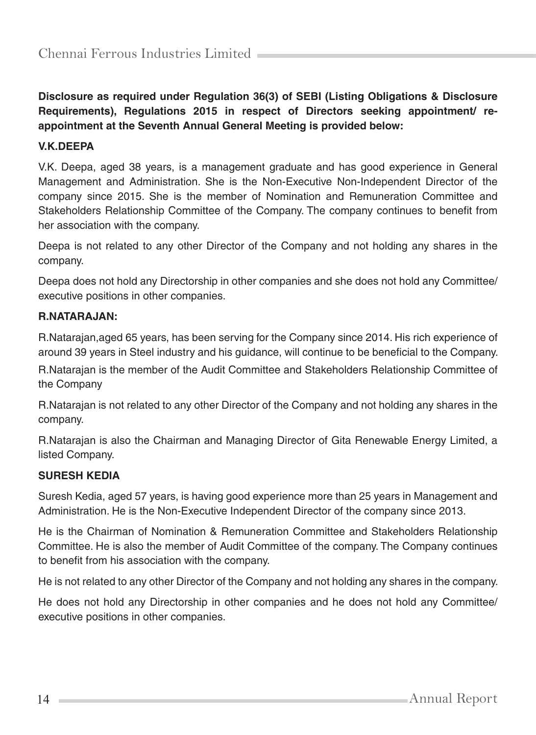**Disclosure as required under Regulation 36(3) of SEBI (Listing Obligations & Disclosure Requirements), Regulations 2015 in respect of Directors seeking appointment/ re-appointment at the Seventh Annual General Meeting is provided below:**

**V.K.DEEPA**

V.K. Deepa, aged 38 years, is a management graduate and has good experience in General Management and Administration. She is the Non-Executive Non-Independent Director of the company since 2015. She is the member of Nomination and Remuneration Committee and Stakeholders Relationship Committee of the Company. The company continues to benefit from her association with the company.

Deepa is not related to any other Director of the Company and not holding any shares in the company.

Deepa does not hold any Directorship in other companies and she does not hold any Committee/ executive positions in other companies.

**R.NATARAJAN:**

R.Natarajan,aged 65 years, has been serving for the Company since 2014. His rich experience of around 39 years in Steel industry and his guidance, will continue to be beneficial to the Company.

R.Natarajan is the member of the Audit Committee and Stakeholders Relationship Committee of the Company

R.Natarajan is not related to any other Director of the Company and not holding any shares in the company.

R.Natarajan is also the Chairman and Managing Director of Gita Renewable Energy Limited, a listed Company.

**SURESH KEDIA**

Suresh Kedia, aged 57 years, is having good experience more than 25 years in Management and Administration. He is the Non-Executive Independent Director of the company since 2013.

He is the Chairman of Nomination & Remuneration Committee and Stakeholders Relationship Committee. He is also the member of Audit Committee of the company. The Company continues to benefit from his association with the company.

He is not related to any other Director of the Company and not holding any shares in the company.

He does not hold any Directorship in other companies and he does not hold any Committee/ executive positions in other companies.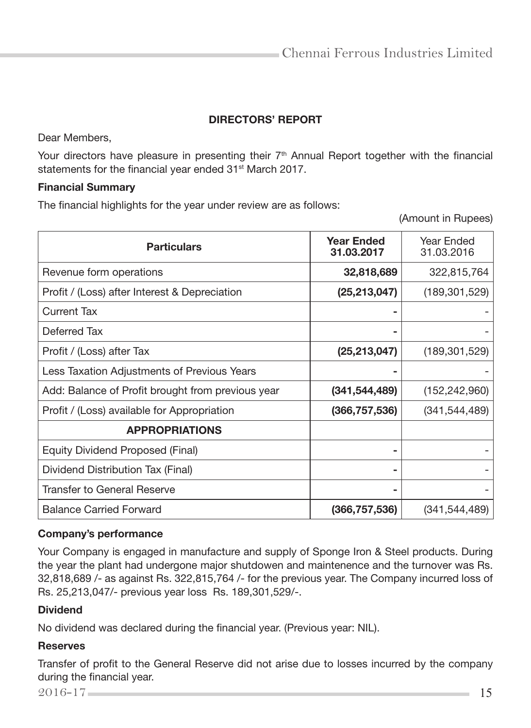## DIRECTORS' REPORT

Dear Members,

Your directors have pleasure in presenting their 7th Annual Report together with the financial statements for the financial year ended 31st March 2017.

### Financial Summary

The financial highlights for the year under review are as follows:

(Amount in Rupees)

| Particulars | Year Ended 31.03.2017 | Year Ended 31.03.2016 |
|---|---|---|
| Revenue form operations | **32,818,689** | 322,815,764 |
| Profit / (Loss) after Interest & Depreciation | **(25,213,047)** | (189,301,529) |
| Current Tax | **-** | - |
| Deferred Tax | **-** | - |
| Profit / (Loss) after Tax | **(25,213,047)** | (189,301,529) |
| Less Taxation Adjustments of Previous Years | **-** | - |
| Add: Balance of Profit brought from previous year | **(341,544,489)** | (152,242,960) |
| Profit / (Loss) available for Appropriation | **(366,757,536)** | (341,544,489) |
| **APPROPRIATIONS** | | |
| Equity Dividend Proposed (Final) | **-** | - |
| Dividend Distribution Tax (Final) | **-** | - |
| Transfer to General Reserve | **-** | - |
| Balance Carried Forward | **(366,757,536)** | (341,544,489) |

### Company's performance

Your Company is engaged in manufacture and supply of Sponge Iron & Steel products. During the year the plant had undergone major shutdowen and maintenence and the turnover was Rs. 32,818,689 /- as against Rs. 322,815,764 /- for the previous year. The Company incurred loss of Rs. 25,213,047/- previous year loss Rs. 189,301,529/-.

### Dividend

No dividend was declared during the financial year. (Previous year: NIL).

### Reserves

Transfer of profit to the General Reserve did not arise due to losses incurred by the company during the financial year.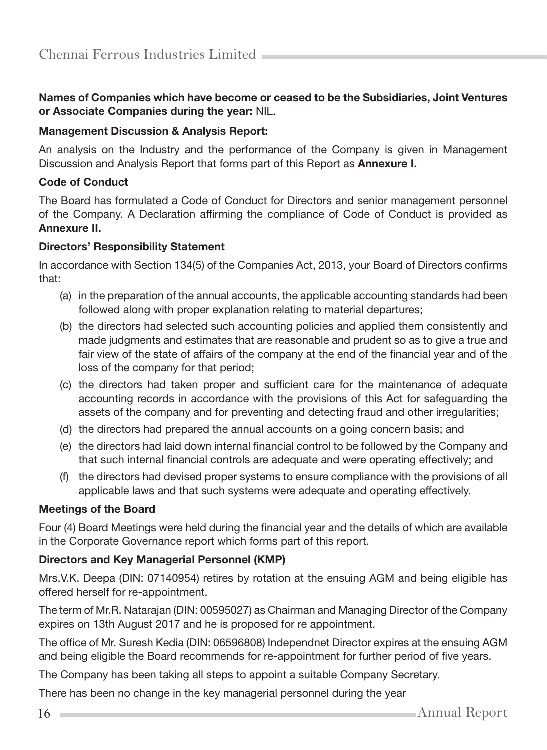**Names of Companies which have become or ceased to be the Subsidiaries, Joint Ventures or Associate Companies during the year:** NIL.

**Management Discussion & Analysis Report:**

An analysis on the Industry and the performance of the Company is given in Management Discussion and Analysis Report that forms part of this Report as **Annexure I.**

**Code of Conduct**

The Board has formulated a Code of Conduct for Directors and senior management personnel of the Company. A Declaration affirming the compliance of Code of Conduct is provided as **Annexure II.**

**Directors' Responsibility Statement**

In accordance with Section 134(5) of the Companies Act, 2013, your Board of Directors confirms that:

(a) in the preparation of the annual accounts, the applicable accounting standards had been followed along with proper explanation relating to material departures;

(b) the directors had selected such accounting policies and applied them consistently and made judgments and estimates that are reasonable and prudent so as to give a true and fair view of the state of affairs of the company at the end of the financial year and of the loss of the company for that period;

(c) the directors had taken proper and sufficient care for the maintenance of adequate accounting records in accordance with the provisions of this Act for safeguarding the assets of the company and for preventing and detecting fraud and other irregularities;

(d) the directors had prepared the annual accounts on a going concern basis; and

(e) the directors had laid down internal financial control to be followed by the Company and that such internal financial controls are adequate and were operating effectively; and

(f) the directors had devised proper systems to ensure compliance with the provisions of all applicable laws and that such systems were adequate and operating effectively.

**Meetings of the Board**

Four (4) Board Meetings were held during the financial year and the details of which are available in the Corporate Governance report which forms part of this report.

**Directors and Key Managerial Personnel (KMP)**

Mrs.V.K. Deepa (DIN: 07140954) retires by rotation at the ensuing AGM and being eligible has offered herself for re-appointment.

The term of Mr.R. Natarajan (DIN: 00595027) as Chairman and Managing Director of the Company expires on 13th August 2017 and he is proposed for re appointment.

The office of Mr. Suresh Kedia (DIN: 06596808) Independnet Director expires at the ensuing AGM and being eligible the Board recommends for re-appointment for further period of five years.

The Company has been taking all steps to appoint a suitable Company Secretary.

There has been no change in the key managerial personnel during the year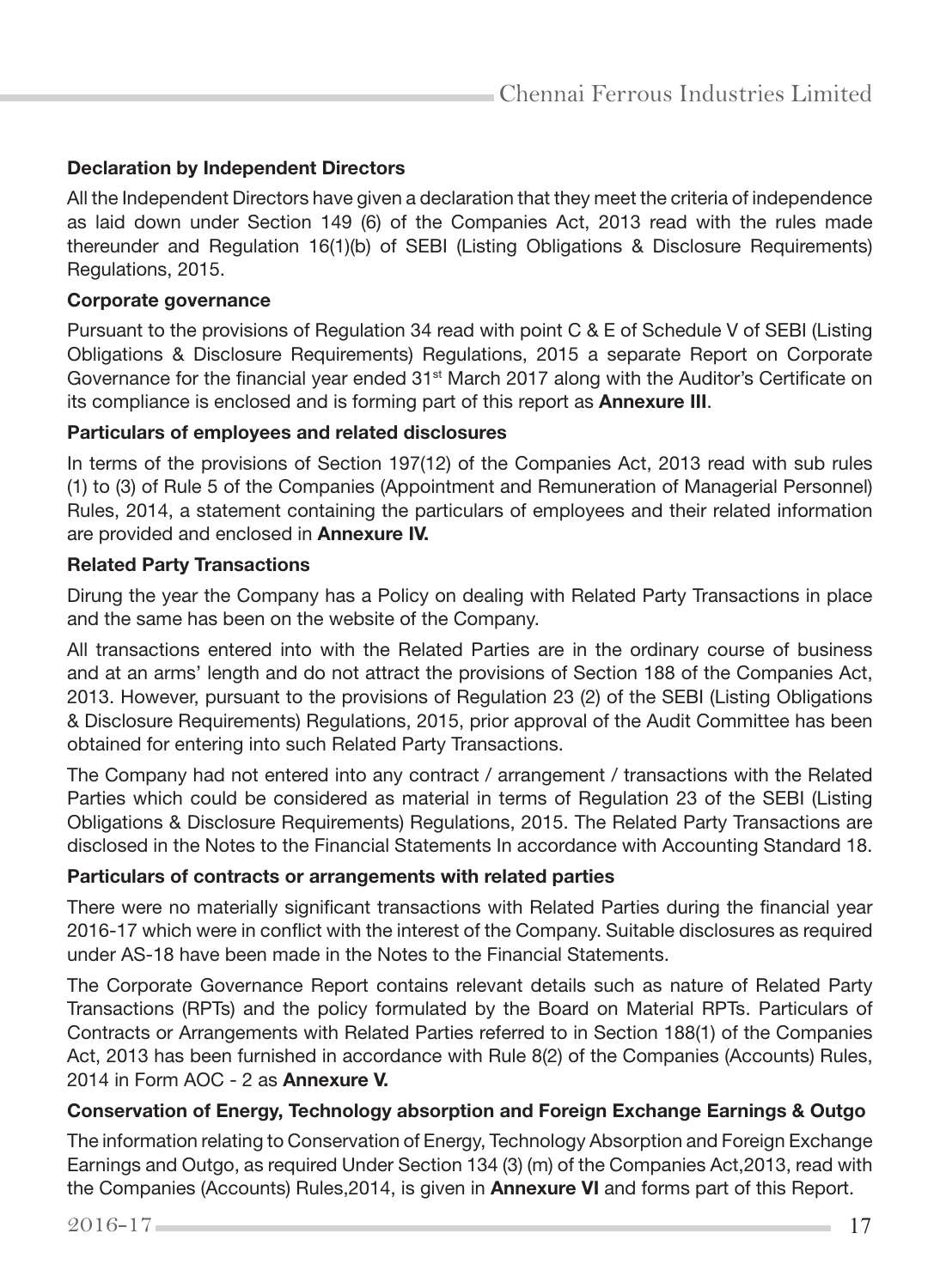**Declaration by Independent Directors**

All the Independent Directors have given a declaration that they meet the criteria of independence as laid down under Section 149 (6) of the Companies Act, 2013 read with the rules made thereunder and Regulation 16(1)(b) of SEBI (Listing Obligations & Disclosure Requirements) Regulations, 2015.

**Corporate governance**

Pursuant to the provisions of Regulation 34 read with point C & E of Schedule V of SEBI (Listing Obligations & Disclosure Requirements) Regulations, 2015 a separate Report on Corporate Governance for the financial year ended 31st March 2017 along with the Auditor's Certificate on its compliance is enclosed and is forming part of this report as **Annexure III**.

**Particulars of employees and related disclosures**

In terms of the provisions of Section 197(12) of the Companies Act, 2013 read with sub rules (1) to (3) of Rule 5 of the Companies (Appointment and Remuneration of Managerial Personnel) Rules, 2014, a statement containing the particulars of employees and their related information are provided and enclosed in **Annexure IV.**

**Related Party Transactions**

Dirung the year the Company has a Policy on dealing with Related Party Transactions in place and the same has been on the website of the Company.

All transactions entered into with the Related Parties are in the ordinary course of business and at an arms' length and do not attract the provisions of Section 188 of the Companies Act, 2013. However, pursuant to the provisions of Regulation 23 (2) of the SEBI (Listing Obligations & Disclosure Requirements) Regulations, 2015, prior approval of the Audit Committee has been obtained for entering into such Related Party Transactions.

The Company had not entered into any contract / arrangement / transactions with the Related Parties which could be considered as material in terms of Regulation 23 of the SEBI (Listing Obligations & Disclosure Requirements) Regulations, 2015. The Related Party Transactions are disclosed in the Notes to the Financial Statements In accordance with Accounting Standard 18.

**Particulars of contracts or arrangements with related parties**

There were no materially significant transactions with Related Parties during the financial year 2016-17 which were in conflict with the interest of the Company. Suitable disclosures as required under AS-18 have been made in the Notes to the Financial Statements.

The Corporate Governance Report contains relevant details such as nature of Related Party Transactions (RPTs) and the policy formulated by the Board on Material RPTs. Particulars of Contracts or Arrangements with Related Parties referred to in Section 188(1) of the Companies Act, 2013 has been furnished in accordance with Rule 8(2) of the Companies (Accounts) Rules, 2014 in Form AOC - 2 as **Annexure V.**

**Conservation of Energy, Technology absorption and Foreign Exchange Earnings & Outgo**

The information relating to Conservation of Energy, Technology Absorption and Foreign Exchange Earnings and Outgo, as required Under Section 134 (3) (m) of the Companies Act,2013, read with the Companies (Accounts) Rules,2014, is given in **Annexure VI** and forms part of this Report.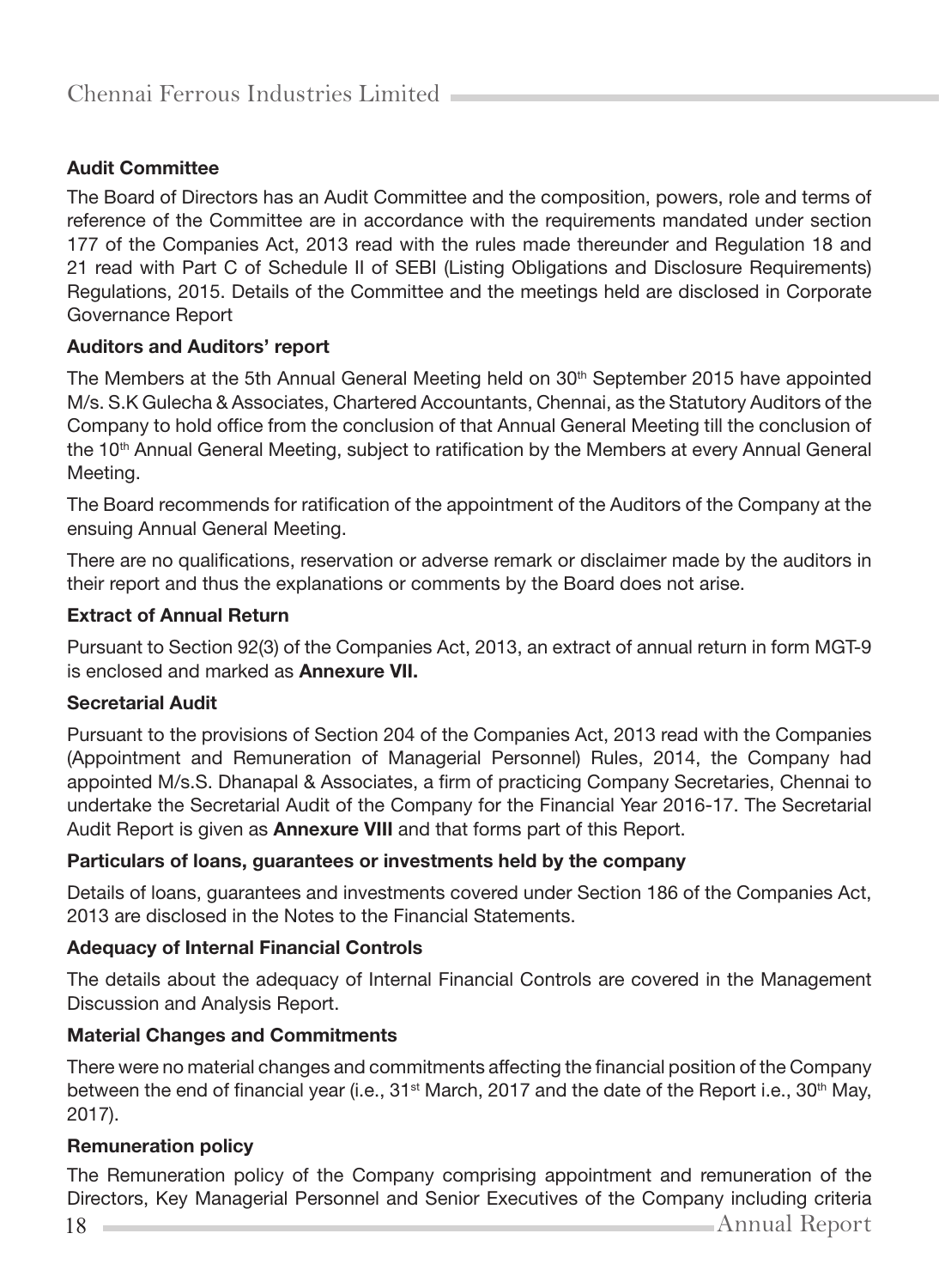### Audit Committee

The Board of Directors has an Audit Committee and the composition, powers, role and terms of reference of the Committee are in accordance with the requirements mandated under section 177 of the Companies Act, 2013 read with the rules made thereunder and Regulation 18 and 21 read with Part C of Schedule II of SEBI (Listing Obligations and Disclosure Requirements) Regulations, 2015. Details of the Committee and the meetings held are disclosed in Corporate Governance Report

### Auditors and Auditors' report

The Members at the 5th Annual General Meeting held on 30th September 2015 have appointed M/s. S.K Gulecha & Associates, Chartered Accountants, Chennai, as the Statutory Auditors of the Company to hold office from the conclusion of that Annual General Meeting till the conclusion of the 10th Annual General Meeting, subject to ratification by the Members at every Annual General Meeting.

The Board recommends for ratification of the appointment of the Auditors of the Company at the ensuing Annual General Meeting.

There are no qualifications, reservation or adverse remark or disclaimer made by the auditors in their report and thus the explanations or comments by the Board does not arise.

### Extract of Annual Return

Pursuant to Section 92(3) of the Companies Act, 2013, an extract of annual return in form MGT-9 is enclosed and marked as **Annexure VII.**

### Secretarial Audit

Pursuant to the provisions of Section 204 of the Companies Act, 2013 read with the Companies (Appointment and Remuneration of Managerial Personnel) Rules, 2014, the Company had appointed M/s.S. Dhanapal & Associates, a firm of practicing Company Secretaries, Chennai to undertake the Secretarial Audit of the Company for the Financial Year 2016-17. The Secretarial Audit Report is given as **Annexure VIII** and that forms part of this Report.

### Particulars of loans, guarantees or investments held by the company

Details of loans, guarantees and investments covered under Section 186 of the Companies Act, 2013 are disclosed in the Notes to the Financial Statements.

### Adequacy of Internal Financial Controls

The details about the adequacy of Internal Financial Controls are covered in the Management Discussion and Analysis Report.

### Material Changes and Commitments

There were no material changes and commitments affecting the financial position of the Company between the end of financial year (i.e., 31st March, 2017 and the date of the Report i.e., 30th May, 2017).

### Remuneration policy

The Remuneration policy of the Company comprising appointment and remuneration of the Directors, Key Managerial Personnel and Senior Executives of the Company including criteria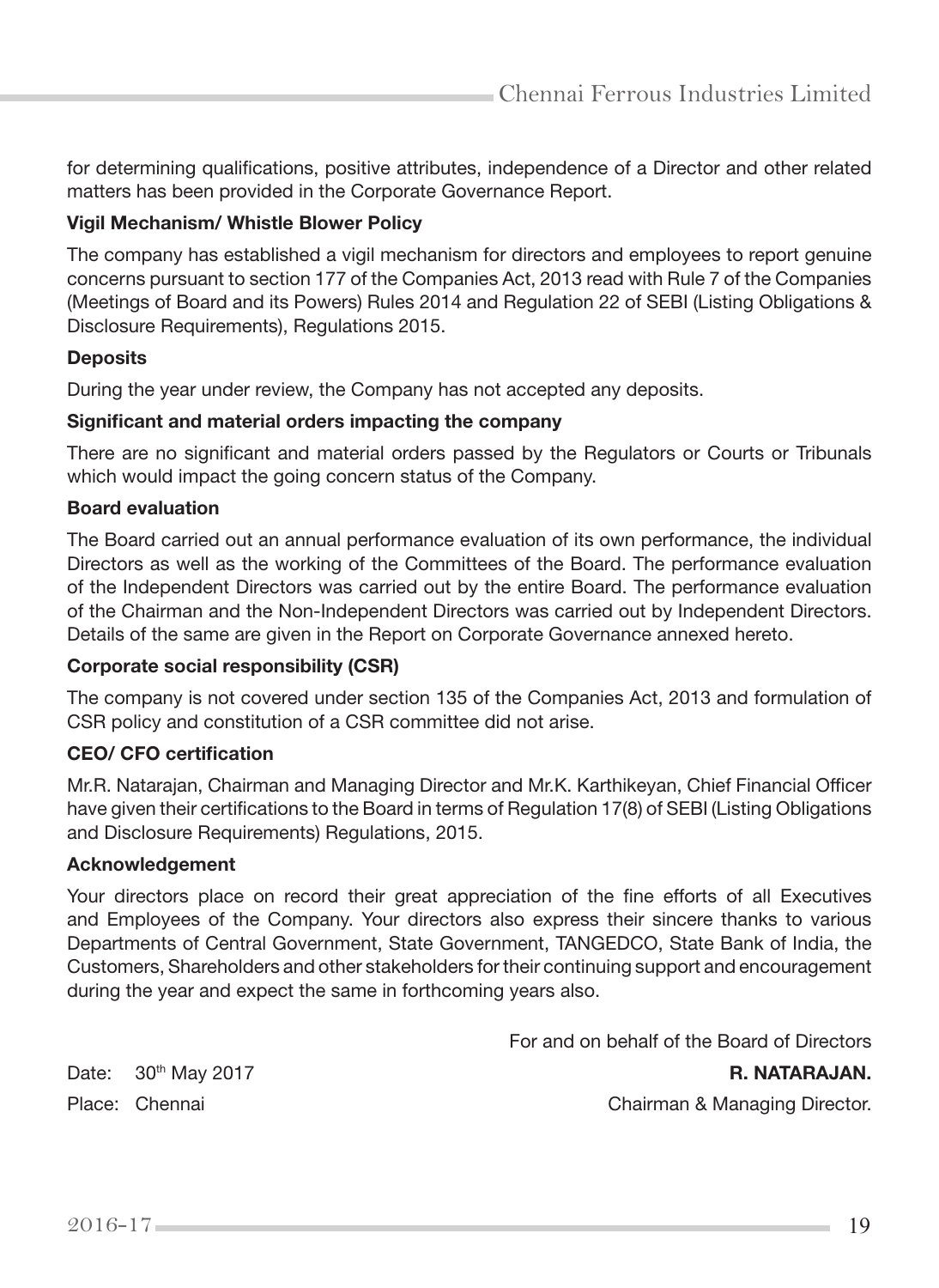for determining qualifications, positive attributes, independence of a Director and other related matters has been provided in the Corporate Governance Report.

**Vigil Mechanism/ Whistle Blower Policy**

The company has established a vigil mechanism for directors and employees to report genuine concerns pursuant to section 177 of the Companies Act, 2013 read with Rule 7 of the Companies (Meetings of Board and its Powers) Rules 2014 and Regulation 22 of SEBI (Listing Obligations & Disclosure Requirements), Regulations 2015.

**Deposits**

During the year under review, the Company has not accepted any deposits.

**Significant and material orders impacting the company**

There are no significant and material orders passed by the Regulators or Courts or Tribunals which would impact the going concern status of the Company.

**Board evaluation**

The Board carried out an annual performance evaluation of its own performance, the individual Directors as well as the working of the Committees of the Board. The performance evaluation of the Independent Directors was carried out by the entire Board. The performance evaluation of the Chairman and the Non-Independent Directors was carried out by Independent Directors. Details of the same are given in the Report on Corporate Governance annexed hereto.

**Corporate social responsibility (CSR)**

The company is not covered under section 135 of the Companies Act, 2013 and formulation of CSR policy and constitution of a CSR committee did not arise.

**CEO/ CFO certification**

Mr.R. Natarajan, Chairman and Managing Director and Mr.K. Karthikeyan, Chief Financial Officer have given their certifications to the Board in terms of Regulation 17(8) of SEBI (Listing Obligations and Disclosure Requirements) Regulations, 2015.

**Acknowledgement**

Your directors place on record their great appreciation of the fine efforts of all Executives and Employees of the Company. Your directors also express their sincere thanks to various Departments of Central Government, State Government, TANGEDCO, State Bank of India, the Customers, Shareholders and other stakeholders for their continuing support and encouragement during the year and expect the same in forthcoming years also.

For and on behalf of the Board of Directors

Date: 30th May 2017

Place: Chennai

**R. NATARAJAN.**

Chairman & Managing Director.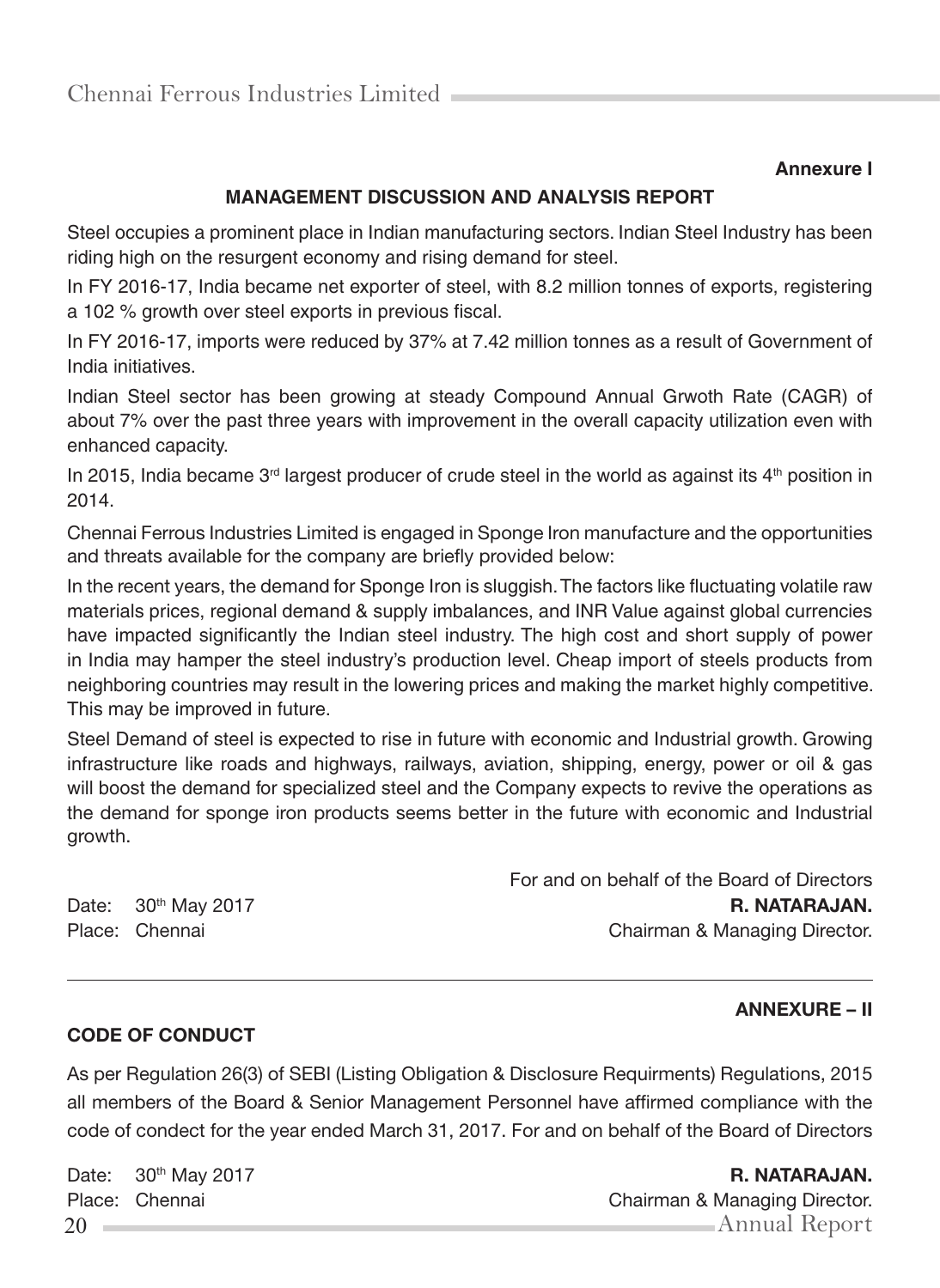**Annexure I**

## MANAGEMENT DISCUSSION AND ANALYSIS REPORT

Steel occupies a prominent place in Indian manufacturing sectors. Indian Steel Industry has been riding high on the resurgent economy and rising demand for steel.

In FY 2016-17, India became net exporter of steel, with 8.2 million tonnes of exports, registering a 102 % growth over steel exports in previous fiscal.

In FY 2016-17, imports were reduced by 37% at 7.42 million tonnes as a result of Government of India initiatives.

Indian Steel sector has been growing at steady Compound Annual Grwoth Rate (CAGR) of about 7% over the past three years with improvement in the overall capacity utilization even with enhanced capacity.

In 2015, India became 3rd largest producer of crude steel in the world as against its 4th position in 2014.

Chennai Ferrous Industries Limited is engaged in Sponge Iron manufacture and the opportunities and threats available for the company are briefly provided below:

In the recent years, the demand for Sponge Iron is sluggish. The factors like fluctuating volatile raw materials prices, regional demand & supply imbalances, and INR Value against global currencies have impacted significantly the Indian steel industry. The high cost and short supply of power in India may hamper the steel industry's production level. Cheap import of steels products from neighboring countries may result in the lowering prices and making the market highly competitive. This may be improved in future.

Steel Demand of steel is expected to rise in future with economic and Industrial growth. Growing infrastructure like roads and highways, railways, aviation, shipping, energy, power or oil & gas will boost the demand for specialized steel and the Company expects to revive the operations as the demand for sponge iron products seems better in the future with economic and Industrial growth.

For and on behalf of the Board of Directors

Date: 30th May 2017
Place: Chennai

**R. NATARAJAN.**
Chairman & Managing Director.

---

**ANNEXURE – II**

### CODE OF CONDUCT

As per Regulation 26(3) of SEBI (Listing Obligation & Disclosure Requirments) Regulations, 2015 all members of the Board & Senior Management Personnel have affirmed compliance with the code of condect for the year ended March 31, 2017. For and on behalf of the Board of Directors

Date: 30th May 2017
Place: Chennai

**R. NATARAJAN.**
Chairman & Managing Director.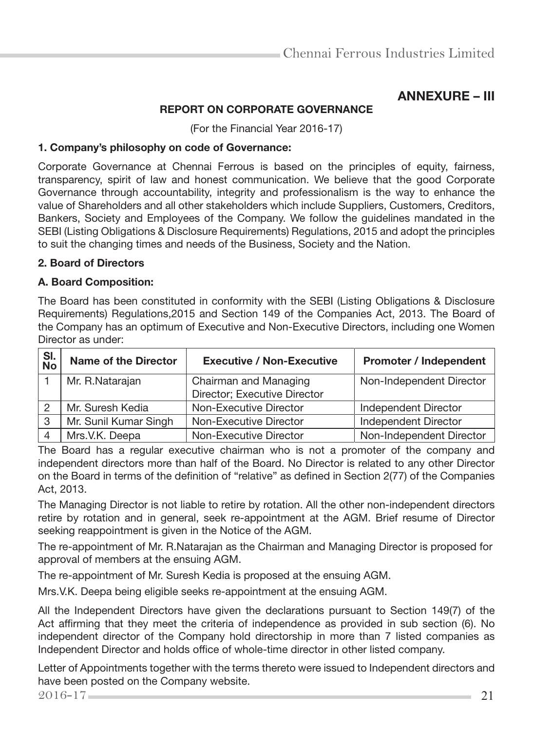## ANNEXURE – III

### REPORT ON CORPORATE GOVERNANCE

(For the Financial Year 2016-17)

**1. Company's philosophy on code of Governance:**

Corporate Governance at Chennai Ferrous is based on the principles of equity, fairness, transparency, spirit of law and honest communication. We believe that the good Corporate Governance through accountability, integrity and professionalism is the way to enhance the value of Shareholders and all other stakeholders which include Suppliers, Customers, Creditors, Bankers, Society and Employees of the Company. We follow the guidelines mandated in the SEBI (Listing Obligations & Disclosure Requirements) Regulations, 2015 and adopt the principles to suit the changing times and needs of the Business, Society and the Nation.

**2. Board of Directors**

**A. Board Composition:**

The Board has been constituted in conformity with the SEBI (Listing Obligations & Disclosure Requirements) Regulations,2015 and Section 149 of the Companies Act, 2013. The Board of the Company has an optimum of Executive and Non-Executive Directors, including one Women Director as under:

| Sl. No | Name of the Director | Executive / Non-Executive | Promoter / Independent |
|---|---|---|---|
| 1 | Mr. R.Natarajan | Chairman and Managing Director; Executive Director | Non-Independent Director |
| 2 | Mr. Suresh Kedia | Non-Executive Director | Independent Director |
| 3 | Mr. Sunil Kumar Singh | Non-Executive Director | Independent Director |
| 4 | Mrs.V.K. Deepa | Non-Executive Director | Non-Independent Director |

The Board has a regular executive chairman who is not a promoter of the company and independent directors more than half of the Board. No Director is related to any other Director on the Board in terms of the definition of "relative" as defined in Section 2(77) of the Companies Act, 2013.

The Managing Director is not liable to retire by rotation. All the other non-independent directors retire by rotation and in general, seek re-appointment at the AGM. Brief resume of Director seeking reappointment is given in the Notice of the AGM.

The re-appointment of Mr. R.Natarajan as the Chairman and Managing Director is proposed for approval of members at the ensuing AGM.

The re-appointment of Mr. Suresh Kedia is proposed at the ensuing AGM.

Mrs.V.K. Deepa being eligible seeks re-appointment at the ensuing AGM.

All the Independent Directors have given the declarations pursuant to Section 149(7) of the Act affirming that they meet the criteria of independence as provided in sub section (6). No independent director of the Company hold directorship in more than 7 listed companies as Independent Director and holds office of whole-time director in other listed company.

Letter of Appointments together with the terms thereto were issued to Independent directors and have been posted on the Company website.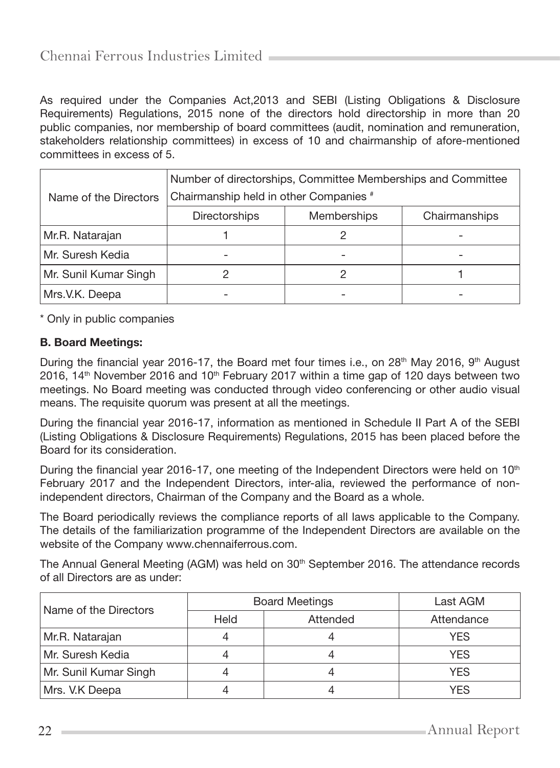As required under the Companies Act,2013 and SEBI (Listing Obligations & Disclosure Requirements) Regulations, 2015 none of the directors hold directorship in more than 20 public companies, nor membership of board committees (audit, nomination and remuneration, stakeholders relationship committees) in excess of 10 and chairmanship of afore-mentioned committees in excess of 5.

| Name of the Directors | Number of directorships, Committee Memberships and Committee Chairmanship held in other Companies # | | |
|---|---|---|---|
| | Directorships | Memberships | Chairmanships |
| Mr.R. Natarajan | 1 | 2 | - |
| Mr. Suresh Kedia | - | - | - |
| Mr. Sunil Kumar Singh | 2 | 2 | 1 |
| Mrs.V.K. Deepa | - | - | - |

* Only in public companies

**B. Board Meetings:**

During the financial year 2016-17, the Board met four times i.e., on 28th May 2016, 9th August 2016, 14th November 2016 and 10th February 2017 within a time gap of 120 days between two meetings. No Board meeting was conducted through video conferencing or other audio visual means. The requisite quorum was present at all the meetings.

During the financial year 2016-17, information as mentioned in Schedule II Part A of the SEBI (Listing Obligations & Disclosure Requirements) Regulations, 2015 has been placed before the Board for its consideration.

During the financial year 2016-17, one meeting of the Independent Directors were held on 10th February 2017 and the Independent Directors, inter-alia, reviewed the performance of non-independent directors, Chairman of the Company and the Board as a whole.

The Board periodically reviews the compliance reports of all laws applicable to the Company. The details of the familiarization programme of the Independent Directors are available on the website of the Company www.chennaiferrous.com.

The Annual General Meeting (AGM) was held on 30th September 2016. The attendance records of all Directors are as under:

| Name of the Directors | Board Meetings | | Last AGM |
|---|---|---|---|
| | Held | Attended | Attendance |
| Mr.R. Natarajan | 4 | 4 | YES |
| Mr. Suresh Kedia | 4 | 4 | YES |
| Mr. Sunil Kumar Singh | 4 | 4 | YES |
| Mrs. V.K Deepa | 4 | 4 | YES |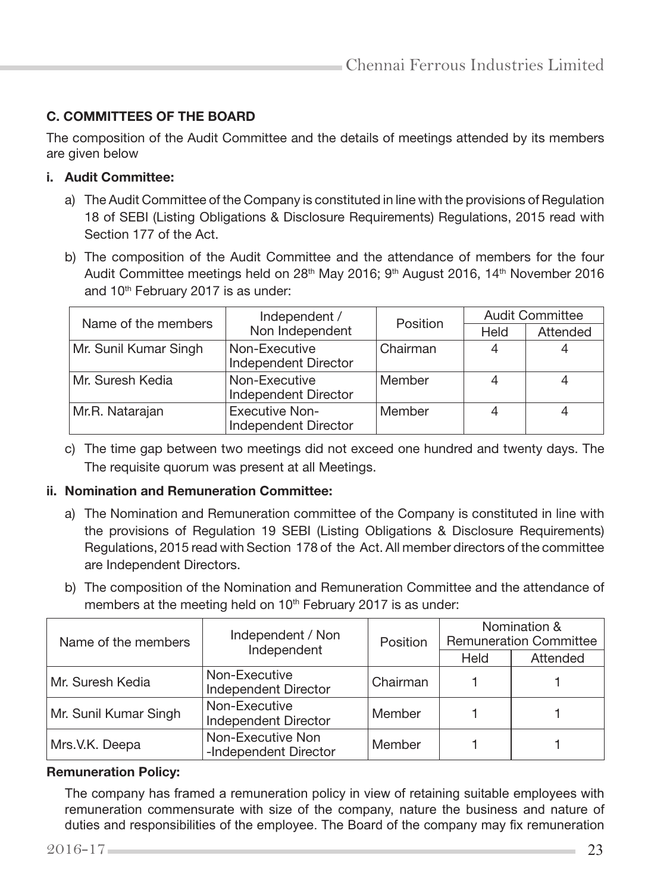### C. COMMITTEES OF THE BOARD

The composition of the Audit Committee and the details of meetings attended by its members are given below

#### i. Audit Committee:

a) The Audit Committee of the Company is constituted in line with the provisions of Regulation 18 of SEBI (Listing Obligations & Disclosure Requirements) Regulations, 2015 read with Section 177 of the Act.

b) The composition of the Audit Committee and the attendance of members for the four Audit Committee meetings held on 28th May 2016; 9th August 2016, 14th November 2016 and 10th February 2017 is as under:

| Name of the members | Independent / Non Independent | Position | Audit Committee | |
|---|---|---|---|---|
| | | | Held | Attended |
| Mr. Sunil Kumar Singh | Non-Executive Independent Director | Chairman | 4 | 4 |
| Mr. Suresh Kedia | Non-Executive Independent Director | Member | 4 | 4 |
| Mr.R. Natarajan | Executive Non-Independent Director | Member | 4 | 4 |

c) The time gap between two meetings did not exceed one hundred and twenty days. The The requisite quorum was present at all Meetings.

#### ii. Nomination and Remuneration Committee:

a) The Nomination and Remuneration committee of the Company is constituted in line with the provisions of Regulation 19 SEBI (Listing Obligations & Disclosure Requirements) Regulations, 2015 read with Section 178 of the Act. All member directors of the committee are Independent Directors.

b) The composition of the Nomination and Remuneration Committee and the attendance of members at the meeting held on 10th February 2017 is as under:

| Name of the members | Independent / Non Independent | Position | Nomination & Remuneration Committee | |
|---|---|---|---|---|
| | | | Held | Attended |
| Mr. Suresh Kedia | Non-Executive Independent Director | Chairman | 1 | 1 |
| Mr. Sunil Kumar Singh | Non-Executive Independent Director | Member | 1 | 1 |
| Mrs.V.K. Deepa | Non-Executive Non -Independent Director | Member | 1 | 1 |

**Remuneration Policy:**

The company has framed a remuneration policy in view of retaining suitable employees with remuneration commensurate with size of the company, nature the business and nature of duties and responsibilities of the employee. The Board of the company may fix remuneration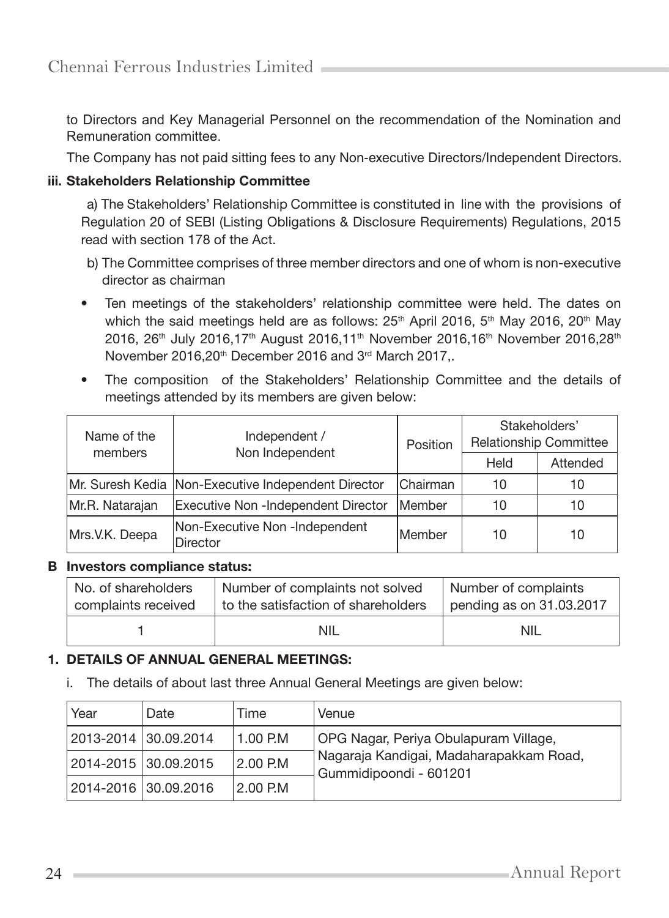to Directors and Key Managerial Personnel on the recommendation of the Nomination and Remuneration committee.

The Company has not paid sitting fees to any Non-executive Directors/Independent Directors.

**iii. Stakeholders Relationship Committee**

a) The Stakeholders' Relationship Committee is constituted in line with the provisions of Regulation 20 of SEBI (Listing Obligations & Disclosure Requirements) Regulations, 2015 read with section 178 of the Act.

b) The Committee comprises of three member directors and one of whom is non-executive director as chairman

- Ten meetings of the stakeholders' relationship committee were held. The dates on which the said meetings held are as follows: 25th April 2016, 5th May 2016, 20th May 2016, 26th July 2016,17th August 2016,11th November 2016,16th November 2016,28th November 2016,20th December 2016 and 3rd March 2017,.
- The composition of the Stakeholders' Relationship Committee and the details of meetings attended by its members are given below:

| Name of the members | Independent / Non Independent | Position | Stakeholders' Relationship Committee | |
|---|---|---|---|---|
| | | | Held | Attended |
| Mr. Suresh Kedia | Non-Executive Independent Director | Chairman | 10 | 10 |
| Mr.R. Natarajan | Executive Non -Independent Director | Member | 10 | 10 |
| Mrs.V.K. Deepa | Non-Executive Non -Independent Director | Member | 10 | 10 |

**B Investors compliance status:**

| No. of shareholders complaints received | Number of complaints not solved to the satisfaction of shareholders | Number of complaints pending as on 31.03.2017 |
|---|---|---|
| 1 | NIL | NIL |

**1. DETAILS OF ANNUAL GENERAL MEETINGS:**

i. The details of about last three Annual General Meetings are given below:

| Year | Date | Time | Venue |
|---|---|---|---|
| 2013-2014 | 30.09.2014 | 1.00 P.M | OPG Nagar, Periya Obulapuram Village, Nagaraja Kandigai, Madaharapakkam Road, Gummidipoondi - 601201 |
| 2014-2015 | 30.09.2015 | 2.00 P.M | |
| 2014-2016 | 30.09.2016 | 2.00 P.M | |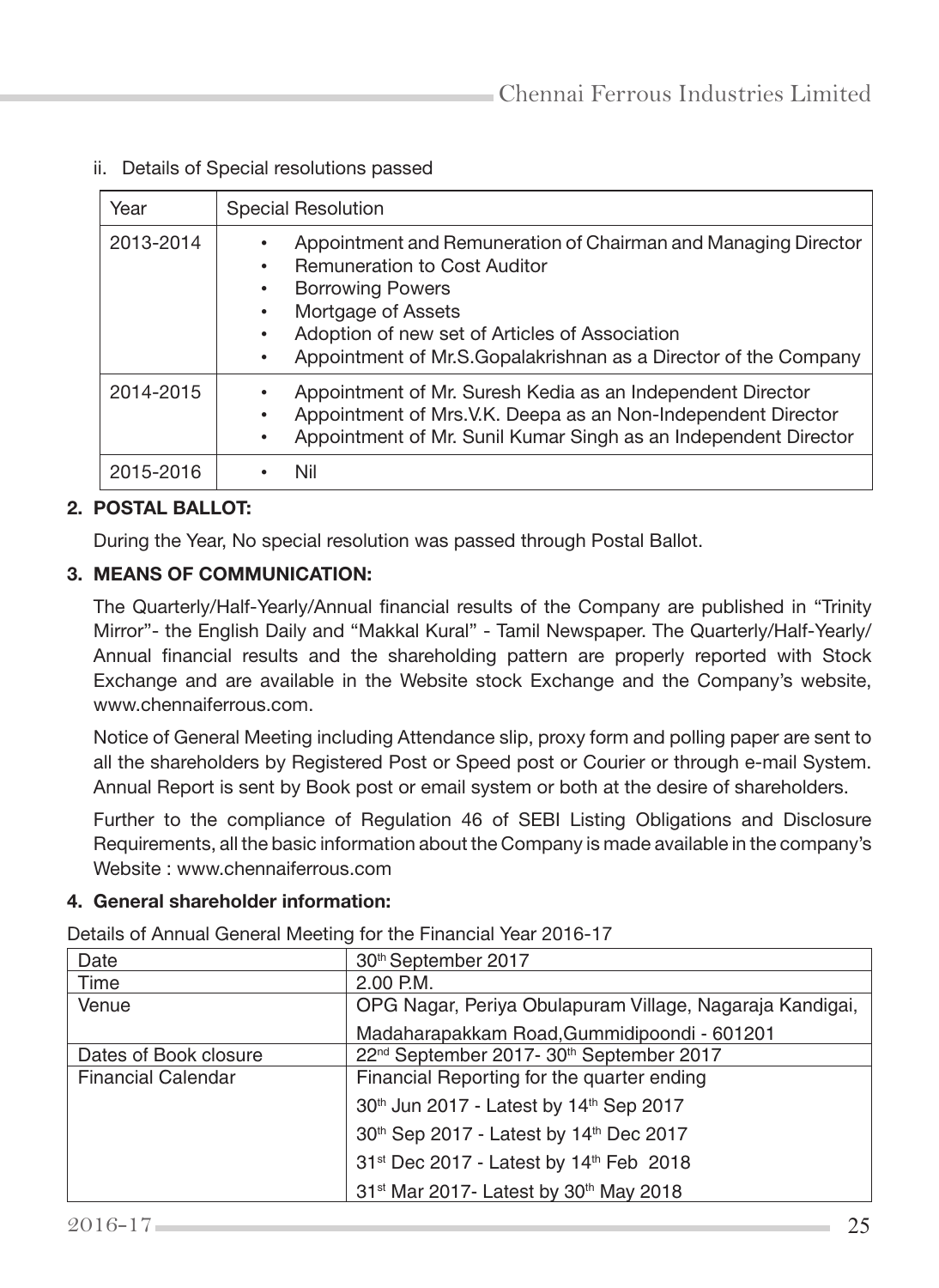ii. Details of Special resolutions passed

| Year | Special Resolution |
|---|---|
| 2013-2014 | • Appointment and Remuneration of Chairman and Managing Director<br>• Remuneration to Cost Auditor<br>• Borrowing Powers<br>• Mortgage of Assets<br>• Adoption of new set of Articles of Association<br>• Appointment of Mr.S.Gopalakrishnan as a Director of the Company |
| 2014-2015 | • Appointment of Mr. Suresh Kedia as an Independent Director<br>• Appointment of Mrs.V.K. Deepa as an Non-Independent Director<br>• Appointment of Mr. Sunil Kumar Singh as an Independent Director |
| 2015-2016 | • Nil |

**2. POSTAL BALLOT:**

During the Year, No special resolution was passed through Postal Ballot.

**3. MEANS OF COMMUNICATION:**

The Quarterly/Half-Yearly/Annual financial results of the Company are published in "Trinity Mirror"- the English Daily and "Makkal Kural" - Tamil Newspaper. The Quarterly/Half-Yearly/ Annual financial results and the shareholding pattern are properly reported with Stock Exchange and are available in the Website stock Exchange and the Company's website, www.chennaiferrous.com.

Notice of General Meeting including Attendance slip, proxy form and polling paper are sent to all the shareholders by Registered Post or Speed post or Courier or through e-mail System. Annual Report is sent by Book post or email system or both at the desire of shareholders.

Further to the compliance of Regulation 46 of SEBI Listing Obligations and Disclosure Requirements, all the basic information about the Company is made available in the company's Website : www.chennaiferrous.com

**4. General shareholder information:**

Details of Annual General Meeting for the Financial Year 2016-17

| Date | 30th September 2017 |
|---|---|
| Time | 2.00 P.M. |
| Venue | OPG Nagar, Periya Obulapuram Village, Nagaraja Kandigai, Madaharapakkam Road,Gummidipoondi - 601201 |
| Dates of Book closure | 22nd September 2017- 30th September 2017 |
| Financial Calendar | Financial Reporting for the quarter ending<br>30th Jun 2017 - Latest by 14th Sep 2017<br>30th Sep 2017 - Latest by 14th Dec 2017<br>31st Dec 2017 - Latest by 14th Feb 2018<br>31st Mar 2017- Latest by 30th May 2018 |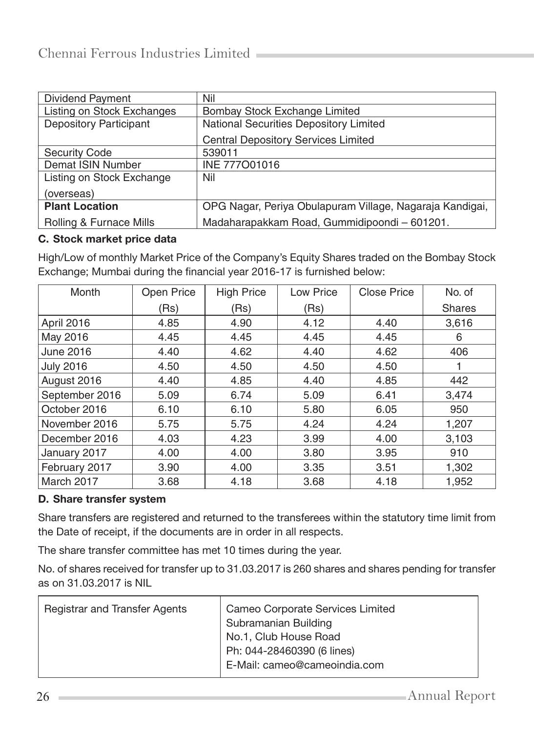| Dividend Payment | Nil |
|---|---|
| Listing on Stock Exchanges | Bombay Stock Exchange Limited |
| Depository Participant | National Securities Depository Limited<br>Central Depository Services Limited |
| Security Code | 539011 |
| Demat ISIN Number | INE 777O01016 |
| Listing on Stock Exchange (overseas) | Nil |
| **Plant Location**<br>Rolling & Furnace Mills | OPG Nagar, Periya Obulapuram Village, Nagaraja Kandigai, Madaharapakkam Road, Gummidipoondi – 601201. |

**C. Stock market price data**

High/Low of monthly Market Price of the Company's Equity Shares traded on the Bombay Stock Exchange; Mumbai during the financial year 2016-17 is furnished below:

| Month | Open Price (Rs) | High Price (Rs) | Low Price (Rs) | Close Price | No. of Shares |
|---|---|---|---|---|---|
| April 2016 | 4.85 | 4.90 | 4.12 | 4.40 | 3,616 |
| May 2016 | 4.45 | 4.45 | 4.45 | 4.45 | 6 |
| June 2016 | 4.40 | 4.62 | 4.40 | 4.62 | 406 |
| July 2016 | 4.50 | 4.50 | 4.50 | 4.50 | 1 |
| August 2016 | 4.40 | 4.85 | 4.40 | 4.85 | 442 |
| September 2016 | 5.09 | 6.74 | 5.09 | 6.41 | 3,474 |
| October 2016 | 6.10 | 6.10 | 5.80 | 6.05 | 950 |
| November 2016 | 5.75 | 5.75 | 4.24 | 4.24 | 1,207 |
| December 2016 | 4.03 | 4.23 | 3.99 | 4.00 | 3,103 |
| January 2017 | 4.00 | 4.00 | 3.80 | 3.95 | 910 |
| February 2017 | 3.90 | 4.00 | 3.35 | 3.51 | 1,302 |
| March 2017 | 3.68 | 4.18 | 3.68 | 4.18 | 1,952 |

**D. Share transfer system**

Share transfers are registered and returned to the transferees within the statutory time limit from the Date of receipt, if the documents are in order in all respects.

The share transfer committee has met 10 times during the year.

No. of shares received for transfer up to 31.03.2017 is 260 shares and shares pending for transfer as on 31.03.2017 is NIL

| Registrar and Transfer Agents | Cameo Corporate Services Limited<br>Subramanian Building<br>No.1, Club House Road<br>Ph: 044-28460390 (6 lines)<br>E-Mail: cameo@cameoindia.com |
|---|---|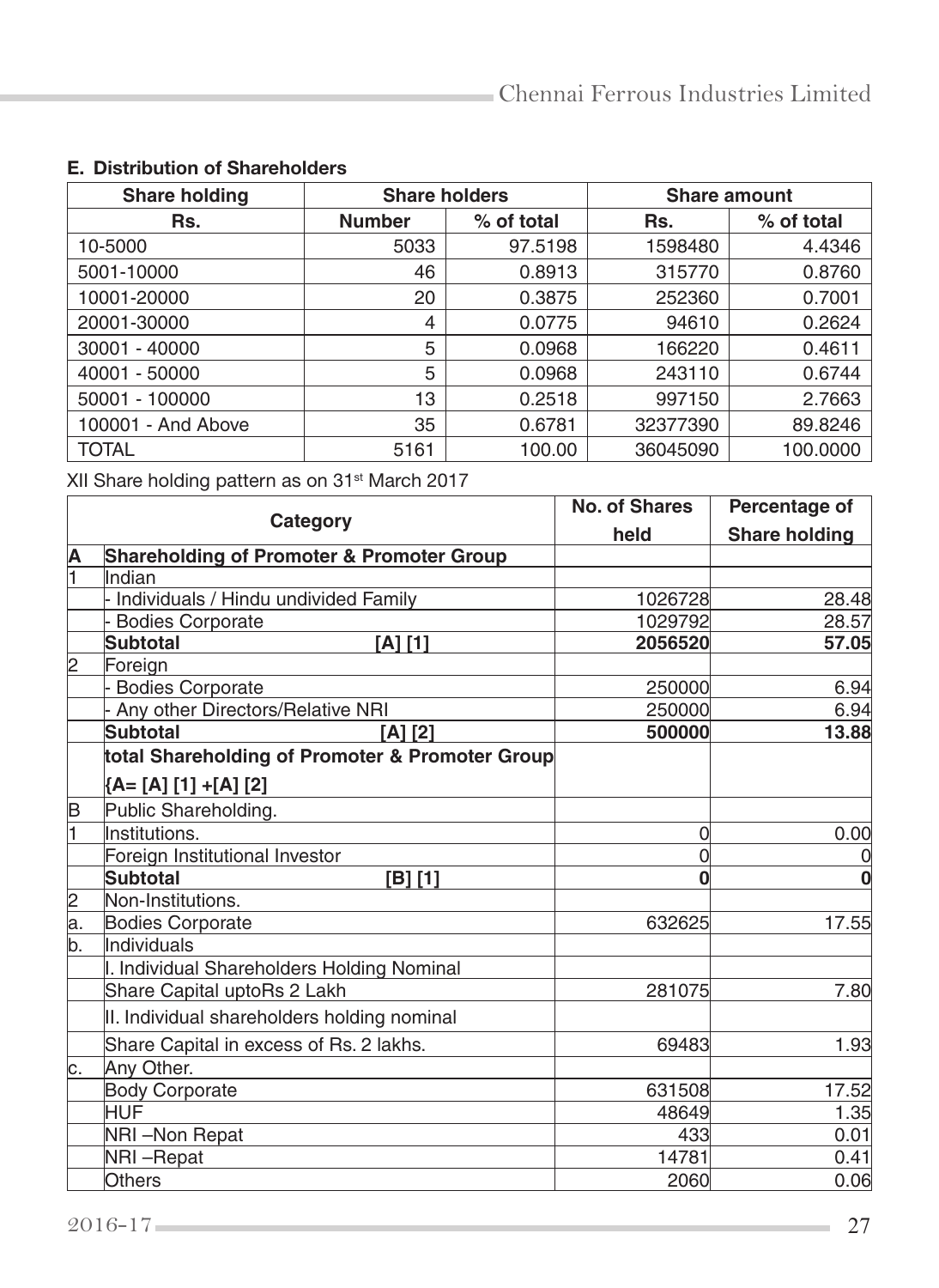**E. Distribution of Shareholders**

| Share holding | Share holders | | Share amount | |
|---|---|---|---|---|
| Rs. | Number | % of total | Rs. | % of total |
| 10-5000 | 5033 | 97.5198 | 1598480 | 4.4346 |
| 5001-10000 | 46 | 0.8913 | 315770 | 0.8760 |
| 10001-20000 | 20 | 0.3875 | 252360 | 0.7001 |
| 20001-30000 | 4 | 0.0775 | 94610 | 0.2624 |
| 30001 - 40000 | 5 | 0.0968 | 166220 | 0.4611 |
| 40001 - 50000 | 5 | 0.0968 | 243110 | 0.6744 |
| 50001 - 100000 | 13 | 0.2518 | 997150 | 2.7663 |
| 100001 - And Above | 35 | 0.6781 | 32377390 | 89.8246 |
| TOTAL | 5161 | 100.00 | 36045090 | 100.0000 |

XII Share holding pattern as on 31st March 2017

| | Category | No. of Shares held | Percentage of Share holding |
|---|---|---|---|
| **A** | **Shareholding of Promoter & Promoter Group** | | |
| 1 | Indian | | |
| | - Individuals / Hindu undivided Family | 1026728 | 28.48 |
| | - Bodies Corporate | 1029792 | 28.57 |
| | **Subtotal [A] [1]** | **2056520** | **57.05** |
| 2 | Foreign | | |
| | - Bodies Corporate | 250000 | 6.94 |
| | - Any other Directors/Relative NRI | 250000 | 6.94 |
| | **Subtotal [A] [2]** | **500000** | **13.88** |
| | **total Shareholding of Promoter & Promoter Group {A= [A] [1] +[A] [2]** | | |
| B | Public Shareholding. | | |
| 1 | Institutions. | 0 | 0.00 |
| | Foreign Institutional Investor | 0 | 0 |
| | **Subtotal [B] [1]** | **0** | **0** |
| 2 | Non-Institutions. | | |
| a. | Bodies Corporate | 632625 | 17.55 |
| b. | Individuals | | |
| | I. Individual Shareholders Holding Nominal Share Capital uptoRs 2 Lakh | 281075 | 7.80 |
| | II. Individual shareholders holding nominal Share Capital in excess of Rs. 2 lakhs. | 69483 | 1.93 |
| c. | Any Other. | | |
| | Body Corporate | 631508 | 17.52 |
| | HUF | 48649 | 1.35 |
| | NRI –Non Repat | 433 | 0.01 |
| | NRI –Repat | 14781 | 0.41 |
| | Others | 2060 | 0.06 |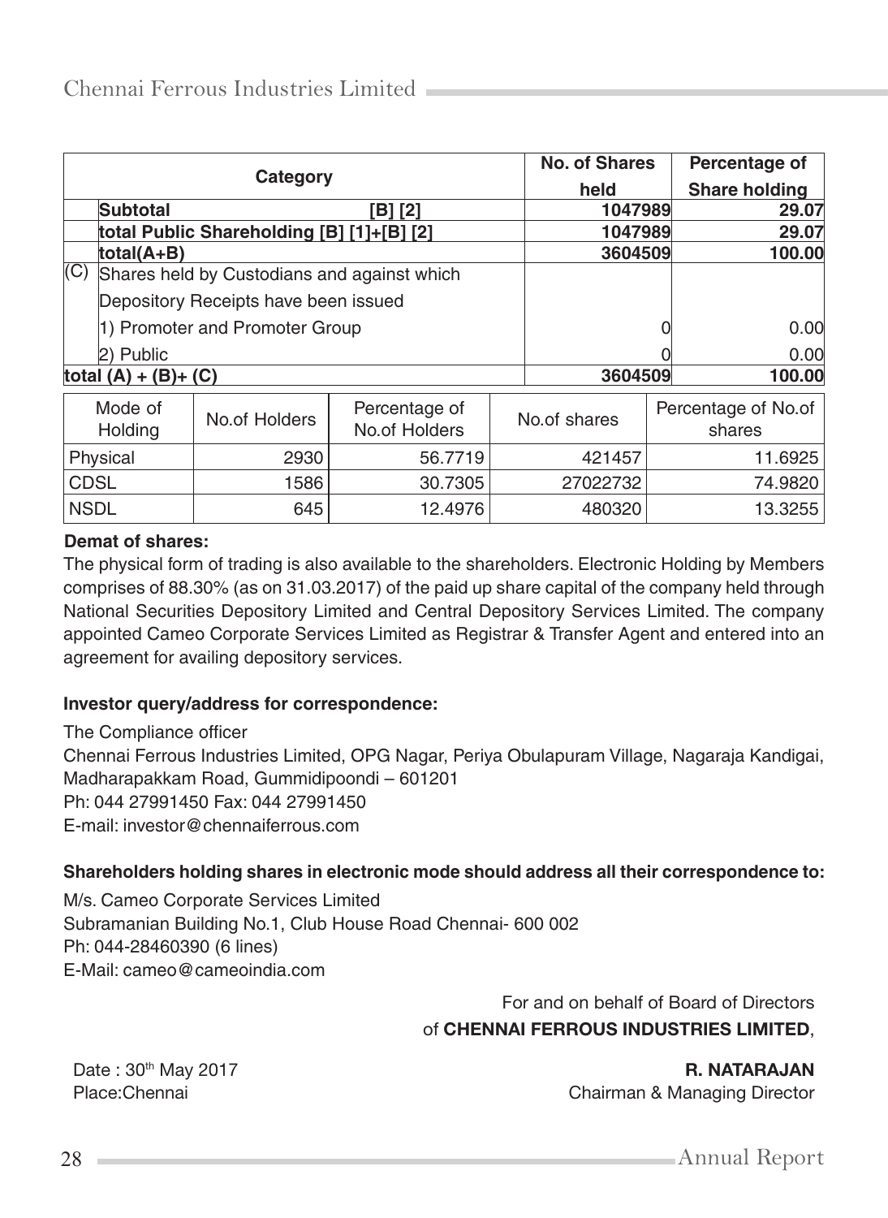| | Category | | No. of Shares held | Percentage of Share holding |
|---|---|---|---|---|
| | Subtotal | [B] [2] | 1047989 | 29.07 |
| | total Public Shareholding [B] [1]+[B] [2] | | 1047989 | 29.07 |
| | total(A+B) | | 3604509 | 100.00 |
| (C) | Shares held by Custodians and against which Depository Receipts have been issued | | | |
| | 1) Promoter and Promoter Group | | 0 | 0.00 |
| | 2) Public | | 0 | 0.00 |
| total (A) + (B)+ (C) | | | 3604509 | 100.00 |

| Mode of Holding | No.of Holders | Percentage of No.of Holders | No.of shares | Percentage of No.of shares |
|---|---|---|---|---|
| Physical | 2930 | 56.7719 | 421457 | 11.6925 |
| CDSL | 1586 | 30.7305 | 27022732 | 74.9820 |
| NSDL | 645 | 12.4976 | 480320 | 13.3255 |

**Demat of shares:**

The physical form of trading is also available to the shareholders. Electronic Holding by Members comprises of 88.30% (as on 31.03.2017) of the paid up share capital of the company held through National Securities Depository Limited and Central Depository Services Limited. The company appointed Cameo Corporate Services Limited as Registrar & Transfer Agent and entered into an agreement for availing depository services.

**Investor query/address for correspondence:**

The Compliance officer
Chennai Ferrous Industries Limited, OPG Nagar, Periya Obulapuram Village, Nagaraja Kandigai, Madharapakkam Road, Gummidipoondi – 601201
Ph: 044 27991450 Fax: 044 27991450
E-mail: investor@chennaiferrous.com

**Shareholders holding shares in electronic mode should address all their correspondence to:**

M/s. Cameo Corporate Services Limited
Subramanian Building No.1, Club House Road Chennai- 600 002
Ph: 044-28460390 (6 lines)
E-Mail: cameo@cameoindia.com

For and on behalf of Board of Directors
of **CHENNAI FERROUS INDUSTRIES LIMITED**,

Date : 30th May 2017
Place:Chennai

**R. NATARAJAN**
Chairman & Managing Director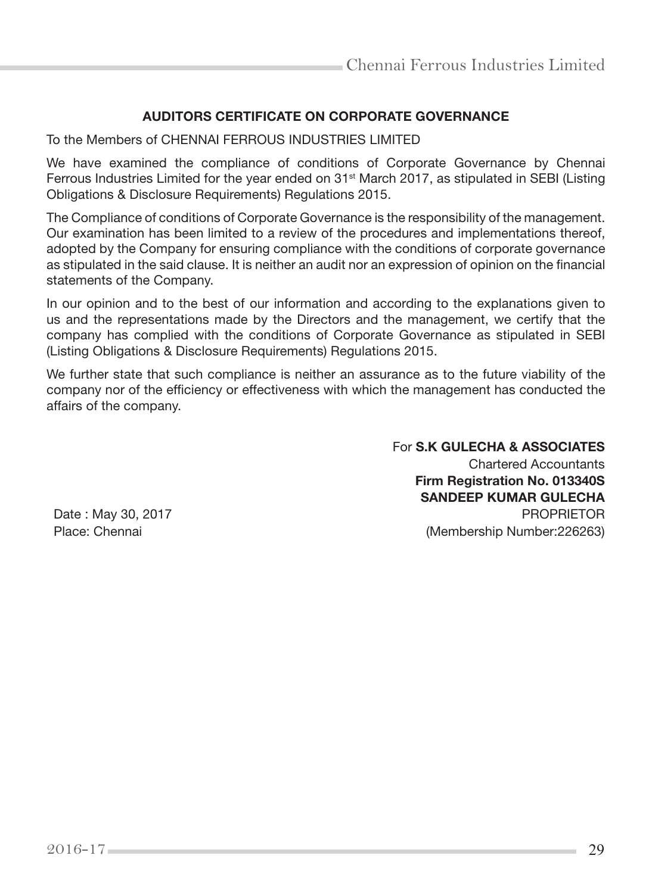## AUDITORS CERTIFICATE ON CORPORATE GOVERNANCE

To the Members of CHENNAI FERROUS INDUSTRIES LIMITED

We have examined the compliance of conditions of Corporate Governance by Chennai Ferrous Industries Limited for the year ended on 31st March 2017, as stipulated in SEBI (Listing Obligations & Disclosure Requirements) Regulations 2015.

The Compliance of conditions of Corporate Governance is the responsibility of the management. Our examination has been limited to a review of the procedures and implementations thereof, adopted by the Company for ensuring compliance with the conditions of corporate governance as stipulated in the said clause. It is neither an audit nor an expression of opinion on the financial statements of the Company.

In our opinion and to the best of our information and according to the explanations given to us and the representations made by the Directors and the management, we certify that the company has complied with the conditions of Corporate Governance as stipulated in SEBI (Listing Obligations & Disclosure Requirements) Regulations 2015.

We further state that such compliance is neither an assurance as to the future viability of the company nor of the efficiency or effectiveness with which the management has conducted the affairs of the company.

For **S.K GULECHA & ASSOCIATES**
Chartered Accountants
**Firm Registration No. 013340S**
**SANDEEP KUMAR GULECHA**
PROPRIETOR
(Membership Number:226263)

Date : May 30, 2017
Place: Chennai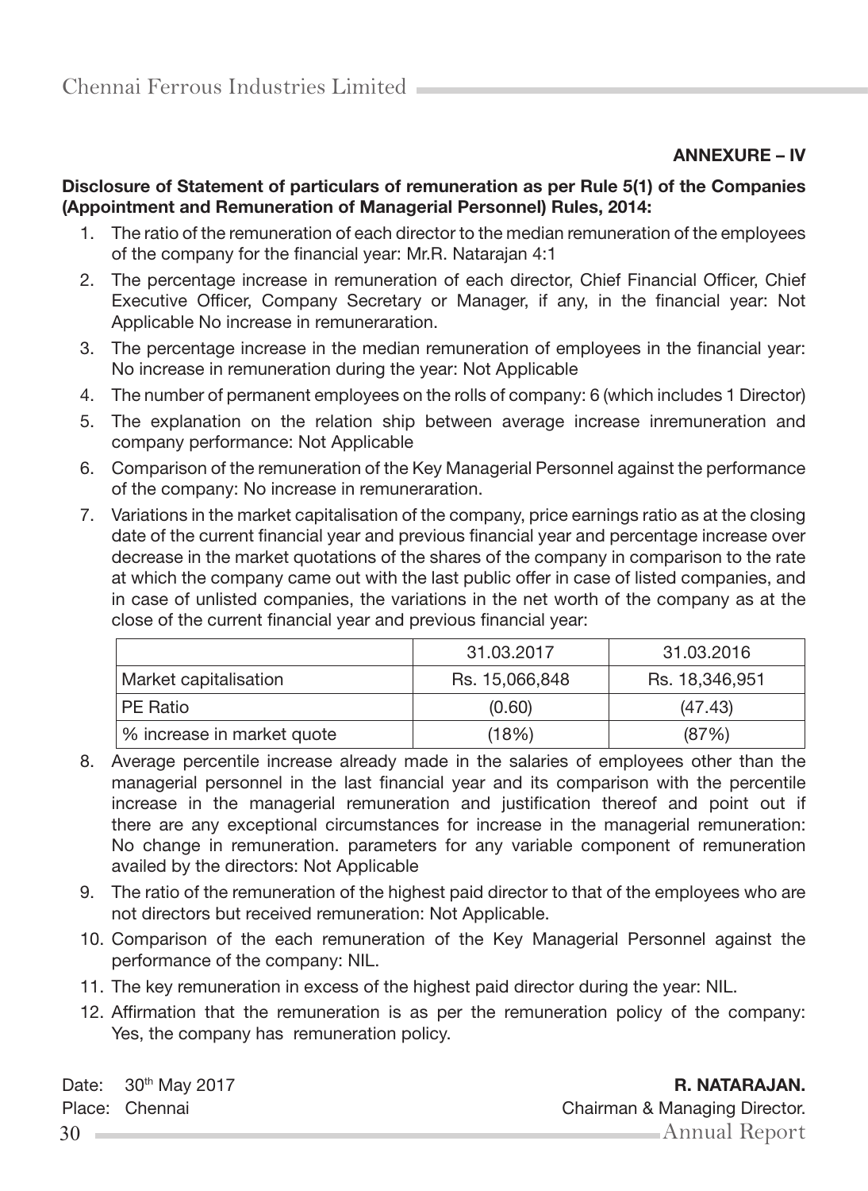## ANNEXURE – IV

**Disclosure of Statement of particulars of remuneration as per Rule 5(1) of the Companies (Appointment and Remuneration of Managerial Personnel) Rules, 2014:**

1. The ratio of the remuneration of each director to the median remuneration of the employees of the company for the financial year: Mr.R. Natarajan 4:1
2. The percentage increase in remuneration of each director, Chief Financial Officer, Chief Executive Officer, Company Secretary or Manager, if any, in the financial year: Not Applicable No increase in remuneraration.
3. The percentage increase in the median remuneration of employees in the financial year: No increase in remuneration during the year: Not Applicable
4. The number of permanent employees on the rolls of company: 6 (which includes 1 Director)
5. The explanation on the relation ship between average increase inremuneration and company performance: Not Applicable
6. Comparison of the remuneration of the Key Managerial Personnel against the performance of the company: No increase in remuneraration.
7. Variations in the market capitalisation of the company, price earnings ratio as at the closing date of the current financial year and previous financial year and percentage increase over decrease in the market quotations of the shares of the company in comparison to the rate at which the company came out with the last public offer in case of listed companies, and in case of unlisted companies, the variations in the net worth of the company as at the close of the current financial year and previous financial year:

| | 31.03.2017 | 31.03.2016 |
|---|---|---|
| Market capitalisation | Rs. 15,066,848 | Rs. 18,346,951 |
| PE Ratio | (0.60) | (47.43) |
| % increase in market quote | (18%) | (87%) |

8. Average percentile increase already made in the salaries of employees other than the managerial personnel in the last financial year and its comparison with the percentile increase in the managerial remuneration and justification thereof and point out if there are any exceptional circumstances for increase in the managerial remuneration: No change in remuneration. parameters for any variable component of remuneration availed by the directors: Not Applicable
9. The ratio of the remuneration of the highest paid director to that of the employees who are not directors but received remuneration: Not Applicable.
10. Comparison of the each remuneration of the Key Managerial Personnel against the performance of the company: NIL.
11. The key remuneration in excess of the highest paid director during the year: NIL.
12. Affirmation that the remuneration is as per the remuneration policy of the company: Yes, the company has remuneration policy.

Date: 30th May 2017
Place: Chennai

**R. NATARAJAN.**
Chairman & Managing Director.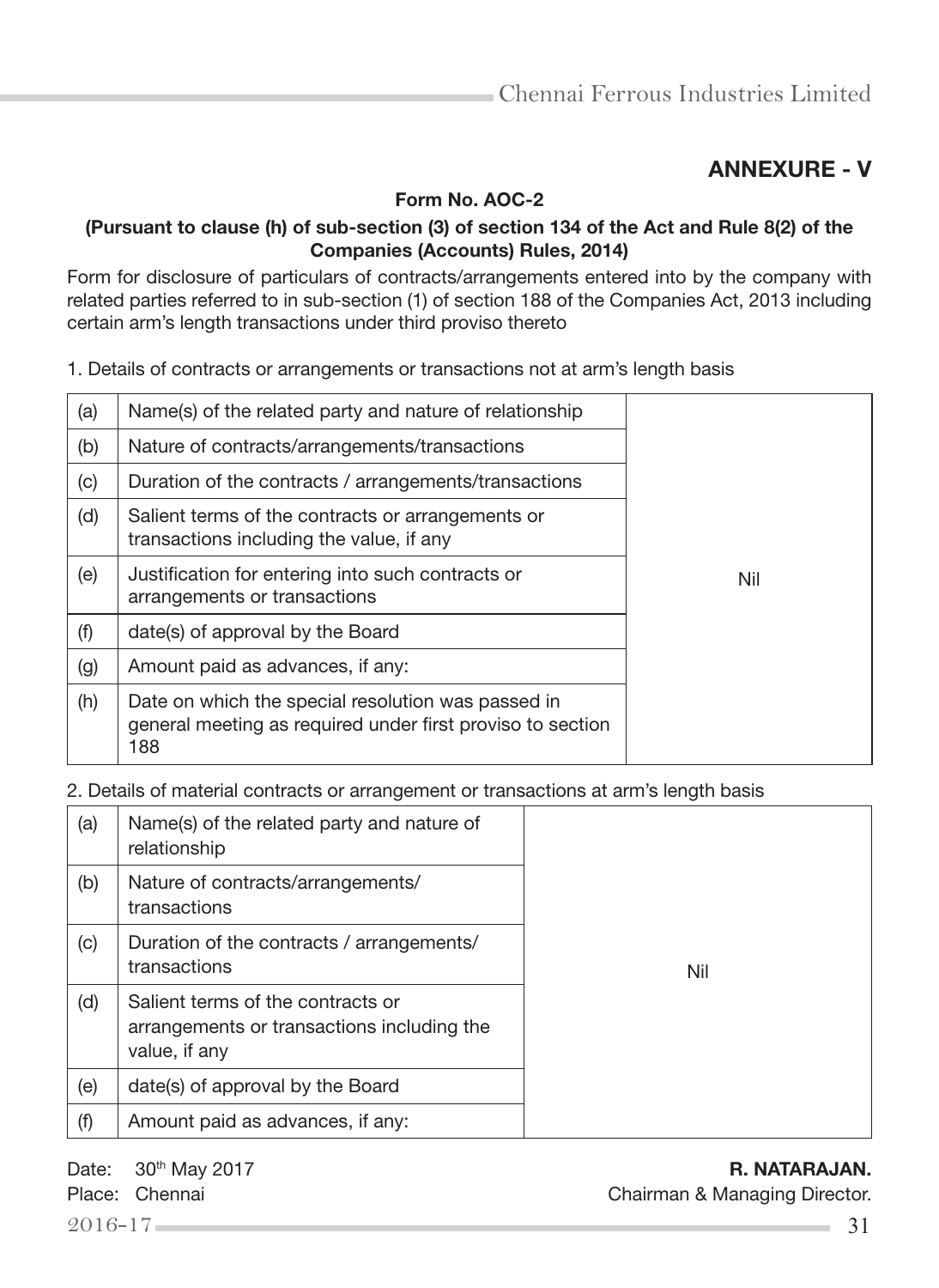## ANNEXURE - V

**Form No. AOC-2**

**(Pursuant to clause (h) of sub-section (3) of section 134 of the Act and Rule 8(2) of the Companies (Accounts) Rules, 2014)**

Form for disclosure of particulars of contracts/arrangements entered into by the company with related parties referred to in sub-section (1) of section 188 of the Companies Act, 2013 including certain arm's length transactions under third proviso thereto

1. Details of contracts or arrangements or transactions not at arm's length basis

| | | |
|---|---|---|
| (a) | Name(s) of the related party and nature of relationship | Nil |
| (b) | Nature of contracts/arrangements/transactions | |
| (c) | Duration of the contracts / arrangements/transactions | |
| (d) | Salient terms of the contracts or arrangements or transactions including the value, if any | |
| (e) | Justification for entering into such contracts or arrangements or transactions | |
| (f) | date(s) of approval by the Board | |
| (g) | Amount paid as advances, if any: | |
| (h) | Date on which the special resolution was passed in general meeting as required under first proviso to section 188 | |

2. Details of material contracts or arrangement or transactions at arm's length basis

| | | |
|---|---|---|
| (a) | Name(s) of the related party and nature of relationship | Nil |
| (b) | Nature of contracts/arrangements/transactions | |
| (c) | Duration of the contracts / arrangements/transactions | |
| (d) | Salient terms of the contracts or arrangements or transactions including the value, if any | |
| (e) | date(s) of approval by the Board | |
| (f) | Amount paid as advances, if any: | |

Date: 30th May 2017
Place: Chennai

**R. NATARAJAN.**
Chairman & Managing Director.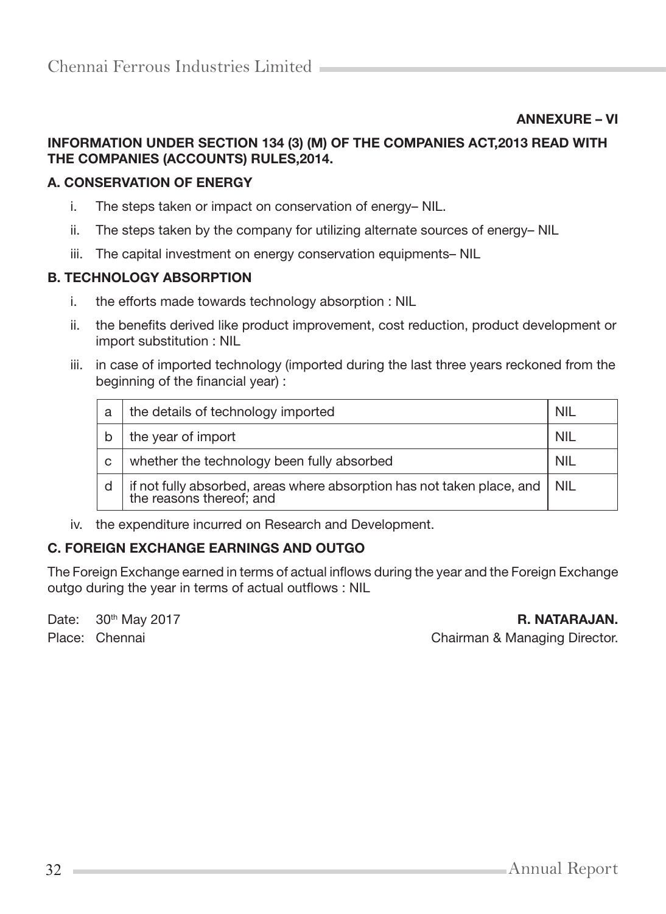**ANNEXURE – VI**

**INFORMATION UNDER SECTION 134 (3) (M) OF THE COMPANIES ACT,2013 READ WITH THE COMPANIES (ACCOUNTS) RULES,2014.**

**A. CONSERVATION OF ENERGY**

i. The steps taken or impact on conservation of energy– NIL.

ii. The steps taken by the company for utilizing alternate sources of energy– NIL

iii. The capital investment on energy conservation equipments– NIL

**B. TECHNOLOGY ABSORPTION**

i. the efforts made towards technology absorption : NIL

ii. the benefits derived like product improvement, cost reduction, product development or import substitution : NIL

iii. in case of imported technology (imported during the last three years reckoned from the beginning of the financial year) :

| | | |
|---|---|---|
| a | the details of technology imported | NIL |
| b | the year of import | NIL |
| c | whether the technology been fully absorbed | NIL |
| d | if not fully absorbed, areas where absorption has not taken place, and the reasons thereof; and | NIL |

iv. the expenditure incurred on Research and Development.

**C. FOREIGN EXCHANGE EARNINGS AND OUTGO**

The Foreign Exchange earned in terms of actual inflows during the year and the Foreign Exchange outgo during the year in terms of actual outflows : NIL

Date: 30th May 2017

Place: Chennai

**R. NATARAJAN.**

Chairman & Managing Director.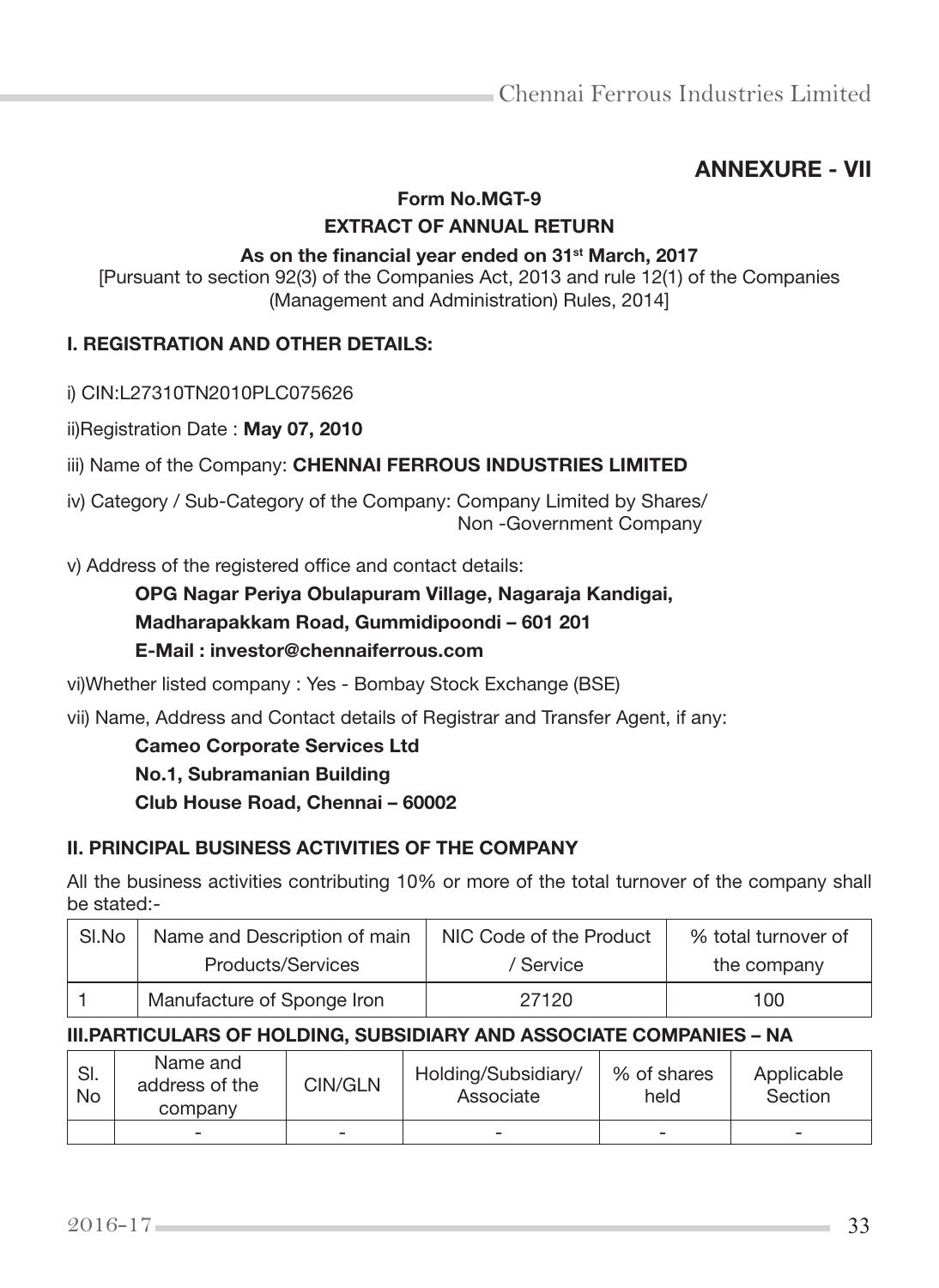## ANNEXURE - VII

### Form No.MGT-9

### EXTRACT OF ANNUAL RETURN

**As on the financial year ended on 31st March, 2017**

[Pursuant to section 92(3) of the Companies Act, 2013 and rule 12(1) of the Companies (Management and Administration) Rules, 2014]

#### I. REGISTRATION AND OTHER DETAILS:

i) CIN:L27310TN2010PLC075626

ii)Registration Date : **May 07, 2010**

iii) Name of the Company: **CHENNAI FERROUS INDUSTRIES LIMITED**

iv) Category / Sub-Category of the Company: Company Limited by Shares/ Non -Government Company

v) Address of the registered office and contact details:

**OPG Nagar Periya Obulapuram Village, Nagaraja Kandigai,**
**Madharapakkam Road, Gummidipoondi – 601 201**
**E-Mail : investor@chennaiferrous.com**

vi)Whether listed company : Yes - Bombay Stock Exchange (BSE)

vii) Name, Address and Contact details of Registrar and Transfer Agent, if any:

**Cameo Corporate Services Ltd**
**No.1, Subramanian Building**
**Club House Road, Chennai – 60002**

#### II. PRINCIPAL BUSINESS ACTIVITIES OF THE COMPANY

All the business activities contributing 10% or more of the total turnover of the company shall be stated:-

| Sl.No | Name and Description of main Products/Services | NIC Code of the Product / Service | % total turnover of the company |
|---|---|---|---|
| 1 | Manufacture of Sponge Iron | 27120 | 100 |

#### III.PARTICULARS OF HOLDING, SUBSIDIARY AND ASSOCIATE COMPANIES – NA

| Sl. No | Name and address of the company | CIN/GLN | Holding/Subsidiary/ Associate | % of shares held | Applicable Section |
|---|---|---|---|---|---|
| | - | - | - | - | - |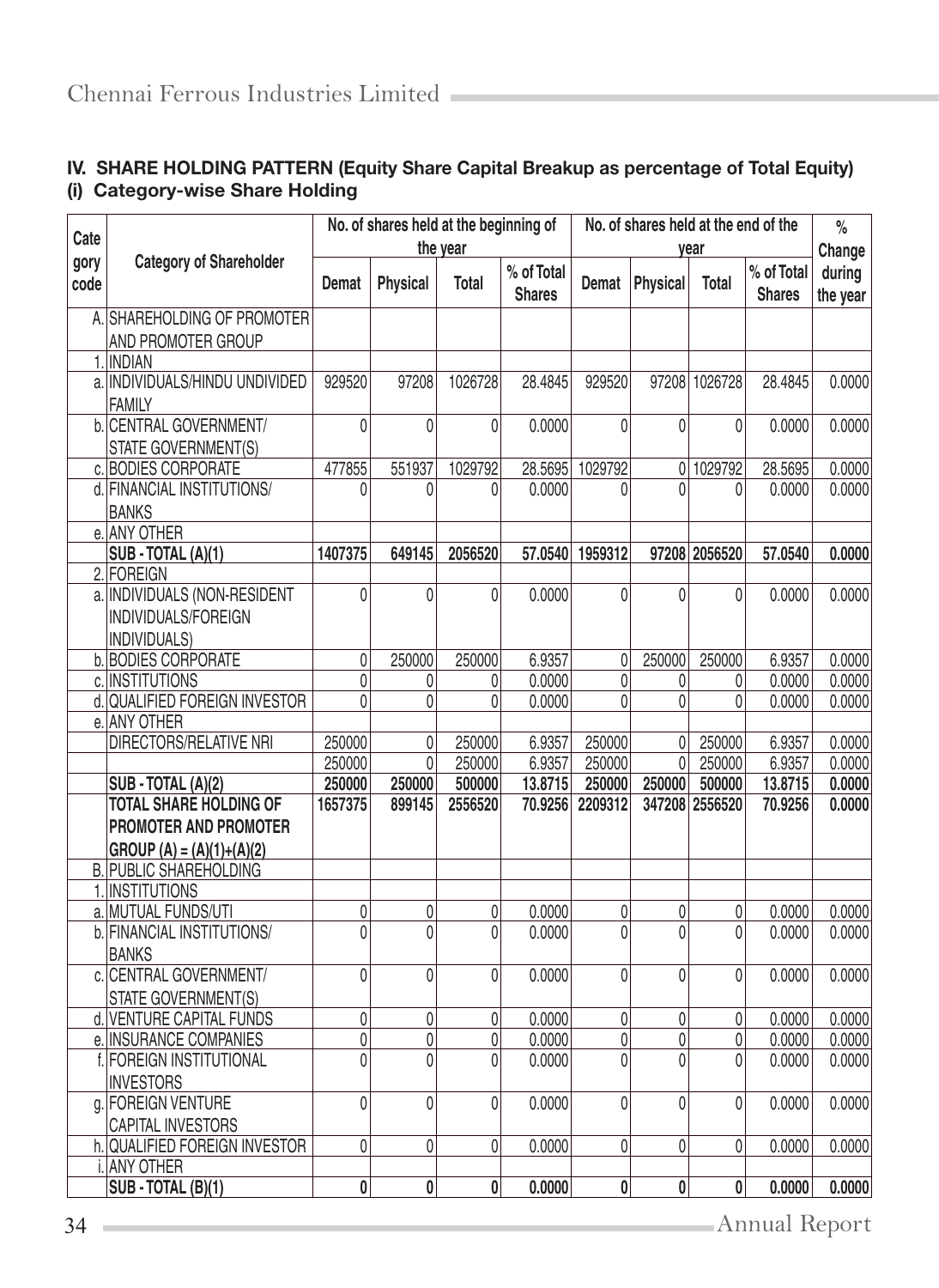## IV. SHARE HOLDING PATTERN (Equity Share Capital Breakup as percentage of Total Equity)

### (i) Category-wise Share Holding

| Cate gory code | Category of Shareholder | No. of shares held at the beginning of the year | | | | No. of shares held at the end of the year | | | | % Change during the year |
|---|---|---|---|---|---|---|---|---|---|---|
| | | Demat | Physical | Total | % of Total Shares | Demat | Physical | Total | % of Total Shares | |
| A. | SHAREHOLDING OF PROMOTER AND PROMOTER GROUP | | | | | | | | | |
| 1. | INDIAN | | | | | | | | | |
| a. | INDIVIDUALS/HINDU UNDIVIDED FAMILY | 929520 | 97208 | 1026728 | 28.4845 | 929520 | 97208 | 1026728 | 28.4845 | 0.0000 |
| b. | CENTRAL GOVERNMENT/ STATE GOVERNMENT(S) | 0 | 0 | 0 | 0.0000 | 0 | 0 | 0 | 0.0000 | 0.0000 |
| c. | BODIES CORPORATE | 477855 | 551937 | 1029792 | 28.5695 | 1029792 | 0 | 1029792 | 28.5695 | 0.0000 |
| d. | FINANCIAL INSTITUTIONS/ BANKS | 0 | 0 | 0 | 0.0000 | 0 | 0 | 0 | 0.0000 | 0.0000 |
| e. | ANY OTHER | | | | | | | | | |
| | **SUB - TOTAL (A)(1)** | **1407375** | **649145** | **2056520** | **57.0540** | **1959312** | **97208** | **2056520** | **57.0540** | **0.0000** |
| 2. | FOREIGN | | | | | | | | | |
| a. | INDIVIDUALS (NON-RESIDENT INDIVIDUALS/FOREIGN INDIVIDUALS) | 0 | 0 | 0 | 0.0000 | 0 | 0 | 0 | 0.0000 | 0.0000 |
| b. | BODIES CORPORATE | 0 | 250000 | 250000 | 6.9357 | 0 | 250000 | 250000 | 6.9357 | 0.0000 |
| c. | INSTITUTIONS | 0 | 0 | 0 | 0.0000 | 0 | 0 | 0 | 0.0000 | 0.0000 |
| d. | QUALIFIED FOREIGN INVESTOR | 0 | 0 | 0 | 0.0000 | 0 | 0 | 0 | 0.0000 | 0.0000 |
| e. | ANY OTHER | | | | | | | | | |
| | DIRECTORS/RELATIVE NRI | 250000 | 0 | 250000 | 6.9357 | 250000 | 0 | 250000 | 6.9357 | 0.0000 |
| | | 250000 | 0 | 250000 | 6.9357 | 250000 | 0 | 250000 | 6.9357 | 0.0000 |
| | **SUB - TOTAL (A)(2)** | **250000** | **250000** | **500000** | **13.8715** | **250000** | **250000** | **500000** | **13.8715** | **0.0000** |
| | **TOTAL SHARE HOLDING OF PROMOTER AND PROMOTER GROUP (A) = (A)(1)+(A)(2)** | **1657375** | **899145** | **2556520** | **70.9256** | **2209312** | **347208** | **2556520** | **70.9256** | **0.0000** |
| B. | PUBLIC SHAREHOLDING | | | | | | | | | |
| 1. | INSTITUTIONS | | | | | | | | | |
| a. | MUTUAL FUNDS/UTI | 0 | 0 | 0 | 0.0000 | 0 | 0 | 0 | 0.0000 | 0.0000 |
| b. | FINANCIAL INSTITUTIONS/ BANKS | 0 | 0 | 0 | 0.0000 | 0 | 0 | 0 | 0.0000 | 0.0000 |
| c. | CENTRAL GOVERNMENT/ STATE GOVERNMENT(S) | 0 | 0 | 0 | 0.0000 | 0 | 0 | 0 | 0.0000 | 0.0000 |
| d. | VENTURE CAPITAL FUNDS | 0 | 0 | 0 | 0.0000 | 0 | 0 | 0 | 0.0000 | 0.0000 |
| e. | INSURANCE COMPANIES | 0 | 0 | 0 | 0.0000 | 0 | 0 | 0 | 0.0000 | 0.0000 |
| f. | FOREIGN INSTITUTIONAL INVESTORS | 0 | 0 | 0 | 0.0000 | 0 | 0 | 0 | 0.0000 | 0.0000 |
| g. | FOREIGN VENTURE CAPITAL INVESTORS | 0 | 0 | 0 | 0.0000 | 0 | 0 | 0 | 0.0000 | 0.0000 |
| h. | QUALIFIED FOREIGN INVESTOR | 0 | 0 | 0 | 0.0000 | 0 | 0 | 0 | 0.0000 | 0.0000 |
| i. | ANY OTHER | | | | | | | | | |
| | **SUB - TOTAL (B)(1)** | **0** | **0** | **0** | **0.0000** | **0** | **0** | **0** | **0.0000** | **0.0000** |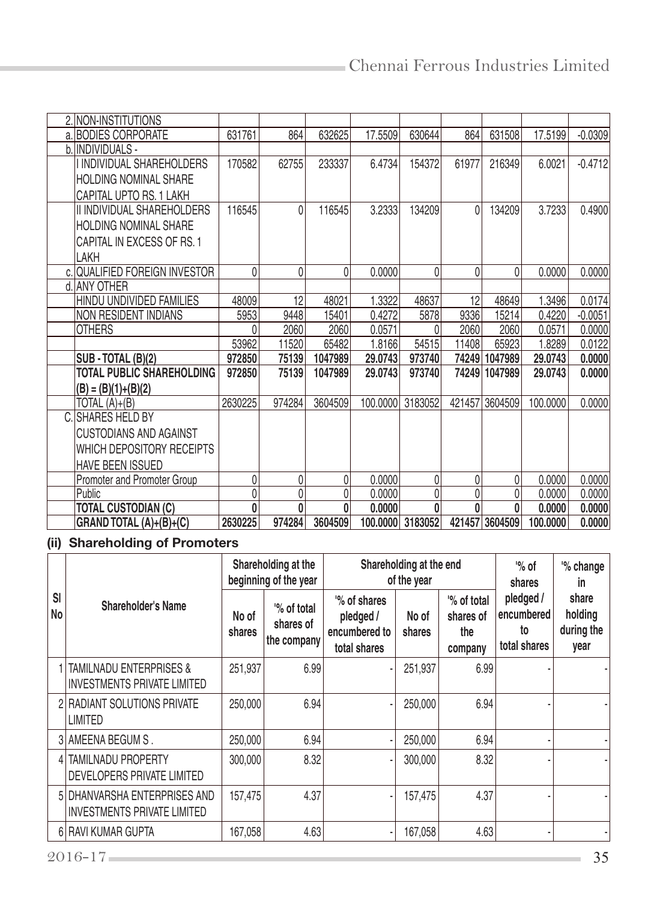| | | | | | | | | | | |
|---|---|---|---|---|---|---|---|---|---|---|
| 2. | NON-INSTITUTIONS | | | | | | | | | |
| a. | BODIES CORPORATE | 631761 | 864 | 632625 | 17.5509 | 630644 | 864 | 631508 | 17.5199 | -0.0309 |
| b. | INDIVIDUALS - | | | | | | | | | |
| | I INDIVIDUAL SHAREHOLDERS HOLDING NOMINAL SHARE CAPITAL UPTO RS. 1 LAKH | 170582 | 62755 | 233337 | 6.4734 | 154372 | 61977 | 216349 | 6.0021 | -0.4712 |
| | II INDIVIDUAL SHAREHOLDERS HOLDING NOMINAL SHARE CAPITAL IN EXCESS OF RS. 1 LAKH | 116545 | 0 | 116545 | 3.2333 | 134209 | 0 | 134209 | 3.7233 | 0.4900 |
| c. | QUALIFIED FOREIGN INVESTOR | 0 | 0 | 0 | 0.0000 | 0 | 0 | 0 | 0.0000 | 0.0000 |
| d. | ANY OTHER | | | | | | | | | |
| | HINDU UNDIVIDED FAMILIES | 48009 | 12 | 48021 | 1.3322 | 48637 | 12 | 48649 | 1.3496 | 0.0174 |
| | NON RESIDENT INDIANS | 5953 | 9448 | 15401 | 0.4272 | 5878 | 9336 | 15214 | 0.4220 | -0.0051 |
| | OTHERS | 0 | 2060 | 2060 | 0.0571 | 0 | 2060 | 2060 | 0.0571 | 0.0000 |
| | | 53962 | 11520 | 65482 | 1.8166 | 54515 | 11408 | 65923 | 1.8289 | 0.0122 |
| | **SUB - TOTAL (B)(2)** | **972850** | **75139** | **1047989** | **29.0743** | **973740** | **74249** | **1047989** | **29.0743** | **0.0000** |
| | **TOTAL PUBLIC SHAREHOLDING (B) = (B)(1)+(B)(2)** | **972850** | **75139** | **1047989** | **29.0743** | **973740** | **74249** | **1047989** | **29.0743** | **0.0000** |
| | TOTAL (A)+(B) | 2630225 | 974284 | 3604509 | 100.0000 | 3183052 | 421457 | 3604509 | 100.0000 | 0.0000 |
| C. | SHARES HELD BY CUSTODIANS AND AGAINST WHICH DEPOSITORY RECEIPTS HAVE BEEN ISSUED | | | | | | | | | |
| | Promoter and Promoter Group | 0 | 0 | 0 | 0.0000 | 0 | 0 | 0 | 0.0000 | 0.0000 |
| | Public | 0 | 0 | 0 | 0.0000 | 0 | 0 | 0 | 0.0000 | 0.0000 |
| | **TOTAL CUSTODIAN (C)** | **0** | **0** | **0** | **0.0000** | **0** | **0** | **0** | **0.0000** | **0.0000** |
| | **GRAND TOTAL (A)+(B)+(C)** | **2630225** | **974284** | **3604509** | **100.0000** | **3183052** | **421457** | **3604509** | **100.0000** | **0.0000** |

### (ii) Shareholding of Promoters

| Sl No | Shareholder's Name | Shareholding at the beginning of the year | | Shareholding at the end of the year | | | '% of shares pledged / encumbered to total shares | '% change in share holding during the year |
|---|---|---|---|---|---|---|---|---|
| | | No of shares | '% of total shares of the company | '% of shares pledged / encumbered to total shares | No of shares | '% of total shares of the company | | |
| 1 | TAMILNADU ENTERPRISES & INVESTMENTS PRIVATE LIMITED | 251,937 | 6.99 | - | 251,937 | 6.99 | - | - |
| 2 | RADIANT SOLUTIONS PRIVATE LIMITED | 250,000 | 6.94 | - | 250,000 | 6.94 | - | - |
| 3 | AMEENA BEGUM S . | 250,000 | 6.94 | - | 250,000 | 6.94 | - | - |
| 4 | TAMILNADU PROPERTY DEVELOPERS PRIVATE LIMITED | 300,000 | 8.32 | - | 300,000 | 8.32 | - | - |
| 5 | DHANVARSHA ENTERPRISES AND INVESTMENTS PRIVATE LIMITED | 157,475 | 4.37 | - | 157,475 | 4.37 | - | - |
| 6 | RAVI KUMAR GUPTA | 167,058 | 4.63 | - | 167,058 | 4.63 | - | - |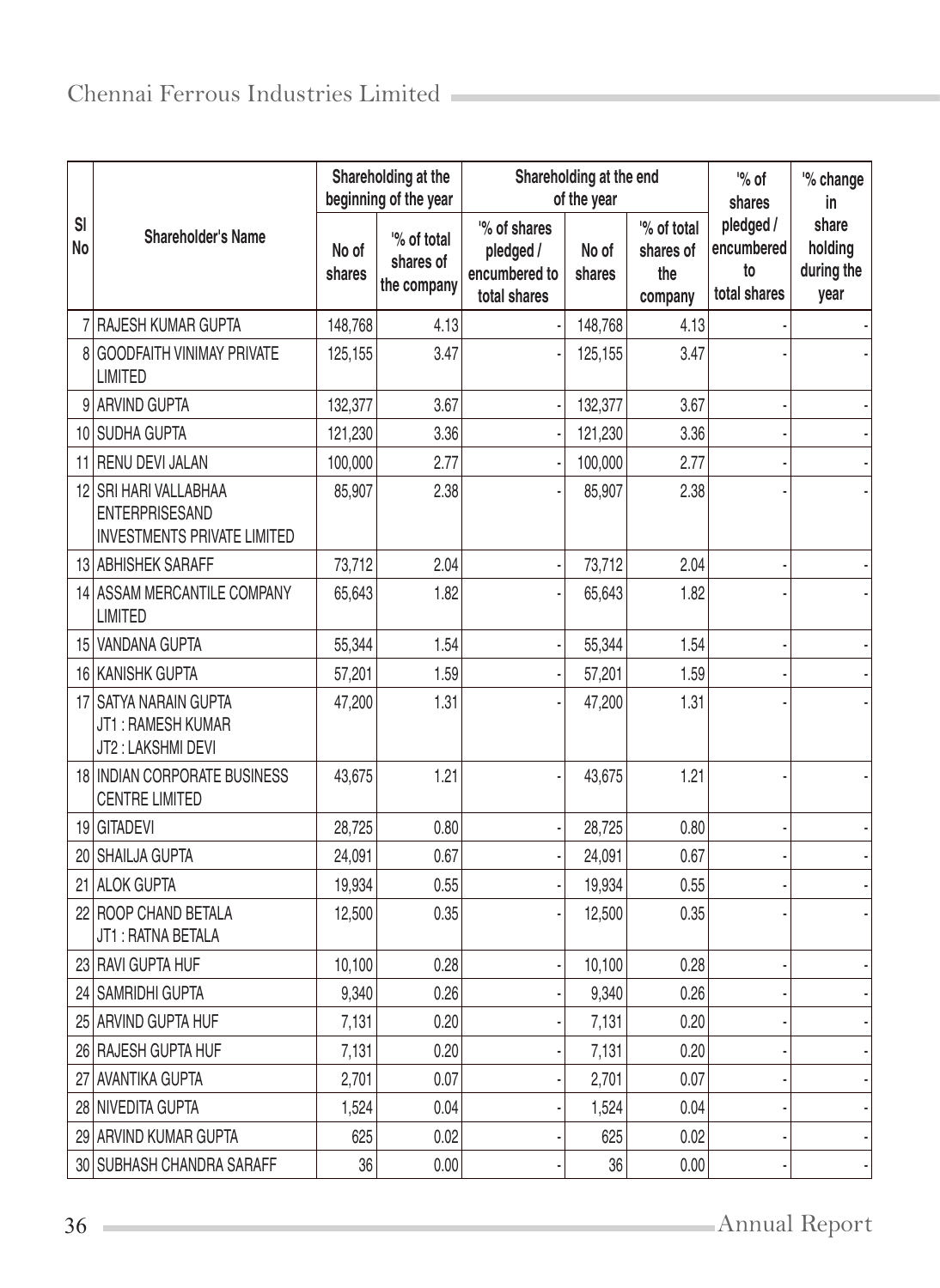| Sl No | Shareholder's Name | Shareholding at the beginning of the year | | Shareholding at the end of the year | | | '% of shares pledged / encumbered to total shares | '% change in share holding during the year |
|---|---|---|---|---|---|---|---|---|
| | | No of shares | '% of total shares of the company | '% of shares pledged / encumbered to total shares | No of shares | '% of total shares of the company | | |
| 7 | RAJESH KUMAR GUPTA | 148,768 | 4.13 | - | 148,768 | 4.13 | - | - |
| 8 | GOODFAITH VINIMAY PRIVATE LIMITED | 125,155 | 3.47 | - | 125,155 | 3.47 | - | - |
| 9 | ARVIND GUPTA | 132,377 | 3.67 | - | 132,377 | 3.67 | - | - |
| 10 | SUDHA GUPTA | 121,230 | 3.36 | - | 121,230 | 3.36 | - | - |
| 11 | RENU DEVI JALAN | 100,000 | 2.77 | - | 100,000 | 2.77 | - | - |
| 12 | SRI HARI VALLABHAA ENTERPRISESAND INVESTMENTS PRIVATE LIMITED | 85,907 | 2.38 | - | 85,907 | 2.38 | - | - |
| 13 | ABHISHEK SARAFF | 73,712 | 2.04 | - | 73,712 | 2.04 | - | - |
| 14 | ASSAM MERCANTILE COMPANY LIMITED | 65,643 | 1.82 | - | 65,643 | 1.82 | - | - |
| 15 | VANDANA GUPTA | 55,344 | 1.54 | - | 55,344 | 1.54 | - | - |
| 16 | KANISHK GUPTA | 57,201 | 1.59 | - | 57,201 | 1.59 | - | - |
| 17 | SATYA NARAIN GUPTA JT1 : RAMESH KUMAR JT2 : LAKSHMI DEVI | 47,200 | 1.31 | - | 47,200 | 1.31 | - | - |
| 18 | INDIAN CORPORATE BUSINESS CENTRE LIMITED | 43,675 | 1.21 | - | 43,675 | 1.21 | - | - |
| 19 | GITADEVI | 28,725 | 0.80 | - | 28,725 | 0.80 | - | - |
| 20 | SHAILJA GUPTA | 24,091 | 0.67 | - | 24,091 | 0.67 | - | - |
| 21 | ALOK GUPTA | 19,934 | 0.55 | - | 19,934 | 0.55 | - | - |
| 22 | ROOP CHAND BETALA JT1 : RATNA BETALA | 12,500 | 0.35 | - | 12,500 | 0.35 | - | - |
| 23 | RAVI GUPTA HUF | 10,100 | 0.28 | - | 10,100 | 0.28 | - | - |
| 24 | SAMRIDHI GUPTA | 9,340 | 0.26 | - | 9,340 | 0.26 | - | - |
| 25 | ARVIND GUPTA HUF | 7,131 | 0.20 | - | 7,131 | 0.20 | - | - |
| 26 | RAJESH GUPTA HUF | 7,131 | 0.20 | - | 7,131 | 0.20 | - | - |
| 27 | AVANTIKA GUPTA | 2,701 | 0.07 | - | 2,701 | 0.07 | - | - |
| 28 | NIVEDITA GUPTA | 1,524 | 0.04 | - | 1,524 | 0.04 | - | - |
| 29 | ARVIND KUMAR GUPTA | 625 | 0.02 | - | 625 | 0.02 | - | - |
| 30 | SUBHASH CHANDRA SARAFF | 36 | 0.00 | - | 36 | 0.00 | - | - |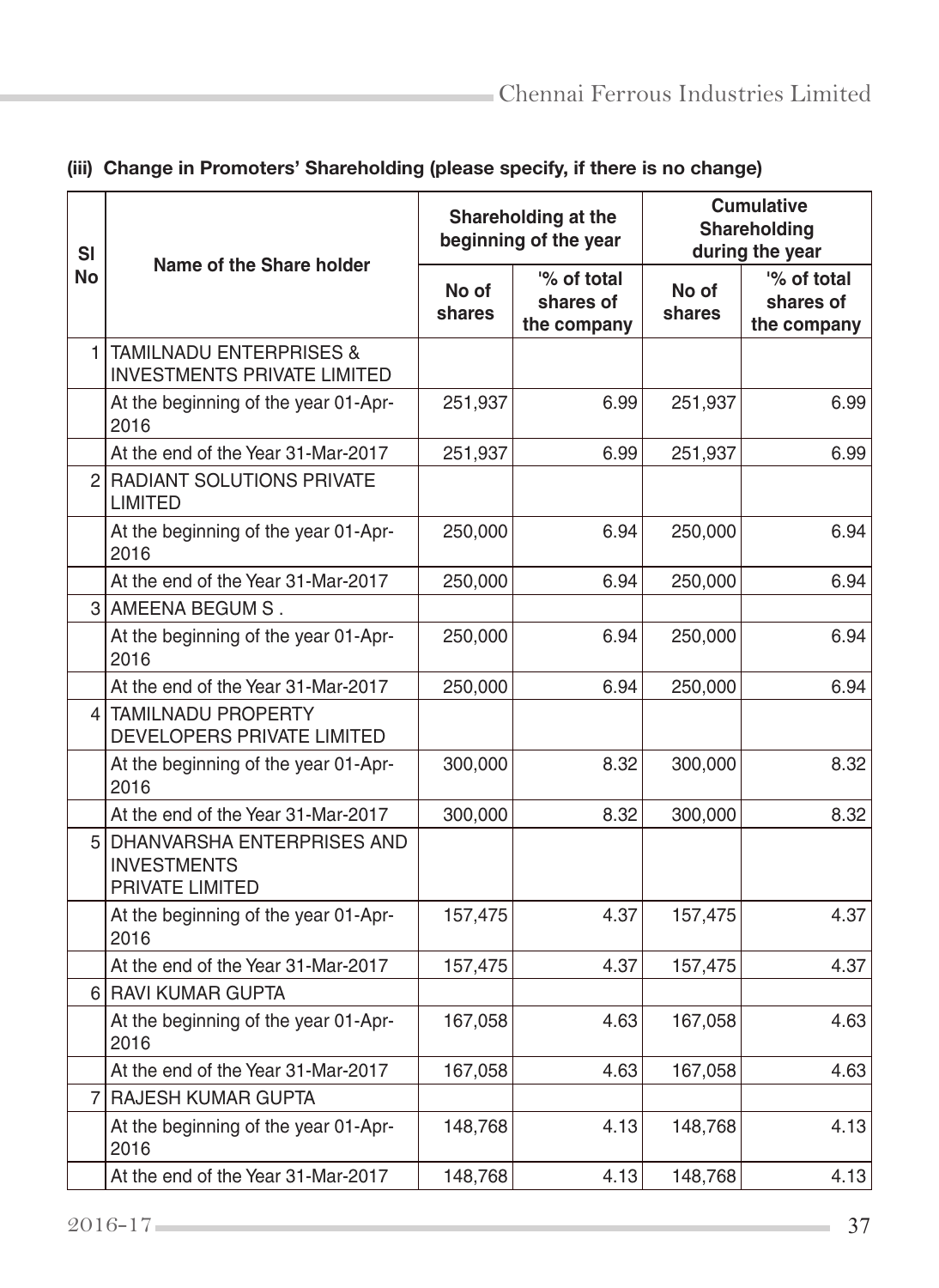**(iii) Change in Promoters' Shareholding (please specify, if there is no change)**

| Sl No | Name of the Share holder | Shareholding at the beginning of the year | | Cumulative Shareholding during the year | |
|---|---|---|---|---|---|
| | | No of shares | '% of total shares of the company | No of shares | '% of total shares of the company |
| 1 | TAMILNADU ENTERPRISES & INVESTMENTS PRIVATE LIMITED | | | | |
| | At the beginning of the year 01-Apr-2016 | 251,937 | 6.99 | 251,937 | 6.99 |
| | At the end of the Year 31-Mar-2017 | 251,937 | 6.99 | 251,937 | 6.99 |
| 2 | RADIANT SOLUTIONS PRIVATE LIMITED | | | | |
| | At the beginning of the year 01-Apr-2016 | 250,000 | 6.94 | 250,000 | 6.94 |
| | At the end of the Year 31-Mar-2017 | 250,000 | 6.94 | 250,000 | 6.94 |
| 3 | AMEENA BEGUM S . | | | | |
| | At the beginning of the year 01-Apr-2016 | 250,000 | 6.94 | 250,000 | 6.94 |
| | At the end of the Year 31-Mar-2017 | 250,000 | 6.94 | 250,000 | 6.94 |
| 4 | TAMILNADU PROPERTY DEVELOPERS PRIVATE LIMITED | | | | |
| | At the beginning of the year 01-Apr-2016 | 300,000 | 8.32 | 300,000 | 8.32 |
| | At the end of the Year 31-Mar-2017 | 300,000 | 8.32 | 300,000 | 8.32 |
| 5 | DHANVARSHA ENTERPRISES AND INVESTMENTS PRIVATE LIMITED | | | | |
| | At the beginning of the year 01-Apr-2016 | 157,475 | 4.37 | 157,475 | 4.37 |
| | At the end of the Year 31-Mar-2017 | 157,475 | 4.37 | 157,475 | 4.37 |
| 6 | RAVI KUMAR GUPTA | | | | |
| | At the beginning of the year 01-Apr-2016 | 167,058 | 4.63 | 167,058 | 4.63 |
| | At the end of the Year 31-Mar-2017 | 167,058 | 4.63 | 167,058 | 4.63 |
| 7 | RAJESH KUMAR GUPTA | | | | |
| | At the beginning of the year 01-Apr-2016 | 148,768 | 4.13 | 148,768 | 4.13 |
| | At the end of the Year 31-Mar-2017 | 148,768 | 4.13 | 148,768 | 4.13 |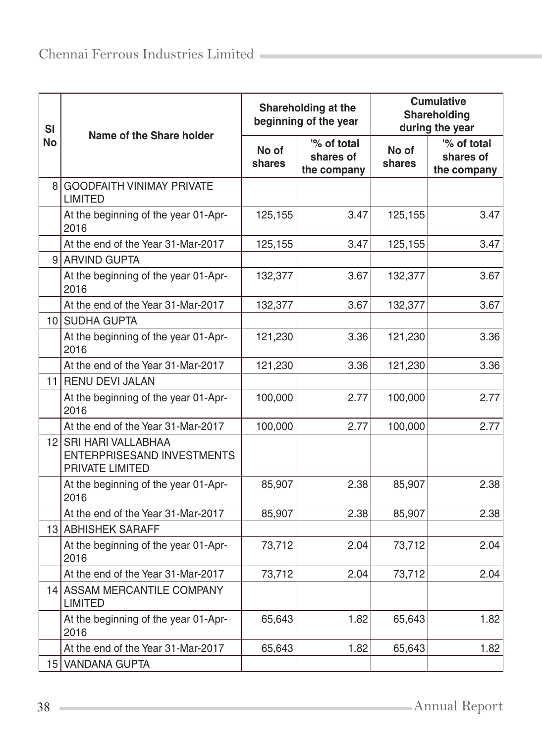| Sl No | Name of the Share holder | Shareholding at the beginning of the year | | Cumulative Shareholding during the year | |
|---|---|---|---|---|---|
| | | No of shares | '% of total shares of the company | No of shares | '% of total shares of the company |
| 8 | GOODFAITH VINIMAY PRIVATE LIMITED | | | | |
| | At the beginning of the year 01-Apr-2016 | 125,155 | 3.47 | 125,155 | 3.47 |
| | At the end of the Year 31-Mar-2017 | 125,155 | 3.47 | 125,155 | 3.47 |
| 9 | ARVIND GUPTA | | | | |
| | At the beginning of the year 01-Apr-2016 | 132,377 | 3.67 | 132,377 | 3.67 |
| | At the end of the Year 31-Mar-2017 | 132,377 | 3.67 | 132,377 | 3.67 |
| 10 | SUDHA GUPTA | | | | |
| | At the beginning of the year 01-Apr-2016 | 121,230 | 3.36 | 121,230 | 3.36 |
| | At the end of the Year 31-Mar-2017 | 121,230 | 3.36 | 121,230 | 3.36 |
| 11 | RENU DEVI JALAN | | | | |
| | At the beginning of the year 01-Apr-2016 | 100,000 | 2.77 | 100,000 | 2.77 |
| | At the end of the Year 31-Mar-2017 | 100,000 | 2.77 | 100,000 | 2.77 |
| 12 | SRI HARI VALLABHAA ENTERPRISESAND INVESTMENTS PRIVATE LIMITED | | | | |
| | At the beginning of the year 01-Apr-2016 | 85,907 | 2.38 | 85,907 | 2.38 |
| | At the end of the Year 31-Mar-2017 | 85,907 | 2.38 | 85,907 | 2.38 |
| 13 | ABHISHEK SARAFF | | | | |
| | At the beginning of the year 01-Apr-2016 | 73,712 | 2.04 | 73,712 | 2.04 |
| | At the end of the Year 31-Mar-2017 | 73,712 | 2.04 | 73,712 | 2.04 |
| 14 | ASSAM MERCANTILE COMPANY LIMITED | | | | |
| | At the beginning of the year 01-Apr-2016 | 65,643 | 1.82 | 65,643 | 1.82 |
| | At the end of the Year 31-Mar-2017 | 65,643 | 1.82 | 65,643 | 1.82 |
| 15 | VANDANA GUPTA | | | | |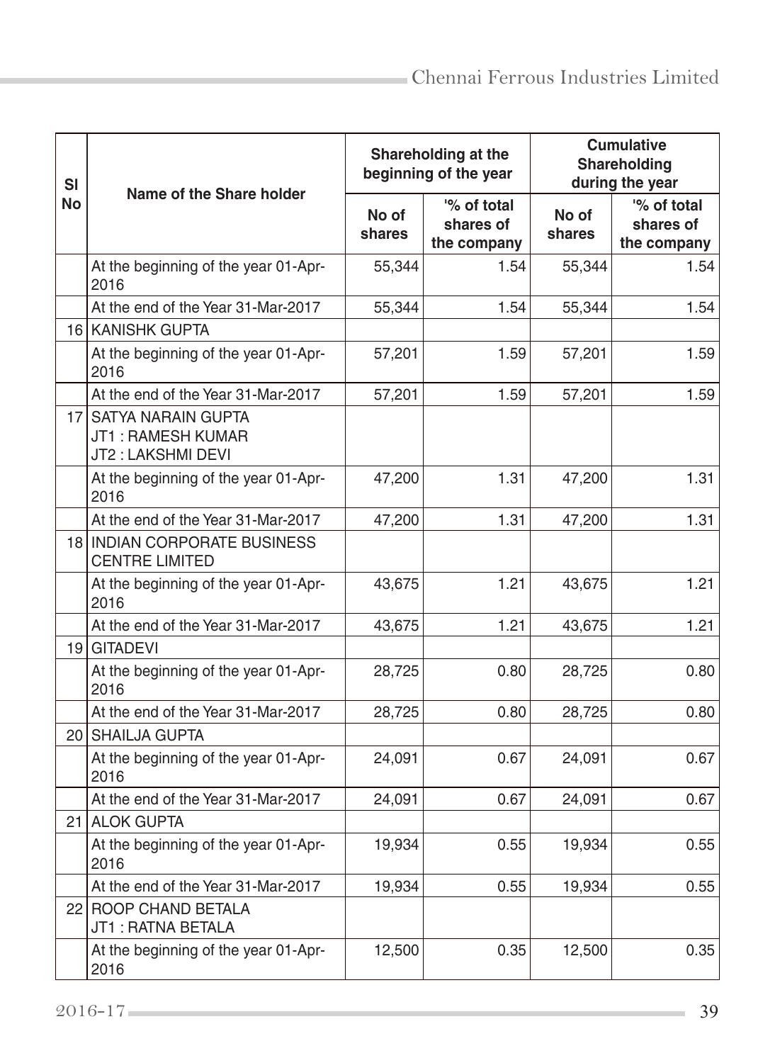| Sl No | Name of the Share holder | Shareholding at the beginning of the year | | Cumulative Shareholding during the year | |
|---|---|---|---|---|---|
| | | No of shares | '% of total shares of the company | No of shares | '% of total shares of the company |
| | At the beginning of the year 01-Apr-2016 | 55,344 | 1.54 | 55,344 | 1.54 |
| | At the end of the Year 31-Mar-2017 | 55,344 | 1.54 | 55,344 | 1.54 |
| 16 | KANISHK GUPTA | | | | |
| | At the beginning of the year 01-Apr-2016 | 57,201 | 1.59 | 57,201 | 1.59 |
| | At the end of the Year 31-Mar-2017 | 57,201 | 1.59 | 57,201 | 1.59 |
| 17 | SATYA NARAIN GUPTA<br>JT1 : RAMESH KUMAR<br>JT2 : LAKSHMI DEVI | | | | |
| | At the beginning of the year 01-Apr-2016 | 47,200 | 1.31 | 47,200 | 1.31 |
| | At the end of the Year 31-Mar-2017 | 47,200 | 1.31 | 47,200 | 1.31 |
| 18 | INDIAN CORPORATE BUSINESS CENTRE LIMITED | | | | |
| | At the beginning of the year 01-Apr-2016 | 43,675 | 1.21 | 43,675 | 1.21 |
| | At the end of the Year 31-Mar-2017 | 43,675 | 1.21 | 43,675 | 1.21 |
| 19 | GITADEVI | | | | |
| | At the beginning of the year 01-Apr-2016 | 28,725 | 0.80 | 28,725 | 0.80 |
| | At the end of the Year 31-Mar-2017 | 28,725 | 0.80 | 28,725 | 0.80 |
| 20 | SHAILJA GUPTA | | | | |
| | At the beginning of the year 01-Apr-2016 | 24,091 | 0.67 | 24,091 | 0.67 |
| | At the end of the Year 31-Mar-2017 | 24,091 | 0.67 | 24,091 | 0.67 |
| 21 | ALOK GUPTA | | | | |
| | At the beginning of the year 01-Apr-2016 | 19,934 | 0.55 | 19,934 | 0.55 |
| | At the end of the Year 31-Mar-2017 | 19,934 | 0.55 | 19,934 | 0.55 |
| 22 | ROOP CHAND BETALA<br>JT1 : RATNA BETALA | | | | |
| | At the beginning of the year 01-Apr-2016 | 12,500 | 0.35 | 12,500 | 0.35 |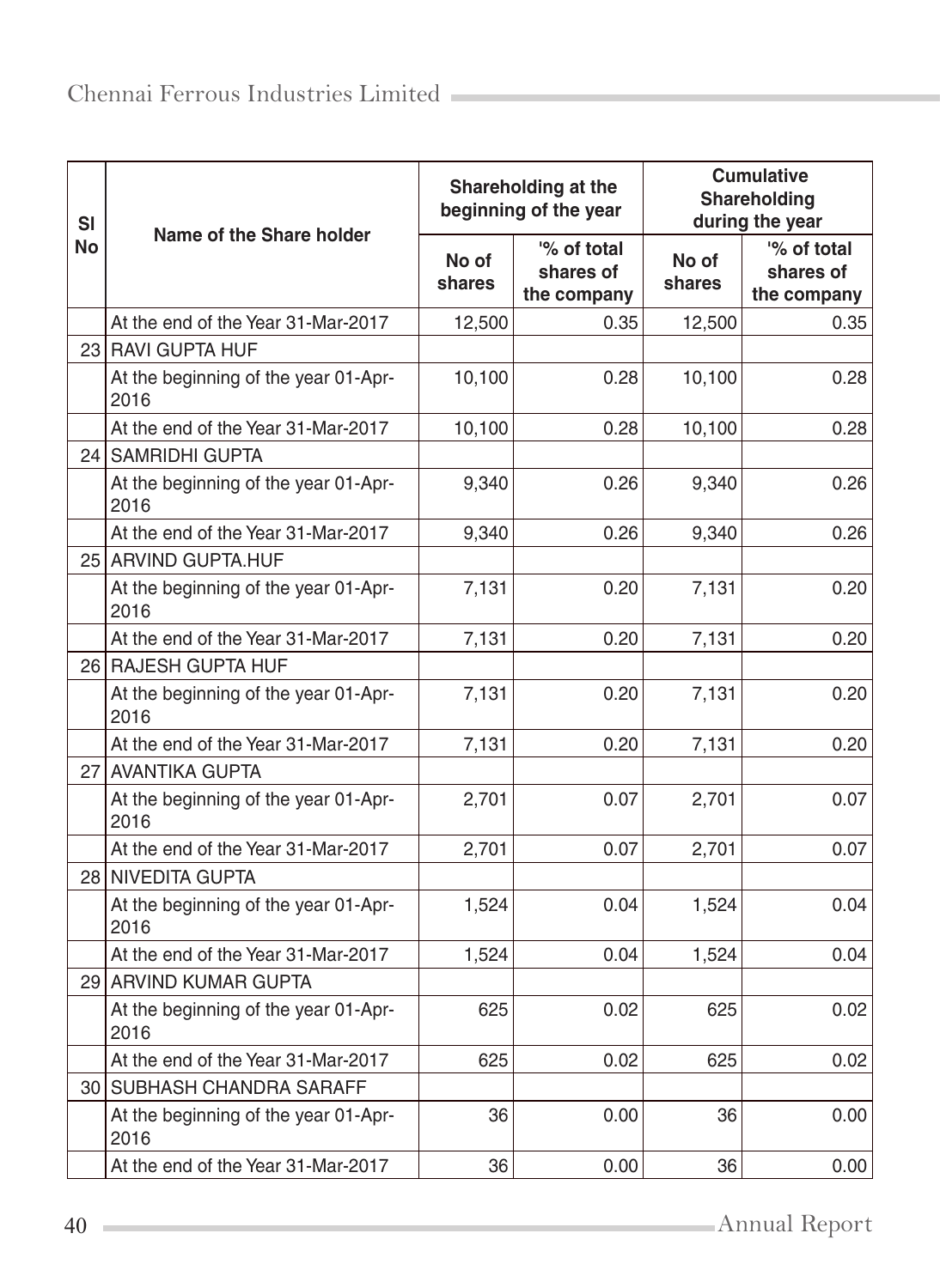| Sl No | Name of the Share holder | Shareholding at the beginning of the year | | Cumulative Shareholding during the year | |
|---|---|---|---|---|---|
| | | No of shares | '% of total shares of the company | No of shares | '% of total shares of the company |
| | At the end of the Year 31-Mar-2017 | 12,500 | 0.35 | 12,500 | 0.35 |
| 23 | RAVI GUPTA HUF | | | | |
| | At the beginning of the year 01-Apr-2016 | 10,100 | 0.28 | 10,100 | 0.28 |
| | At the end of the Year 31-Mar-2017 | 10,100 | 0.28 | 10,100 | 0.28 |
| 24 | SAMRIDHI GUPTA | | | | |
| | At the beginning of the year 01-Apr-2016 | 9,340 | 0.26 | 9,340 | 0.26 |
| | At the end of the Year 31-Mar-2017 | 9,340 | 0.26 | 9,340 | 0.26 |
| 25 | ARVIND GUPTA.HUF | | | | |
| | At the beginning of the year 01-Apr-2016 | 7,131 | 0.20 | 7,131 | 0.20 |
| | At the end of the Year 31-Mar-2017 | 7,131 | 0.20 | 7,131 | 0.20 |
| 26 | RAJESH GUPTA HUF | | | | |
| | At the beginning of the year 01-Apr-2016 | 7,131 | 0.20 | 7,131 | 0.20 |
| | At the end of the Year 31-Mar-2017 | 7,131 | 0.20 | 7,131 | 0.20 |
| 27 | AVANTIKA GUPTA | | | | |
| | At the beginning of the year 01-Apr-2016 | 2,701 | 0.07 | 2,701 | 0.07 |
| | At the end of the Year 31-Mar-2017 | 2,701 | 0.07 | 2,701 | 0.07 |
| 28 | NIVEDITA GUPTA | | | | |
| | At the beginning of the year 01-Apr-2016 | 1,524 | 0.04 | 1,524 | 0.04 |
| | At the end of the Year 31-Mar-2017 | 1,524 | 0.04 | 1,524 | 0.04 |
| 29 | ARVIND KUMAR GUPTA | | | | |
| | At the beginning of the year 01-Apr-2016 | 625 | 0.02 | 625 | 0.02 |
| | At the end of the Year 31-Mar-2017 | 625 | 0.02 | 625 | 0.02 |
| 30 | SUBHASH CHANDRA SARAFF | | | | |
| | At the beginning of the year 01-Apr-2016 | 36 | 0.00 | 36 | 0.00 |
| | At the end of the Year 31-Mar-2017 | 36 | 0.00 | 36 | 0.00 |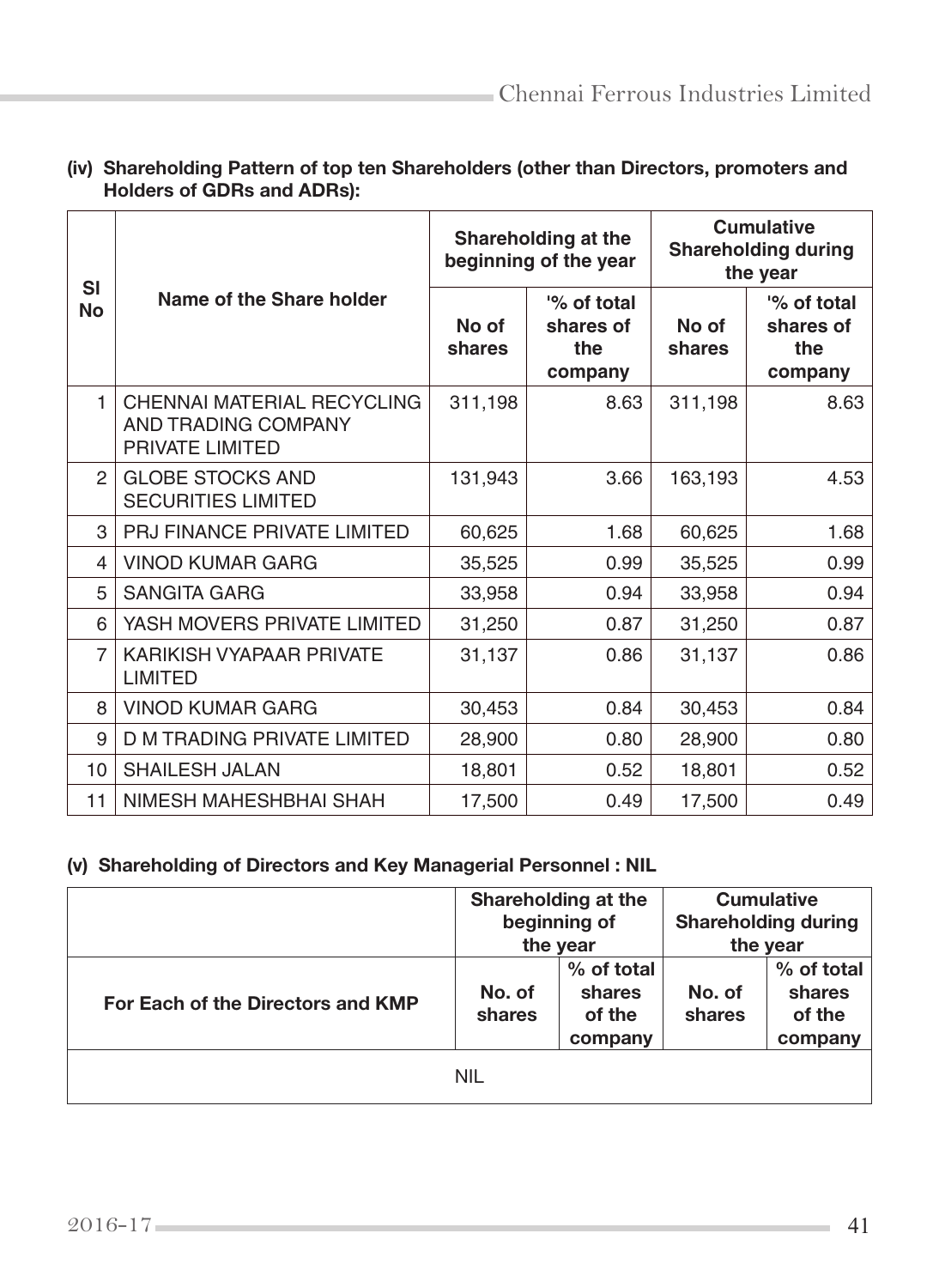**(iv) Shareholding Pattern of top ten Shareholders (other than Directors, promoters and Holders of GDRs and ADRs):**

| SI No | Name of the Share holder | Shareholding at the beginning of the year | | Cumulative Shareholding during the year | |
|---|---|---|---|---|---|
| | | No of shares | '% of total shares of the company | No of shares | '% of total shares of the company |
| 1 | CHENNAI MATERIAL RECYCLING AND TRADING COMPANY PRIVATE LIMITED | 311,198 | 8.63 | 311,198 | 8.63 |
| 2 | GLOBE STOCKS AND SECURITIES LIMITED | 131,943 | 3.66 | 163,193 | 4.53 |
| 3 | PRJ FINANCE PRIVATE LIMITED | 60,625 | 1.68 | 60,625 | 1.68 |
| 4 | VINOD KUMAR GARG | 35,525 | 0.99 | 35,525 | 0.99 |
| 5 | SANGITA GARG | 33,958 | 0.94 | 33,958 | 0.94 |
| 6 | YASH MOVERS PRIVATE LIMITED | 31,250 | 0.87 | 31,250 | 0.87 |
| 7 | KARIKISH VYAPAAR PRIVATE LIMITED | 31,137 | 0.86 | 31,137 | 0.86 |
| 8 | VINOD KUMAR GARG | 30,453 | 0.84 | 30,453 | 0.84 |
| 9 | D M TRADING PRIVATE LIMITED | 28,900 | 0.80 | 28,900 | 0.80 |
| 10 | SHAILESH JALAN | 18,801 | 0.52 | 18,801 | 0.52 |
| 11 | NIMESH MAHESHBHAI SHAH | 17,500 | 0.49 | 17,500 | 0.49 |

**(v) Shareholding of Directors and Key Managerial Personnel : NIL**

| | Shareholding at the beginning of the year | | Cumulative Shareholding during the year | |
|---|---|---|---|---|
| For Each of the Directors and KMP | No. of shares | % of total shares of the company | No. of shares | % of total shares of the company |
| NIL | | | | |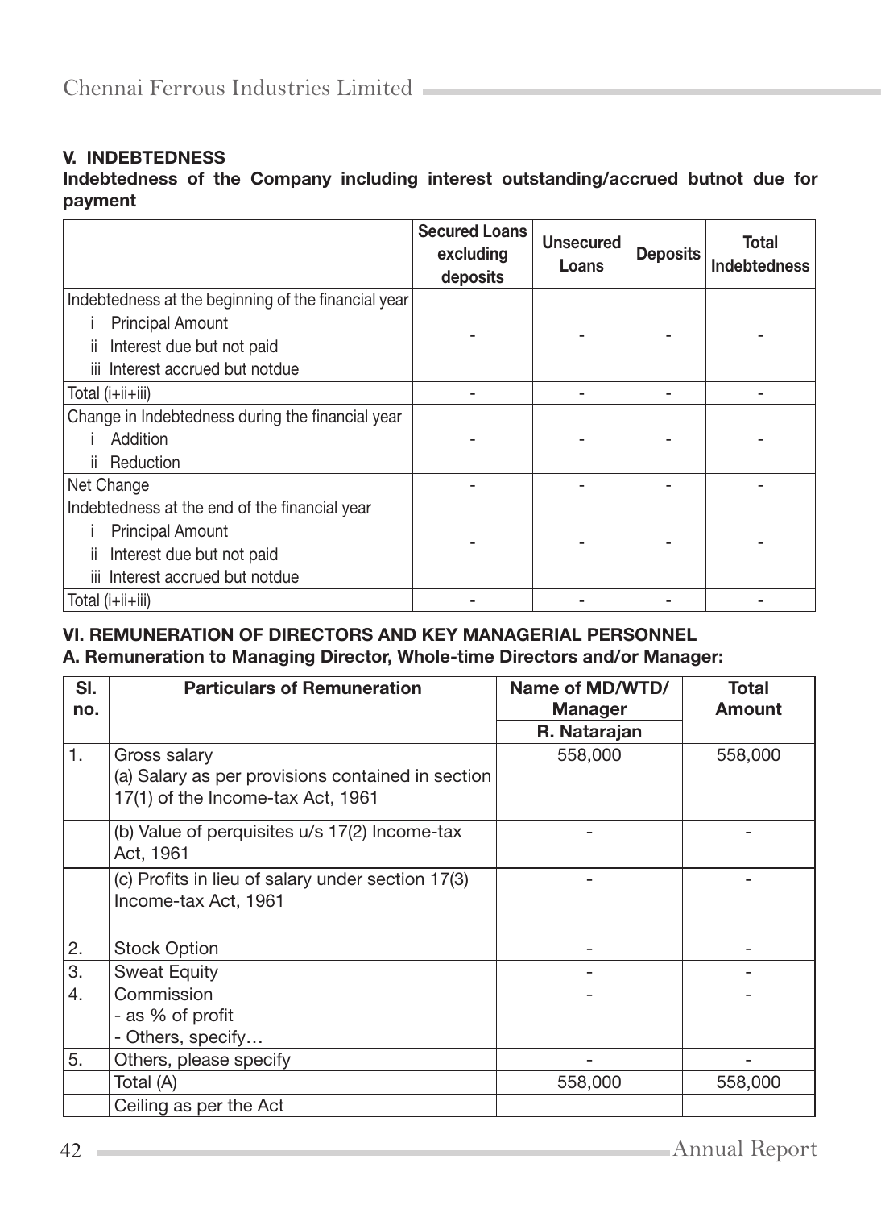### V. INDEBTEDNESS

**Indebtedness of the Company including interest outstanding/accrued butnot due for payment**

| | Secured Loans excluding deposits | Unsecured Loans | Deposits | Total Indebtedness |
|---|---|---|---|---|
| Indebtedness at the beginning of the financial year<br>i Principal Amount<br>ii Interest due but not paid<br>iii Interest accrued but notdue | - | - | - | - |
| Total (i+ii+iii) | - | - | - | - |
| Change in Indebtedness during the financial year<br>i Addition<br>ii Reduction | - | - | - | - |
| Net Change | - | - | - | - |
| Indebtedness at the end of the financial year<br>i Principal Amount<br>ii Interest due but not paid<br>iii Interest accrued but notdue | - | - | - | - |
| Total (i+ii+iii) | - | - | - | - |

### VI. REMUNERATION OF DIRECTORS AND KEY MANAGERIAL PERSONNEL

**A. Remuneration to Managing Director, Whole-time Directors and/or Manager:**

| Sl. no. | Particulars of Remuneration | Name of MD/WTD/ Manager | Total Amount |
|---|---|---|---|
| | | R. Natarajan | |
| 1. | Gross salary<br>(a) Salary as per provisions contained in section 17(1) of the Income-tax Act, 1961 | 558,000 | 558,000 |
| | (b) Value of perquisites u/s 17(2) Income-tax Act, 1961 | - | - |
| | (c) Profits in lieu of salary under section 17(3) Income-tax Act, 1961 | - | - |
| 2. | Stock Option | - | - |
| 3. | Sweat Equity | - | - |
| 4. | Commission<br>- as % of profit<br>- Others, specify… | - | - |
| 5. | Others, please specify | - | - |
| | Total (A) | 558,000 | 558,000 |
| | Ceiling as per the Act | | |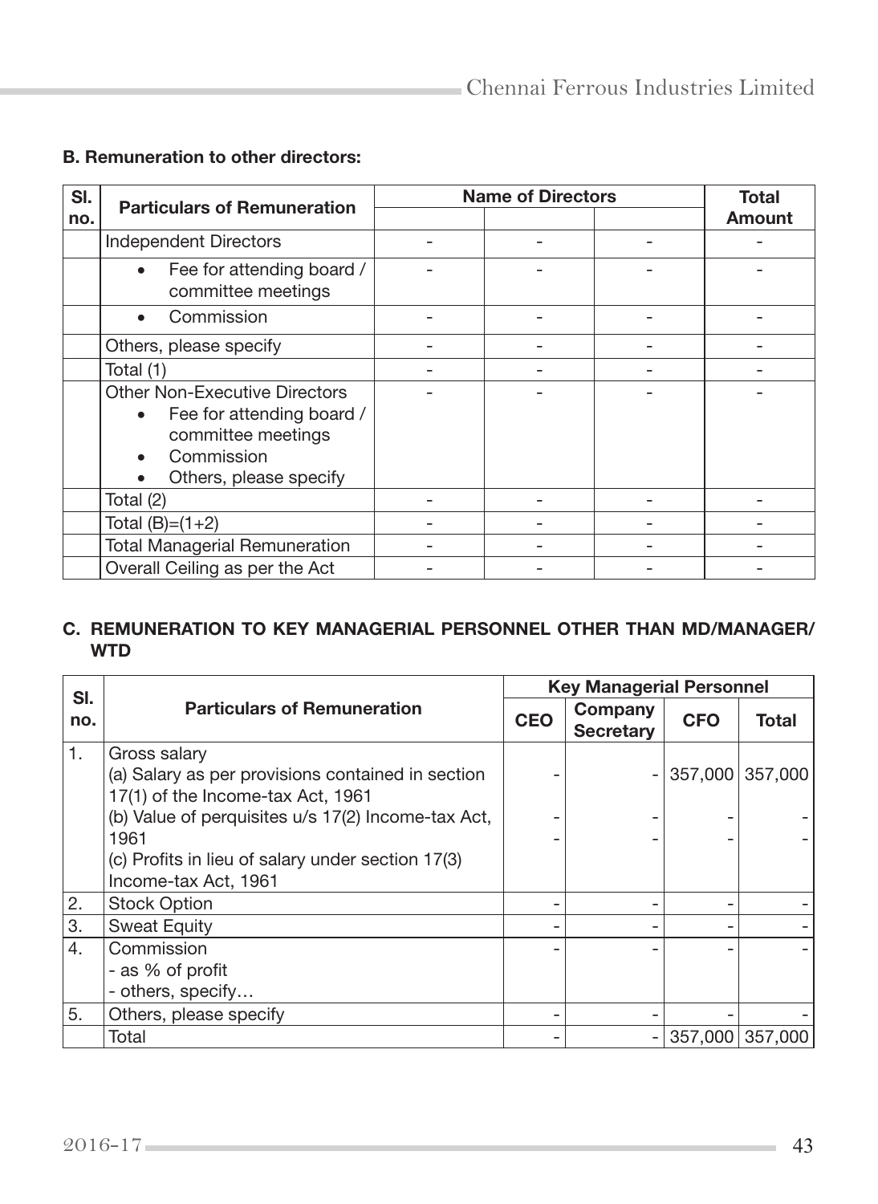### B. Remuneration to other directors:

| Sl. no. | Particulars of Remuneration | Name of Directors | | | Total Amount |
|---|---|---|---|---|---|
| | | | | | |
| | Independent Directors | - | - | - | - |
| | • Fee for attending board / committee meetings | - | - | - | - |
| | • Commission | - | - | - | - |
| | Others, please specify | - | - | - | - |
| | Total (1) | - | - | - | - |
| | Other Non-Executive Directors<br>• Fee for attending board / committee meetings<br>• Commission<br>• Others, please specify | - | - | - | - |
| | Total (2) | - | - | - | - |
| | Total (B)=(1+2) | - | - | - | - |
| | Total Managerial Remuneration | - | - | - | - |
| | Overall Ceiling as per the Act | - | - | - | - |

### C. REMUNERATION TO KEY MANAGERIAL PERSONNEL OTHER THAN MD/MANAGER/ WTD

| Sl. no. | Particulars of Remuneration | Key Managerial Personnel | | | |
|---|---|---|---|---|---|
| | | CEO | Company Secretary | CFO | Total |
| 1. | Gross salary<br>(a) Salary as per provisions contained in section 17(1) of the Income-tax Act, 1961<br>(b) Value of perquisites u/s 17(2) Income-tax Act, 1961<br>(c) Profits in lieu of salary under section 17(3) Income-tax Act, 1961 | -<br>-<br>- | -<br>-<br>- | 357,000<br>-<br>- | 357,000<br>-<br>- |
| 2. | Stock Option | - | - | - | - |
| 3. | Sweat Equity | - | - | - | - |
| 4. | Commission<br>- as % of profit<br>- others, specify… | - | - | - | - |
| 5. | Others, please specify | - | - | - | - |
| | Total | - | - | 357,000 | 357,000 |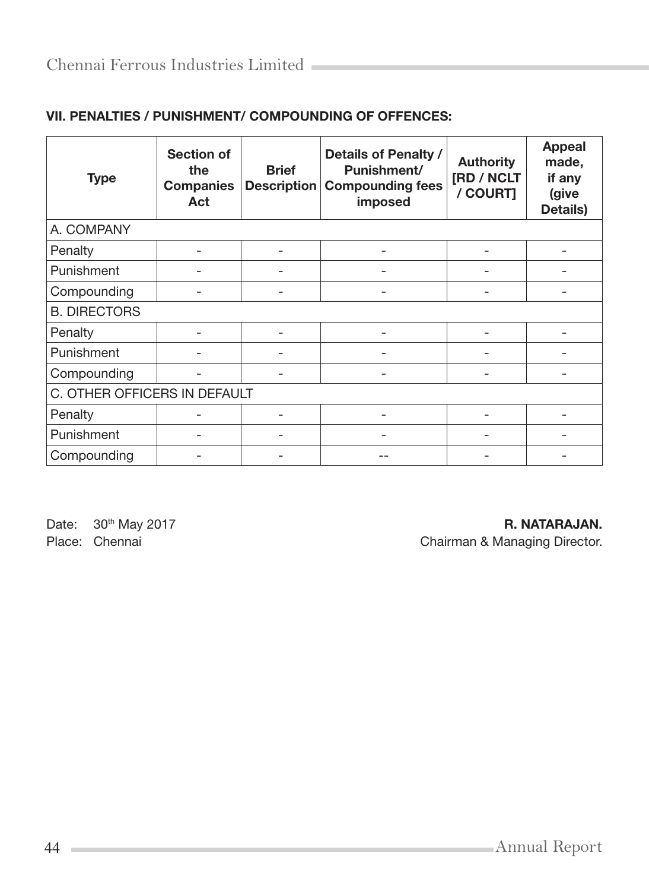### VII. PENALTIES / PUNISHMENT/ COMPOUNDING OF OFFENCES:

| Type | Section of the Companies Act | Brief Description | Details of Penalty / Punishment/ Compounding fees imposed | Authority [RD / NCLT / COURT] | Appeal made, if any (give Details) |
|---|---|---|---|---|---|
| A. COMPANY | | | | | |
| Penalty | - | - | - | - | - |
| Punishment | - | - | - | - | - |
| Compounding | - | - | - | - | - |
| B. DIRECTORS | | | | | |
| Penalty | - | - | - | - | - |
| Punishment | - | - | - | - | - |
| Compounding | - | - | - | - | - |
| C. OTHER OFFICERS IN DEFAULT | | | | | |
| Penalty | - | - | - | - | - |
| Punishment | - | - | - | - | - |
| Compounding | - | - | -- | - | - |

Date: 30th May 2017
Place: Chennai

**R. NATARAJAN.**
Chairman & Managing Director.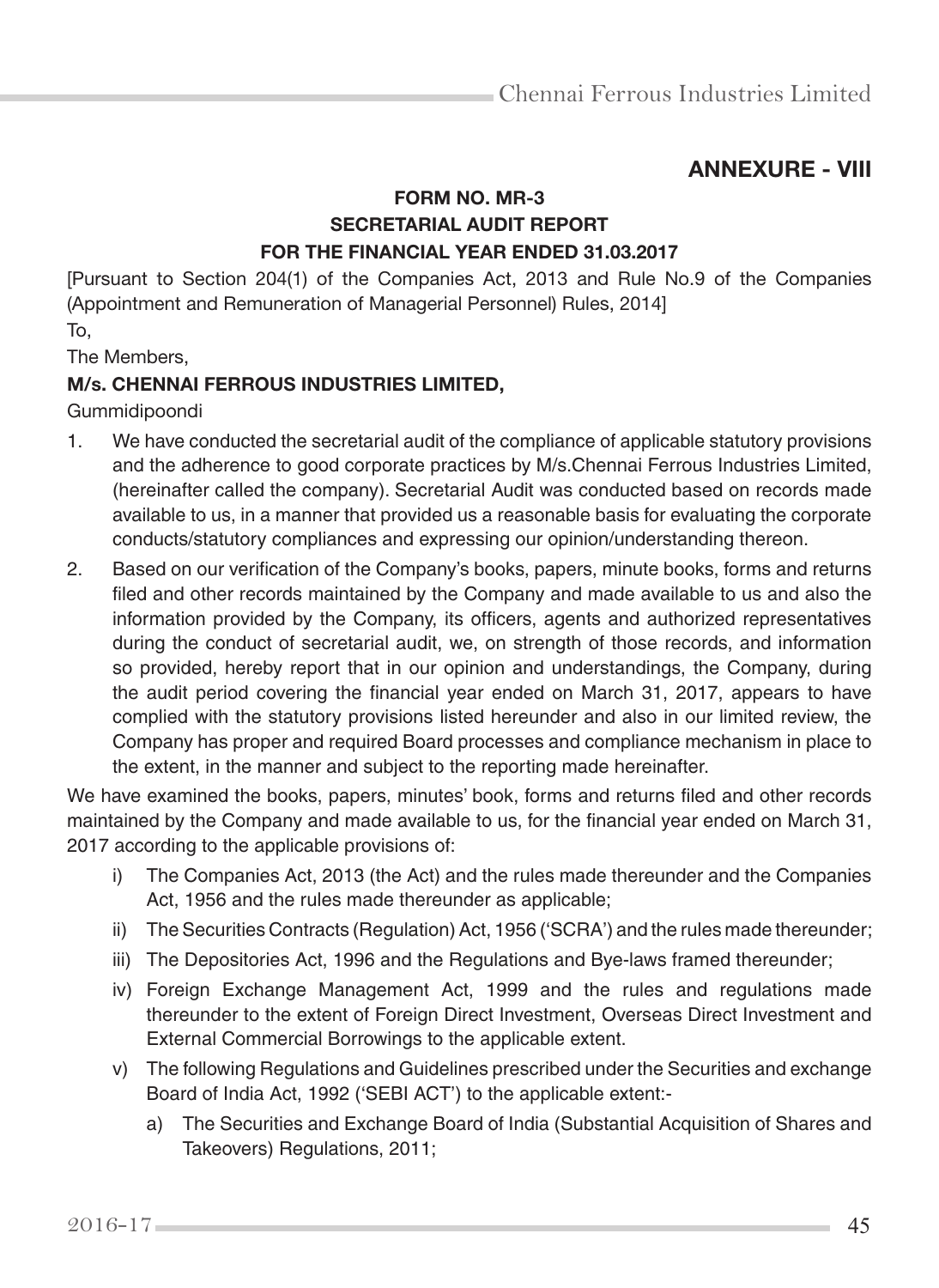## ANNEXURE - VIII

### FORM NO. MR-3
### SECRETARIAL AUDIT REPORT
### FOR THE FINANCIAL YEAR ENDED 31.03.2017

[Pursuant to Section 204(1) of the Companies Act, 2013 and Rule No.9 of the Companies (Appointment and Remuneration of Managerial Personnel) Rules, 2014]

To,

The Members,

**M/s. CHENNAI FERROUS INDUSTRIES LIMITED,**

Gummidipoondi

1. We have conducted the secretarial audit of the compliance of applicable statutory provisions and the adherence to good corporate practices by M/s.Chennai Ferrous Industries Limited, (hereinafter called the company). Secretarial Audit was conducted based on records made available to us, in a manner that provided us a reasonable basis for evaluating the corporate conducts/statutory compliances and expressing our opinion/understanding thereon.
2. Based on our verification of the Company's books, papers, minute books, forms and returns filed and other records maintained by the Company and made available to us and also the information provided by the Company, its officers, agents and authorized representatives during the conduct of secretarial audit, we, on strength of those records, and information so provided, hereby report that in our opinion and understandings, the Company, during the audit period covering the financial year ended on March 31, 2017, appears to have complied with the statutory provisions listed hereunder and also in our limited review, the Company has proper and required Board processes and compliance mechanism in place to the extent, in the manner and subject to the reporting made hereinafter.

We have examined the books, papers, minutes' book, forms and returns filed and other records maintained by the Company and made available to us, for the financial year ended on March 31, 2017 according to the applicable provisions of:

- i) The Companies Act, 2013 (the Act) and the rules made thereunder and the Companies Act, 1956 and the rules made thereunder as applicable;
- ii) The Securities Contracts (Regulation) Act, 1956 ('SCRA') and the rules made thereunder;
- iii) The Depositories Act, 1996 and the Regulations and Bye-laws framed thereunder;
- iv) Foreign Exchange Management Act, 1999 and the rules and regulations made thereunder to the extent of Foreign Direct Investment, Overseas Direct Investment and External Commercial Borrowings to the applicable extent.
- v) The following Regulations and Guidelines prescribed under the Securities and exchange Board of India Act, 1992 ('SEBI ACT') to the applicable extent:-
  - a) The Securities and Exchange Board of India (Substantial Acquisition of Shares and Takeovers) Regulations, 2011;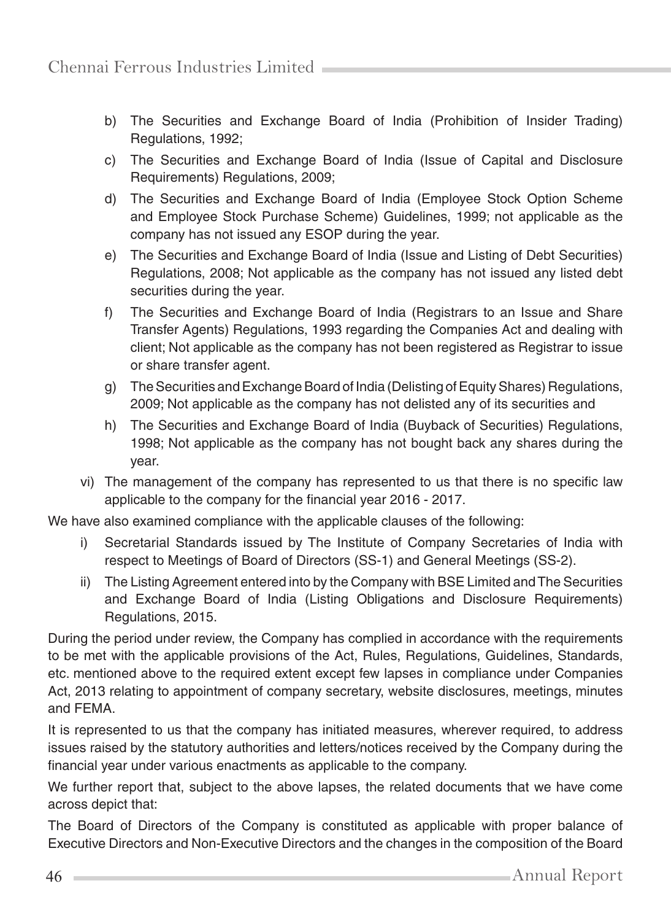b) The Securities and Exchange Board of India (Prohibition of Insider Trading) Regulations, 1992;

c) The Securities and Exchange Board of India (Issue of Capital and Disclosure Requirements) Regulations, 2009;

d) The Securities and Exchange Board of India (Employee Stock Option Scheme and Employee Stock Purchase Scheme) Guidelines, 1999; not applicable as the company has not issued any ESOP during the year.

e) The Securities and Exchange Board of India (Issue and Listing of Debt Securities) Regulations, 2008; Not applicable as the company has not issued any listed debt securities during the year.

f) The Securities and Exchange Board of India (Registrars to an Issue and Share Transfer Agents) Regulations, 1993 regarding the Companies Act and dealing with client; Not applicable as the company has not been registered as Registrar to issue or share transfer agent.

g) The Securities and Exchange Board of India (Delisting of Equity Shares) Regulations, 2009; Not applicable as the company has not delisted any of its securities and

h) The Securities and Exchange Board of India (Buyback of Securities) Regulations, 1998; Not applicable as the company has not bought back any shares during the year.

vi) The management of the company has represented to us that there is no specific law applicable to the company for the financial year 2016 - 2017.

We have also examined compliance with the applicable clauses of the following:

i) Secretarial Standards issued by The Institute of Company Secretaries of India with respect to Meetings of Board of Directors (SS-1) and General Meetings (SS-2).

ii) The Listing Agreement entered into by the Company with BSE Limited and The Securities and Exchange Board of India (Listing Obligations and Disclosure Requirements) Regulations, 2015.

During the period under review, the Company has complied in accordance with the requirements to be met with the applicable provisions of the Act, Rules, Regulations, Guidelines, Standards, etc. mentioned above to the required extent except few lapses in compliance under Companies Act, 2013 relating to appointment of company secretary, website disclosures, meetings, minutes and FEMA.

It is represented to us that the company has initiated measures, wherever required, to address issues raised by the statutory authorities and letters/notices received by the Company during the financial year under various enactments as applicable to the company.

We further report that, subject to the above lapses, the related documents that we have come across depict that:

The Board of Directors of the Company is constituted as applicable with proper balance of Executive Directors and Non-Executive Directors and the changes in the composition of the Board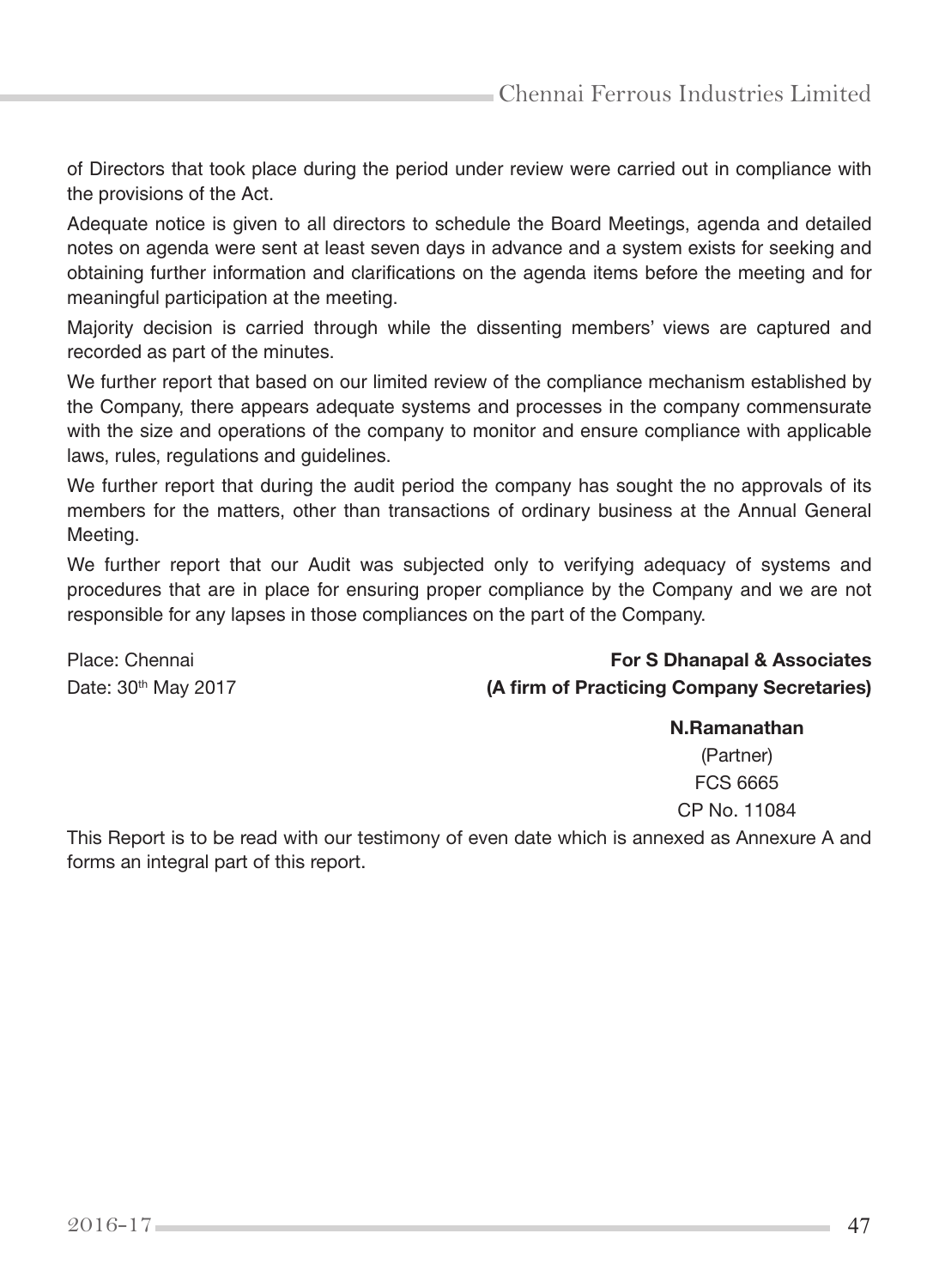of Directors that took place during the period under review were carried out in compliance with the provisions of the Act.

Adequate notice is given to all directors to schedule the Board Meetings, agenda and detailed notes on agenda were sent at least seven days in advance and a system exists for seeking and obtaining further information and clarifications on the agenda items before the meeting and for meaningful participation at the meeting.

Majority decision is carried through while the dissenting members' views are captured and recorded as part of the minutes.

We further report that based on our limited review of the compliance mechanism established by the Company, there appears adequate systems and processes in the company commensurate with the size and operations of the company to monitor and ensure compliance with applicable laws, rules, regulations and guidelines.

We further report that during the audit period the company has sought the no approvals of its members for the matters, other than transactions of ordinary business at the Annual General Meeting.

We further report that our Audit was subjected only to verifying adequacy of systems and procedures that are in place for ensuring proper compliance by the Company and we are not responsible for any lapses in those compliances on the part of the Company.

Place: Chennai

Date: 30th May 2017

**For S Dhanapal & Associates**
**(A firm of Practicing Company Secretaries)**

**N.Ramanathan**
(Partner)
FCS 6665
CP No. 11084

This Report is to be read with our testimony of even date which is annexed as Annexure A and forms an integral part of this report.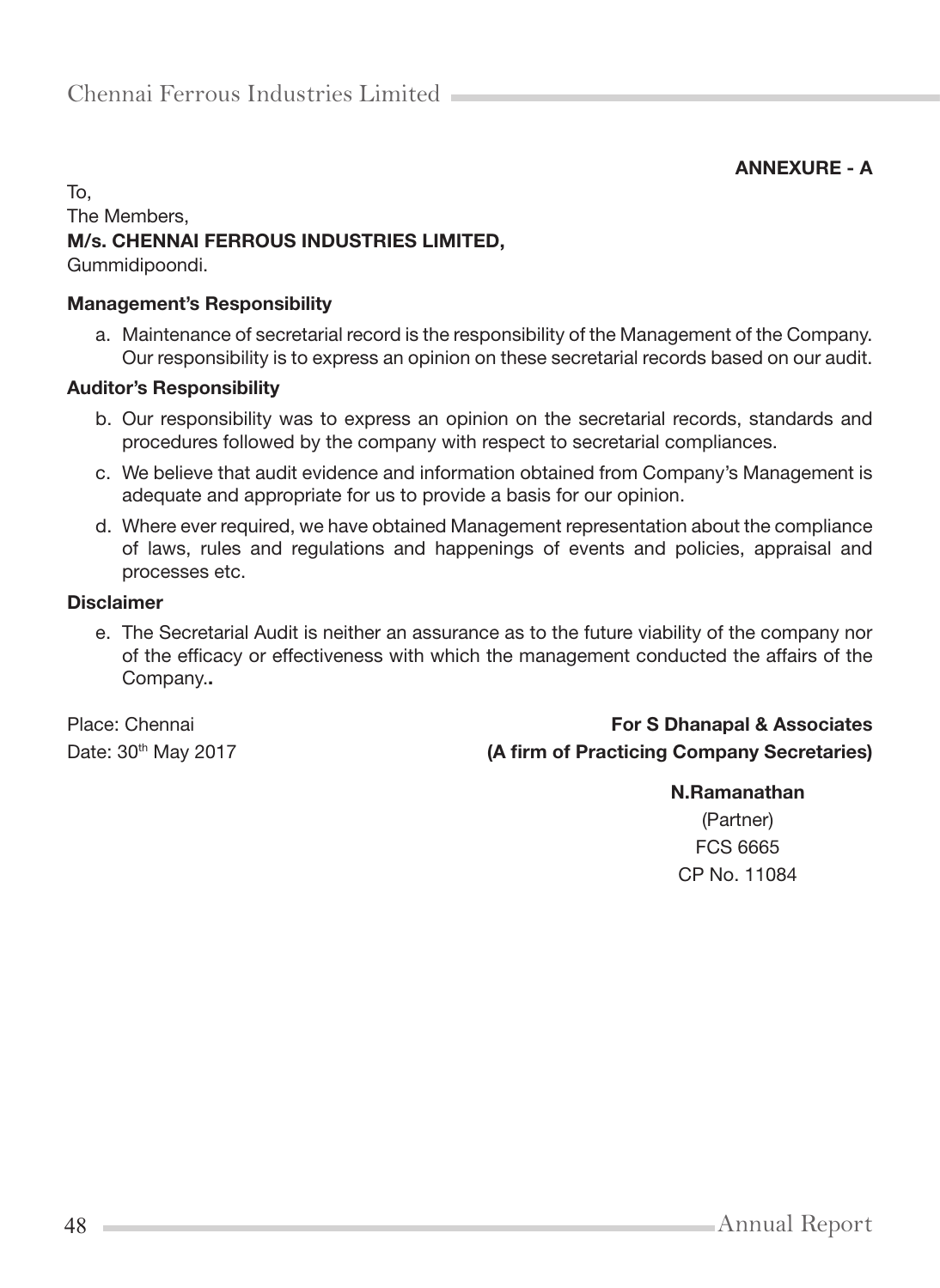**ANNEXURE - A**

To,
The Members,
**M/s. CHENNAI FERROUS INDUSTRIES LIMITED,**
Gummidipoondi.

**Management's Responsibility**

a. Maintenance of secretarial record is the responsibility of the Management of the Company. Our responsibility is to express an opinion on these secretarial records based on our audit.

**Auditor's Responsibility**

b. Our responsibility was to express an opinion on the secretarial records, standards and procedures followed by the company with respect to secretarial compliances.

c. We believe that audit evidence and information obtained from Company's Management is adequate and appropriate for us to provide a basis for our opinion.

d. Where ever required, we have obtained Management representation about the compliance of laws, rules and regulations and happenings of events and policies, appraisal and processes etc.

**Disclaimer**

e. The Secretarial Audit is neither an assurance as to the future viability of the company nor of the efficacy or effectiveness with which the management conducted the affairs of the Company..

Place: Chennai
Date: 30th May 2017

**For S Dhanapal & Associates**
**(A firm of Practicing Company Secretaries)**

**N.Ramanathan**
(Partner)
FCS 6665
CP No. 11084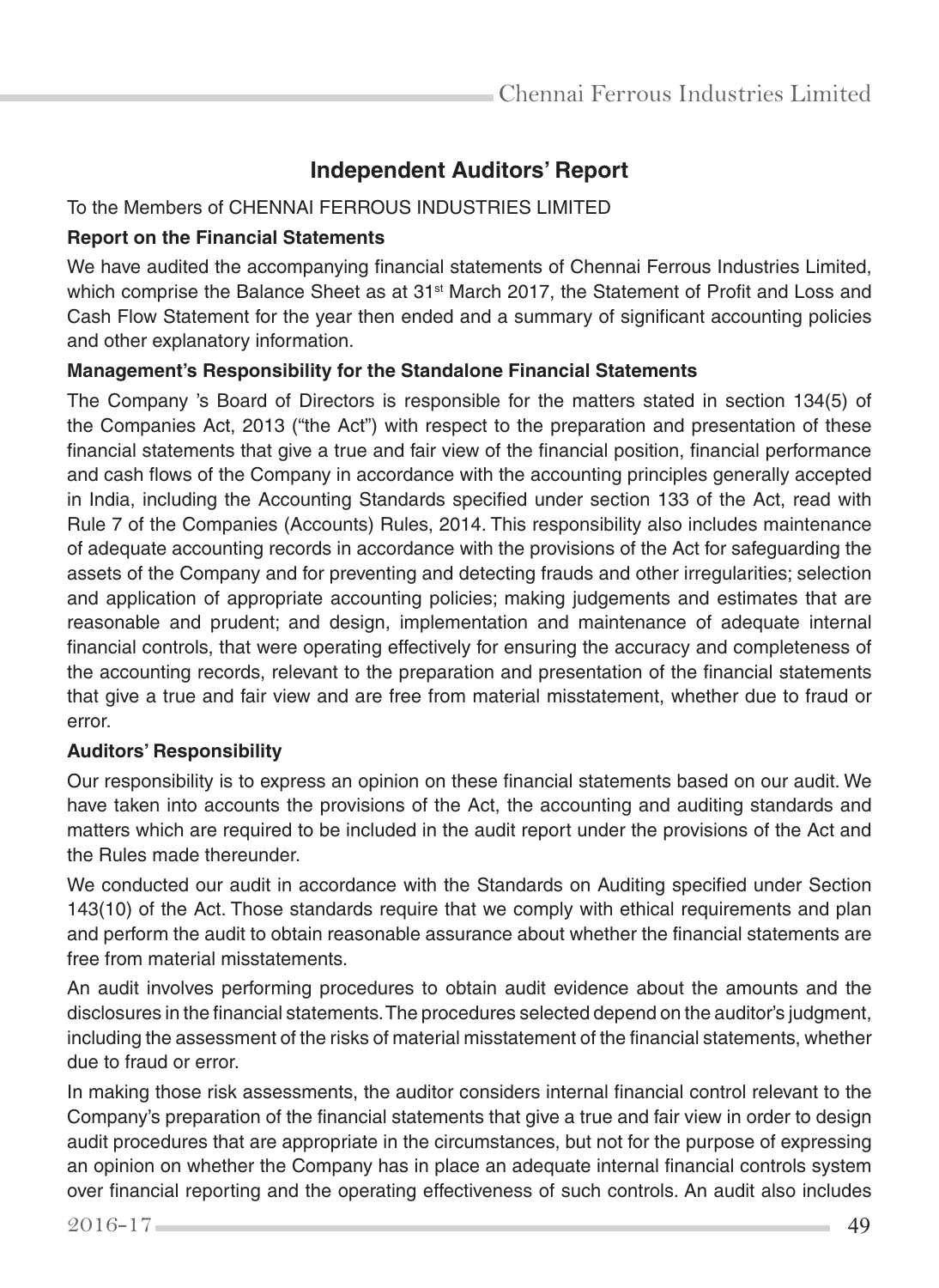## Independent Auditors' Report

To the Members of CHENNAI FERROUS INDUSTRIES LIMITED

**Report on the Financial Statements**

We have audited the accompanying financial statements of Chennai Ferrous Industries Limited, which comprise the Balance Sheet as at 31st March 2017, the Statement of Profit and Loss and Cash Flow Statement for the year then ended and a summary of significant accounting policies and other explanatory information.

**Management's Responsibility for the Standalone Financial Statements**

The Company 's Board of Directors is responsible for the matters stated in section 134(5) of the Companies Act, 2013 ("the Act") with respect to the preparation and presentation of these financial statements that give a true and fair view of the financial position, financial performance and cash flows of the Company in accordance with the accounting principles generally accepted in India, including the Accounting Standards specified under section 133 of the Act, read with Rule 7 of the Companies (Accounts) Rules, 2014. This responsibility also includes maintenance of adequate accounting records in accordance with the provisions of the Act for safeguarding the assets of the Company and for preventing and detecting frauds and other irregularities; selection and application of appropriate accounting policies; making judgements and estimates that are reasonable and prudent; and design, implementation and maintenance of adequate internal financial controls, that were operating effectively for ensuring the accuracy and completeness of the accounting records, relevant to the preparation and presentation of the financial statements that give a true and fair view and are free from material misstatement, whether due to fraud or error.

**Auditors' Responsibility**

Our responsibility is to express an opinion on these financial statements based on our audit. We have taken into accounts the provisions of the Act, the accounting and auditing standards and matters which are required to be included in the audit report under the provisions of the Act and the Rules made thereunder.

We conducted our audit in accordance with the Standards on Auditing specified under Section 143(10) of the Act. Those standards require that we comply with ethical requirements and plan and perform the audit to obtain reasonable assurance about whether the financial statements are free from material misstatements.

An audit involves performing procedures to obtain audit evidence about the amounts and the disclosures in the financial statements. The procedures selected depend on the auditor's judgment, including the assessment of the risks of material misstatement of the financial statements, whether due to fraud or error.

In making those risk assessments, the auditor considers internal financial control relevant to the Company's preparation of the financial statements that give a true and fair view in order to design audit procedures that are appropriate in the circumstances, but not for the purpose of expressing an opinion on whether the Company has in place an adequate internal financial controls system over financial reporting and the operating effectiveness of such controls. An audit also includes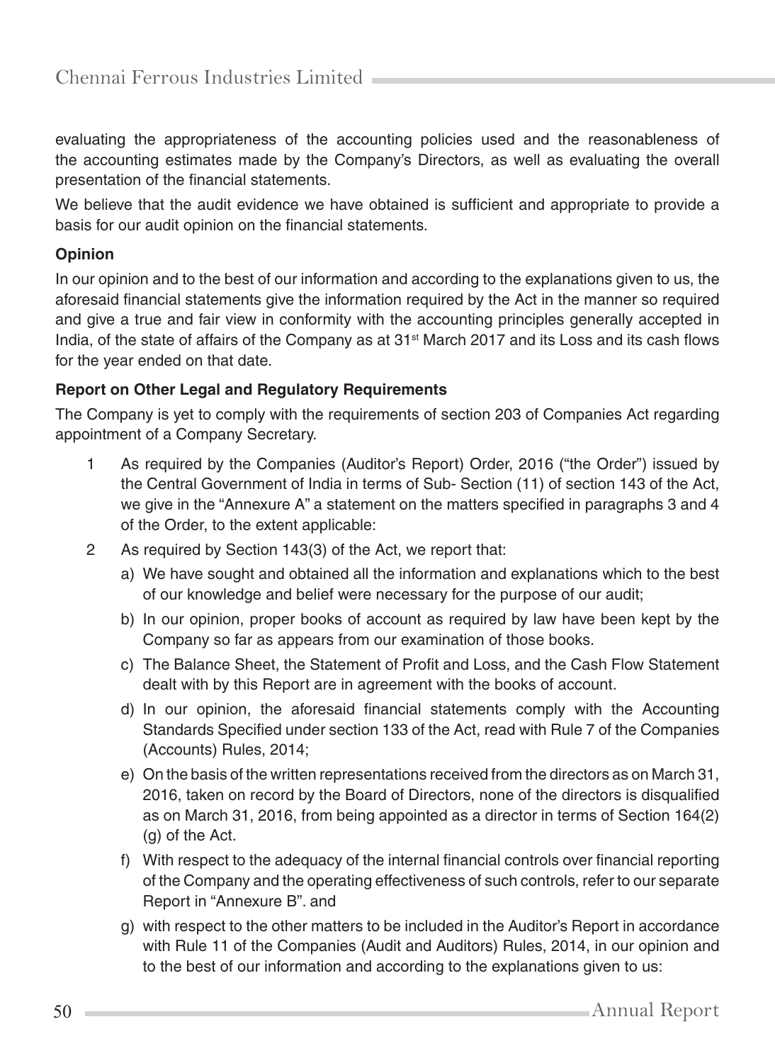evaluating the appropriateness of the accounting policies used and the reasonableness of the accounting estimates made by the Company's Directors, as well as evaluating the overall presentation of the financial statements.

We believe that the audit evidence we have obtained is sufficient and appropriate to provide a basis for our audit opinion on the financial statements.

**Opinion**

In our opinion and to the best of our information and according to the explanations given to us, the aforesaid financial statements give the information required by the Act in the manner so required and give a true and fair view in conformity with the accounting principles generally accepted in India, of the state of affairs of the Company as at 31st March 2017 and its Loss and its cash flows for the year ended on that date.

**Report on Other Legal and Regulatory Requirements**

The Company is yet to comply with the requirements of section 203 of Companies Act regarding appointment of a Company Secretary.

1. As required by the Companies (Auditor's Report) Order, 2016 ("the Order") issued by the Central Government of India in terms of Sub- Section (11) of section 143 of the Act, we give in the "Annexure A" a statement on the matters specified in paragraphs 3 and 4 of the Order, to the extent applicable:

2. As required by Section 143(3) of the Act, we report that:

   a) We have sought and obtained all the information and explanations which to the best of our knowledge and belief were necessary for the purpose of our audit;

   b) In our opinion, proper books of account as required by law have been kept by the Company so far as appears from our examination of those books.

   c) The Balance Sheet, the Statement of Profit and Loss, and the Cash Flow Statement dealt with by this Report are in agreement with the books of account.

   d) In our opinion, the aforesaid financial statements comply with the Accounting Standards Specified under section 133 of the Act, read with Rule 7 of the Companies (Accounts) Rules, 2014;

   e) On the basis of the written representations received from the directors as on March 31, 2016, taken on record by the Board of Directors, none of the directors is disqualified as on March 31, 2016, from being appointed as a director in terms of Section 164(2)(g) of the Act.

   f) With respect to the adequacy of the internal financial controls over financial reporting of the Company and the operating effectiveness of such controls, refer to our separate Report in "Annexure B". and

   g) with respect to the other matters to be included in the Auditor's Report in accordance with Rule 11 of the Companies (Audit and Auditors) Rules, 2014, in our opinion and to the best of our information and according to the explanations given to us: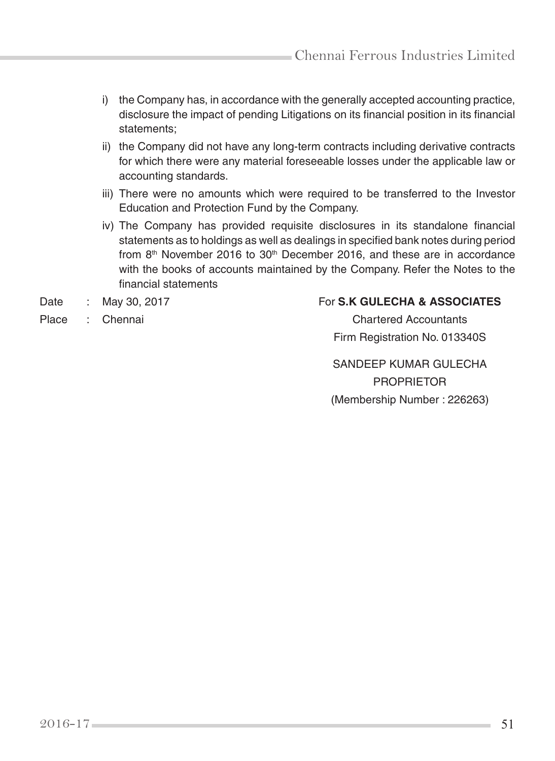i) the Company has, in accordance with the generally accepted accounting practice, disclosure the impact of pending Litigations on its financial position in its financial statements;

ii) the Company did not have any long-term contracts including derivative contracts for which there were any material foreseeable losses under the applicable law or accounting standards.

iii) There were no amounts which were required to be transferred to the Investor Education and Protection Fund by the Company.

iv) The Company has provided requisite disclosures in its standalone financial statements as to holdings as well as dealings in specified bank notes during period from 8th November 2016 to 30th December 2016, and these are in accordance with the books of accounts maintained by the Company. Refer the Notes to the financial statements

Date : May 30, 2017

Place : Chennai

For **S.K GULECHA & ASSOCIATES**

Chartered Accountants

Firm Registration No. 013340S

SANDEEP KUMAR GULECHA

PROPRIETOR

(Membership Number : 226263)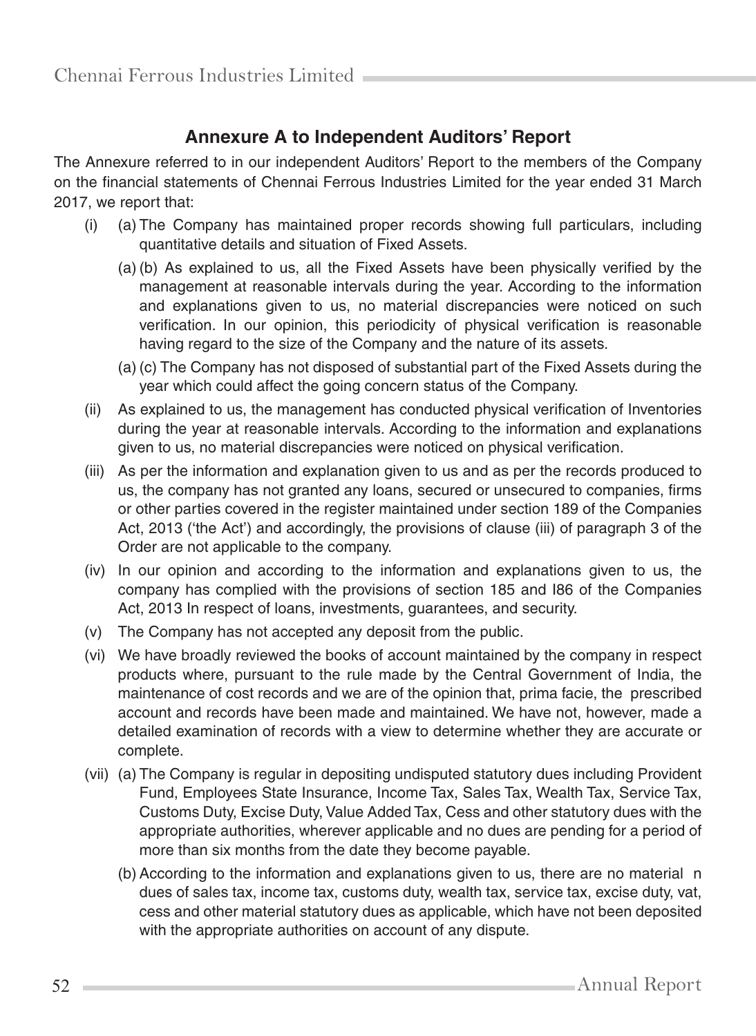## Annexure A to Independent Auditors' Report

The Annexure referred to in our independent Auditors' Report to the members of the Company on the financial statements of Chennai Ferrous Industries Limited for the year ended 31 March 2017, we report that:

(i) (a) The Company has maintained proper records showing full particulars, including quantitative details and situation of Fixed Assets.

(a) (b) As explained to us, all the Fixed Assets have been physically verified by the management at reasonable intervals during the year. According to the information and explanations given to us, no material discrepancies were noticed on such verification. In our opinion, this periodicity of physical verification is reasonable having regard to the size of the Company and the nature of its assets.

(a) (c) The Company has not disposed of substantial part of the Fixed Assets during the year which could affect the going concern status of the Company.

(ii) As explained to us, the management has conducted physical verification of Inventories during the year at reasonable intervals. According to the information and explanations given to us, no material discrepancies were noticed on physical verification.

(iii) As per the information and explanation given to us and as per the records produced to us, the company has not granted any loans, secured or unsecured to companies, firms or other parties covered in the register maintained under section 189 of the Companies Act, 2013 ('the Act') and accordingly, the provisions of clause (iii) of paragraph 3 of the Order are not applicable to the company.

(iv) In our opinion and according to the information and explanations given to us, the company has complied with the provisions of section 185 and I86 of the Companies Act, 2013 In respect of loans, investments, guarantees, and security.

(v) The Company has not accepted any deposit from the public.

(vi) We have broadly reviewed the books of account maintained by the company in respect products where, pursuant to the rule made by the Central Government of India, the maintenance of cost records and we are of the opinion that, prima facie, the prescribed account and records have been made and maintained. We have not, however, made a detailed examination of records with a view to determine whether they are accurate or complete.

(vii) (a) The Company is regular in depositing undisputed statutory dues including Provident Fund, Employees State Insurance, Income Tax, Sales Tax, Wealth Tax, Service Tax, Customs Duty, Excise Duty, Value Added Tax, Cess and other statutory dues with the appropriate authorities, wherever applicable and no dues are pending for a period of more than six months from the date they become payable.

(b) According to the information and explanations given to us, there are no material n dues of sales tax, income tax, customs duty, wealth tax, service tax, excise duty, vat, cess and other material statutory dues as applicable, which have not been deposited with the appropriate authorities on account of any dispute.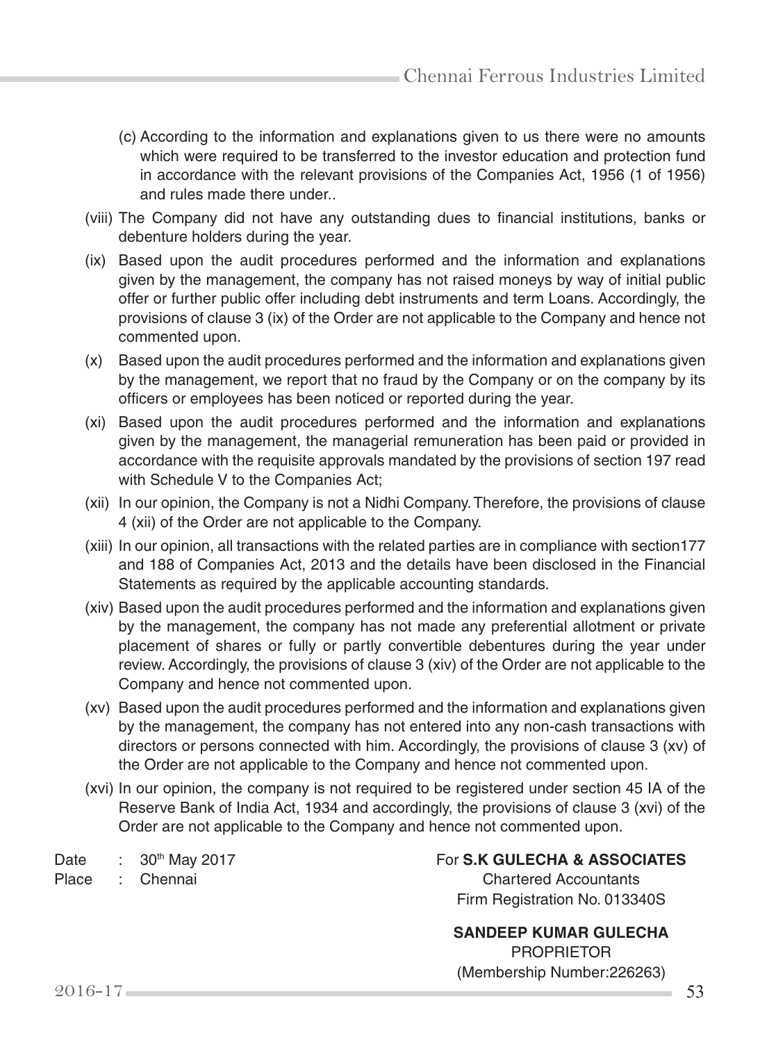(c) According to the information and explanations given to us there were no amounts which were required to be transferred to the investor education and protection fund in accordance with the relevant provisions of the Companies Act, 1956 (1 of 1956) and rules made there under..

(viii) The Company did not have any outstanding dues to financial institutions, banks or debenture holders during the year.

(ix) Based upon the audit procedures performed and the information and explanations given by the management, the company has not raised moneys by way of initial public offer or further public offer including debt instruments and term Loans. Accordingly, the provisions of clause 3 (ix) of the Order are not applicable to the Company and hence not commented upon.

(x) Based upon the audit procedures performed and the information and explanations given by the management, we report that no fraud by the Company or on the company by its officers or employees has been noticed or reported during the year.

(xi) Based upon the audit procedures performed and the information and explanations given by the management, the managerial remuneration has been paid or provided in accordance with the requisite approvals mandated by the provisions of section 197 read with Schedule V to the Companies Act;

(xii) In our opinion, the Company is not a Nidhi Company. Therefore, the provisions of clause 4 (xii) of the Order are not applicable to the Company.

(xiii) In our opinion, all transactions with the related parties are in compliance with section177 and 188 of Companies Act, 2013 and the details have been disclosed in the Financial Statements as required by the applicable accounting standards.

(xiv) Based upon the audit procedures performed and the information and explanations given by the management, the company has not made any preferential allotment or private placement of shares or fully or partly convertible debentures during the year under review. Accordingly, the provisions of clause 3 (xiv) of the Order are not applicable to the Company and hence not commented upon.

(xv) Based upon the audit procedures performed and the information and explanations given by the management, the company has not entered into any non-cash transactions with directors or persons connected with him. Accordingly, the provisions of clause 3 (xv) of the Order are not applicable to the Company and hence not commented upon.

(xvi) In our opinion, the company is not required to be registered under section 45 IA of the Reserve Bank of India Act, 1934 and accordingly, the provisions of clause 3 (xvi) of the Order are not applicable to the Company and hence not commented upon.

Date : 30th May 2017
Place : Chennai

For **S.K GULECHA & ASSOCIATES**
Chartered Accountants
Firm Registration No. 013340S

**SANDEEP KUMAR GULECHA**
PROPRIETOR
(Membership Number:226263)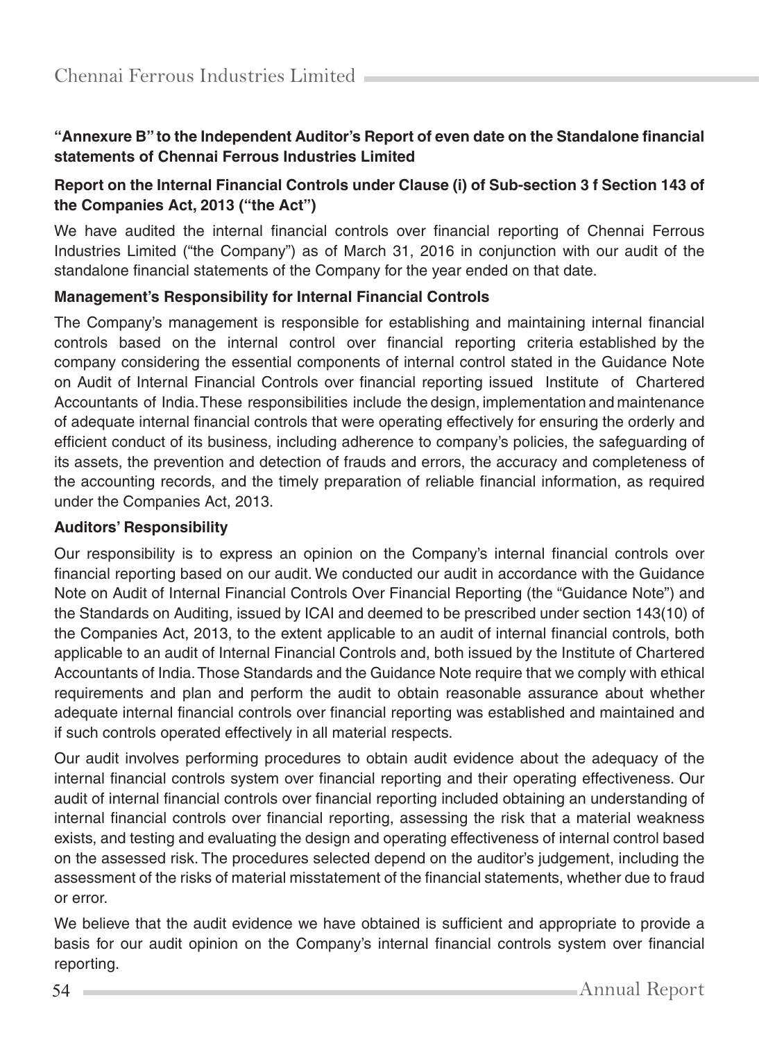**"Annexure B" to the Independent Auditor's Report of even date on the Standalone financial statements of Chennai Ferrous Industries Limited**

**Report on the Internal Financial Controls under Clause (i) of Sub-section 3 f Section 143 of the Companies Act, 2013 ("the Act")**

We have audited the internal financial controls over financial reporting of Chennai Ferrous Industries Limited ("the Company") as of March 31, 2016 in conjunction with our audit of the standalone financial statements of the Company for the year ended on that date.

**Management's Responsibility for Internal Financial Controls**

The Company's management is responsible for establishing and maintaining internal financial controls based on the internal control over financial reporting criteria established by the company considering the essential components of internal control stated in the Guidance Note on Audit of Internal Financial Controls over financial reporting issued Institute of Chartered Accountants of India. These responsibilities include the design, implementation and maintenance of adequate internal financial controls that were operating effectively for ensuring the orderly and efficient conduct of its business, including adherence to company's policies, the safeguarding of its assets, the prevention and detection of frauds and errors, the accuracy and completeness of the accounting records, and the timely preparation of reliable financial information, as required under the Companies Act, 2013.

**Auditors' Responsibility**

Our responsibility is to express an opinion on the Company's internal financial controls over financial reporting based on our audit. We conducted our audit in accordance with the Guidance Note on Audit of Internal Financial Controls Over Financial Reporting (the "Guidance Note") and the Standards on Auditing, issued by ICAI and deemed to be prescribed under section 143(10) of the Companies Act, 2013, to the extent applicable to an audit of internal financial controls, both applicable to an audit of Internal Financial Controls and, both issued by the Institute of Chartered Accountants of India. Those Standards and the Guidance Note require that we comply with ethical requirements and plan and perform the audit to obtain reasonable assurance about whether adequate internal financial controls over financial reporting was established and maintained and if such controls operated effectively in all material respects.

Our audit involves performing procedures to obtain audit evidence about the adequacy of the internal financial controls system over financial reporting and their operating effectiveness. Our audit of internal financial controls over financial reporting included obtaining an understanding of internal financial controls over financial reporting, assessing the risk that a material weakness exists, and testing and evaluating the design and operating effectiveness of internal control based on the assessed risk. The procedures selected depend on the auditor's judgement, including the assessment of the risks of material misstatement of the financial statements, whether due to fraud or error.

We believe that the audit evidence we have obtained is sufficient and appropriate to provide a basis for our audit opinion on the Company's internal financial controls system over financial reporting.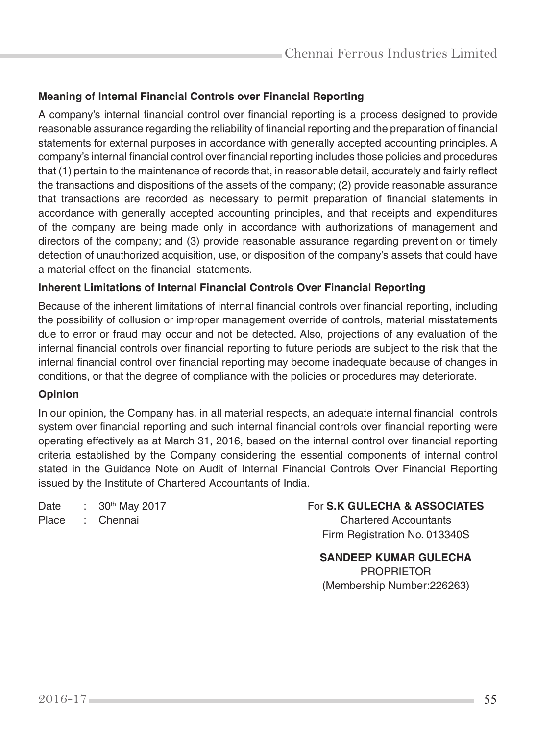### Meaning of Internal Financial Controls over Financial Reporting

A company's internal financial control over financial reporting is a process designed to provide reasonable assurance regarding the reliability of financial reporting and the preparation of financial statements for external purposes in accordance with generally accepted accounting principles. A company's internal financial control over financial reporting includes those policies and procedures that (1) pertain to the maintenance of records that, in reasonable detail, accurately and fairly reflect the transactions and dispositions of the assets of the company; (2) provide reasonable assurance that transactions are recorded as necessary to permit preparation of financial statements in accordance with generally accepted accounting principles, and that receipts and expenditures of the company are being made only in accordance with authorizations of management and directors of the company; and (3) provide reasonable assurance regarding prevention or timely detection of unauthorized acquisition, use, or disposition of the company's assets that could have a material effect on the financial statements.

### Inherent Limitations of Internal Financial Controls Over Financial Reporting

Because of the inherent limitations of internal financial controls over financial reporting, including the possibility of collusion or improper management override of controls, material misstatements due to error or fraud may occur and not be detected. Also, projections of any evaluation of the internal financial controls over financial reporting to future periods are subject to the risk that the internal financial control over financial reporting may become inadequate because of changes in conditions, or that the degree of compliance with the policies or procedures may deteriorate.

### Opinion

In our opinion, the Company has, in all material respects, an adequate internal financial controls system over financial reporting and such internal financial controls over financial reporting were operating effectively as at March 31, 2016, based on the internal control over financial reporting criteria established by the Company considering the essential components of internal control stated in the Guidance Note on Audit of Internal Financial Controls Over Financial Reporting issued by the Institute of Chartered Accountants of India.

Date : 30th May 2017
Place : Chennai

For **S.K GULECHA & ASSOCIATES**
Chartered Accountants
Firm Registration No. 013340S

**SANDEEP KUMAR GULECHA**
PROPRIETOR
(Membership Number:226263)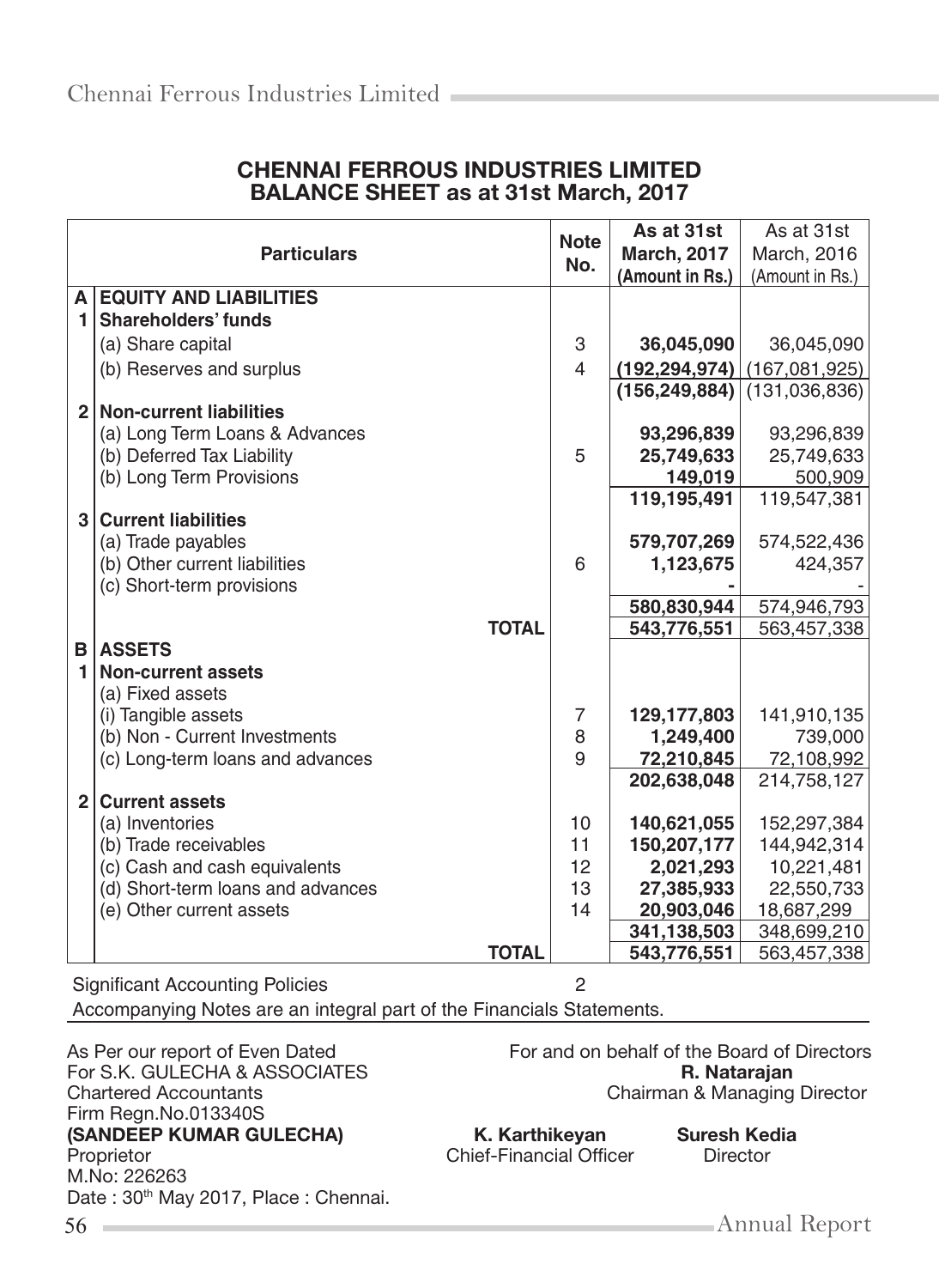# CHENNAI FERROUS INDUSTRIES LIMITED
## BALANCE SHEET as at 31st March, 2017

| | Particulars | Note No. | As at 31st March, 2017 (Amount in Rs.) | As at 31st March, 2016 (Amount in Rs.) |
|---|---|---|---|---|
| **A** | **EQUITY AND LIABILITIES** | | | |
| **1** | **Shareholders' funds** | | | |
| | (a) Share capital | 3 | **36,045,090** | 36,045,090 |
| | (b) Reserves and surplus | 4 | **(192,294,974)** | (167,081,925) |
| | | | **(156,249,884)** | (131,036,836) |
| **2** | **Non-current liabilities** | | | |
| | (a) Long Term Loans & Advances | | **93,296,839** | 93,296,839 |
| | (b) Deferred Tax Liability | 5 | **25,749,633** | 25,749,633 |
| | (b) Long Term Provisions | | **149,019** | 500,909 |
| | | | **119,195,491** | 119,547,381 |
| **3** | **Current liabilities** | | | |
| | (a) Trade payables | | **579,707,269** | 574,522,436 |
| | (b) Other current liabilities | 6 | **1,123,675** | 424,357 |
| | (c) Short-term provisions | | **-** | - |
| | | | **580,830,944** | 574,946,793 |
| | **TOTAL** | | **543,776,551** | 563,457,338 |
| **B** | **ASSETS** | | | |
| **1** | **Non-current assets** | | | |
| | (a) Fixed assets | | | |
| | (i) Tangible assets | 7 | **129,177,803** | 141,910,135 |
| | (b) Non - Current Investments | 8 | **1,249,400** | 739,000 |
| | (c) Long-term loans and advances | 9 | **72,210,845** | 72,108,992 |
| | | | **202,638,048** | 214,758,127 |
| **2** | **Current assets** | | | |
| | (a) Inventories | 10 | **140,621,055** | 152,297,384 |
| | (b) Trade receivables | 11 | **150,207,177** | 144,942,314 |
| | (c) Cash and cash equivalents | 12 | **2,021,293** | 10,221,481 |
| | (d) Short-term loans and advances | 13 | **27,385,933** | 22,550,733 |
| | (e) Other current assets | 14 | **20,903,046** | 18,687,299 |
| | | | **341,138,503** | 348,699,210 |
| | **TOTAL** | | **543,776,551** | 563,457,338 |

Significant Accounting Policies 2

Accompanying Notes are an integral part of the Financials Statements.

As Per our report of Even Dated
For S.K. GULECHA & ASSOCIATES
Chartered Accountants
Firm Regn.No.013340S
**(SANDEEP KUMAR GULECHA)**
Proprietor
M.No: 226263
Date : 30th May 2017, Place : Chennai.

For and on behalf of the Board of Directors
**R. Natarajan**
Chairman & Managing Director

**K. Karthikeyan**
Chief-Financial Officer

**Suresh Kedia**
Director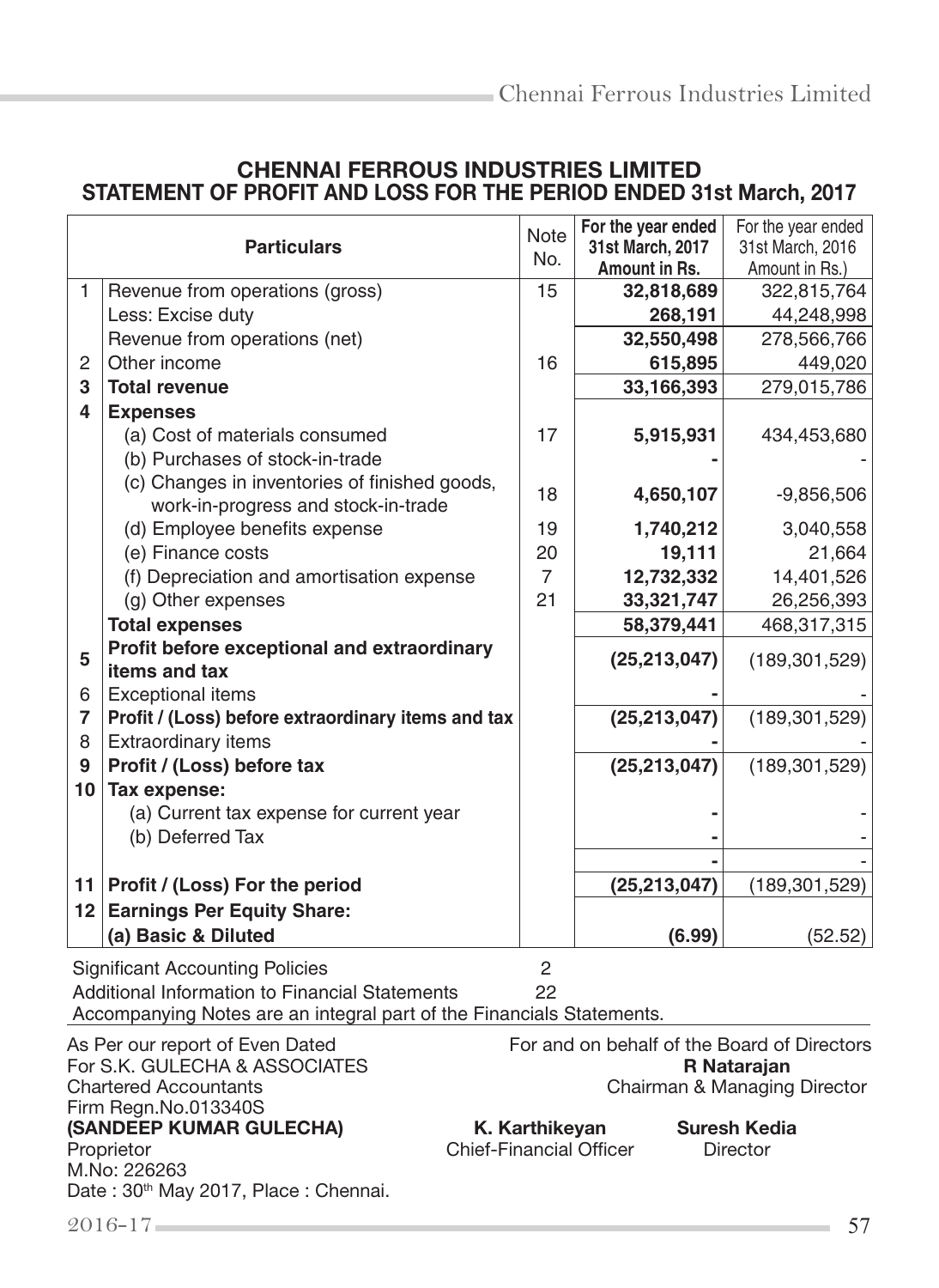# CHENNAI FERROUS INDUSTRIES LIMITED

## STATEMENT OF PROFIT AND LOSS FOR THE PERIOD ENDED 31st March, 2017

| | Particulars | Note No. | For the year ended 31st March, 2017 Amount in Rs. | For the year ended 31st March, 2016 Amount in Rs.) |
|---|---|---|---|---|
| 1 | Revenue from operations (gross) | 15 | **32,818,689** | 322,815,764 |
| | Less: Excise duty | | **268,191** | 44,248,998 |
| | Revenue from operations (net) | | **32,550,498** | 278,566,766 |
| 2 | Other income | 16 | **615,895** | 449,020 |
| **3** | **Total revenue** | | **33,166,393** | 279,015,786 |
| **4** | **Expenses** | | | |
| | (a) Cost of materials consumed | 17 | **5,915,931** | 434,453,680 |
| | (b) Purchases of stock-in-trade | | **-** | - |
| | (c) Changes in inventories of finished goods, work-in-progress and stock-in-trade | 18 | **4,650,107** | -9,856,506 |
| | (d) Employee benefits expense | 19 | **1,740,212** | 3,040,558 |
| | (e) Finance costs | 20 | **19,111** | 21,664 |
| | (f) Depreciation and amortisation expense | 7 | **12,732,332** | 14,401,526 |
| | (g) Other expenses | 21 | **33,321,747** | 26,256,393 |
| | **Total expenses** | | **58,379,441** | 468,317,315 |
| **5** | **Profit before exceptional and extraordinary items and tax** | | **(25,213,047)** | (189,301,529) |
| 6 | Exceptional items | | **-** | - |
| **7** | **Profit / (Loss) before extraordinary items and tax** | | **(25,213,047)** | (189,301,529) |
| 8 | Extraordinary items | | **-** | - |
| **9** | **Profit / (Loss) before tax** | | **(25,213,047)** | (189,301,529) |
| **10** | **Tax expense:** | | | |
| | (a) Current tax expense for current year | | **-** | - |
| | (b) Deferred Tax | | **-** | - |
| | | | **-** | - |
| **11** | **Profit / (Loss) For the period** | | **(25,213,047)** | (189,301,529) |
| **12** | **Earnings Per Equity Share:** | | | |
| | **(a) Basic & Diluted** | | **(6.99)** | (52.52) |

Significant Accounting Policies 2

Additional Information to Financial Statements 22

Accompanying Notes are an integral part of the Financials Statements.

As Per our report of Even Dated
For S.K. GULECHA & ASSOCIATES
Chartered Accountants
Firm Regn.No.013340S
**(SANDEEP KUMAR GULECHA)**
Proprietor
M.No: 226263
Date : 30th May 2017, Place : Chennai.

For and on behalf of the Board of Directors

**R Natarajan**
Chairman & Managing Director

**K. Karthikeyan**
Chief-Financial Officer

**Suresh Kedia**
Director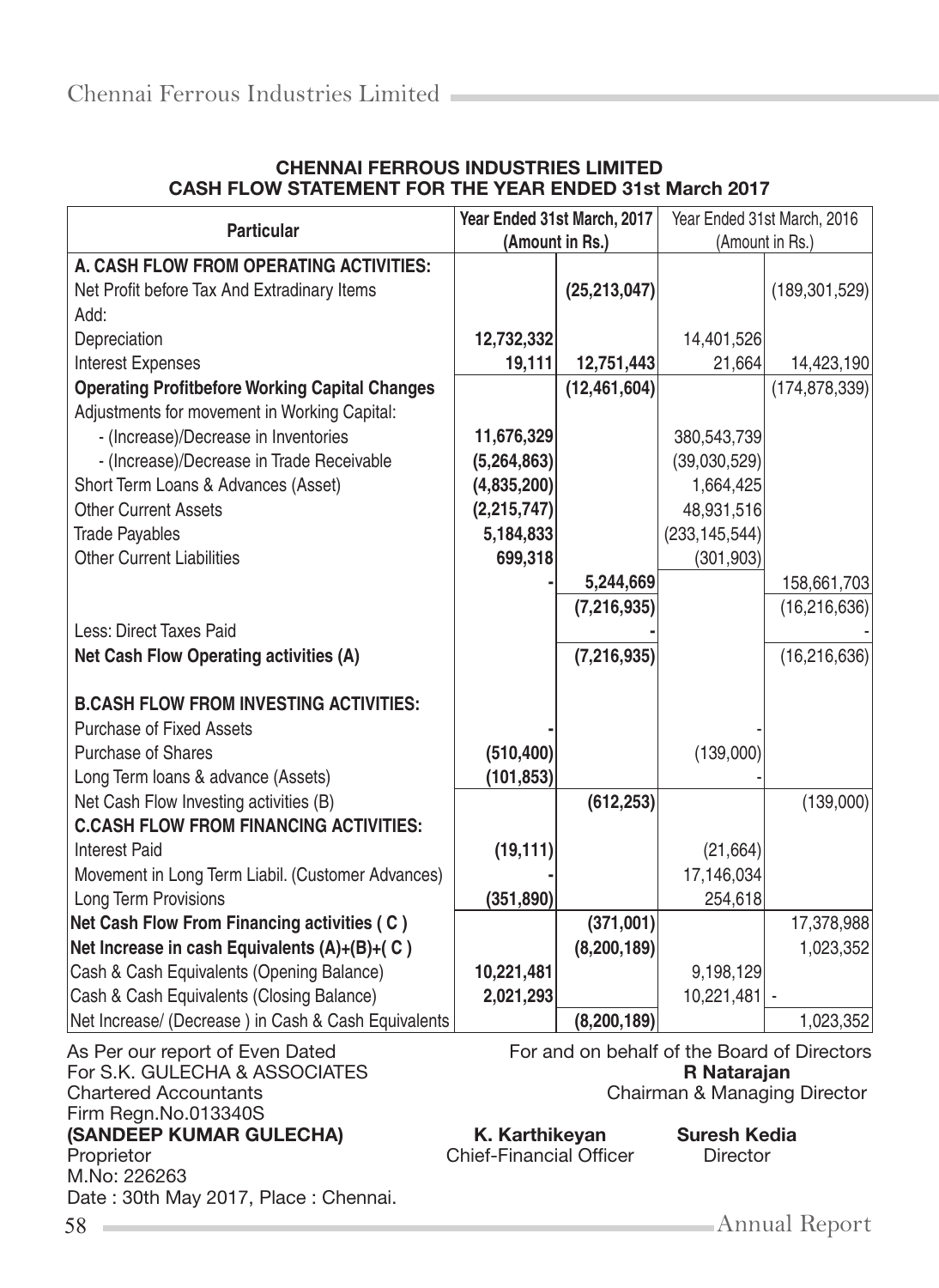# CHENNAI FERROUS INDUSTRIES LIMITED

## CASH FLOW STATEMENT FOR THE YEAR ENDED 31st March 2017

| Particular | Year Ended 31st March, 2017 (Amount in Rs.) | | Year Ended 31st March, 2016 (Amount in Rs.) | |
|---|---|---|---|---|
| **A. CASH FLOW FROM OPERATING ACTIVITIES:** | | | | |
| Net Profit before Tax And Extradinary Items | | **(25,213,047)** | | (189,301,529) |
| Add: | | | | |
| Depreciation | **12,732,332** | | 14,401,526 | |
| Interest Expenses | **19,111** | **12,751,443** | 21,664 | 14,423,190 |
| **Operating Profitbefore Working Capital Changes** | | **(12,461,604)** | | (174,878,339) |
| Adjustments for movement in Working Capital: | | | | |
| - (Increase)/Decrease in Inventories | **11,676,329** | | 380,543,739 | |
| - (Increase)/Decrease in Trade Receivable | **(5,264,863)** | | (39,030,529) | |
| Short Term Loans & Advances (Asset) | **(4,835,200)** | | 1,664,425 | |
| Other Current Assets | **(2,215,747)** | | 48,931,516 | |
| Trade Payables | **5,184,833** | | (233,145,544) | |
| Other Current Liabilities | **699,318** | | (301,903) | |
| | **-** | **5,244,669** | | 158,661,703 |
| | | **(7,216,935)** | | (16,216,636) |
| Less: Direct Taxes Paid | | **-** | | - |
| **Net Cash Flow Operating activities (A)** | | **(7,216,935)** | | (16,216,636) |
| **B.CASH FLOW FROM INVESTING ACTIVITIES:** | | | | |
| Purchase of Fixed Assets | **-** | | - | |
| Purchase of Shares | **(510,400)** | | (139,000) | |
| Long Term loans & advance (Assets) | **(101,853)** | | - | |
| Net Cash Flow Investing activities (B) | | **(612,253)** | | (139,000) |
| **C.CASH FLOW FROM FINANCING ACTIVITIES:** | | | | |
| Interest Paid | **(19,111)** | | (21,664) | |
| Movement in Long Term Liabil. (Customer Advances) | **-** | | 17,146,034 | |
| Long Term Provisions | **(351,890)** | | 254,618 | |
| **Net Cash Flow From Financing activities ( C )** | | **(371,001)** | | 17,378,988 |
| **Net Increase in cash Equivalents (A)+(B)+( C )** | | **(8,200,189)** | | 1,023,352 |
| Cash & Cash Equivalents (Opening Balance) | **10,221,481** | | 9,198,129 | |
| Cash & Cash Equivalents (Closing Balance) | **2,021,293** | | 10,221,481 | - |
| Net Increase/ (Decrease ) in Cash & Cash Equivalents | | **(8,200,189)** | | 1,023,352 |

As Per our report of Even Dated
For S.K. GULECHA & ASSOCIATES
Chartered Accountants
Firm Regn.No.013340S
**(SANDEEP KUMAR GULECHA)**
Proprietor
M.No: 226263
Date : 30th May 2017, Place : Chennai.

For and on behalf of the Board of Directors
**R Natarajan**
Chairman & Managing Director

**K. Karthikeyan**
Chief-Financial Officer

**Suresh Kedia**
Director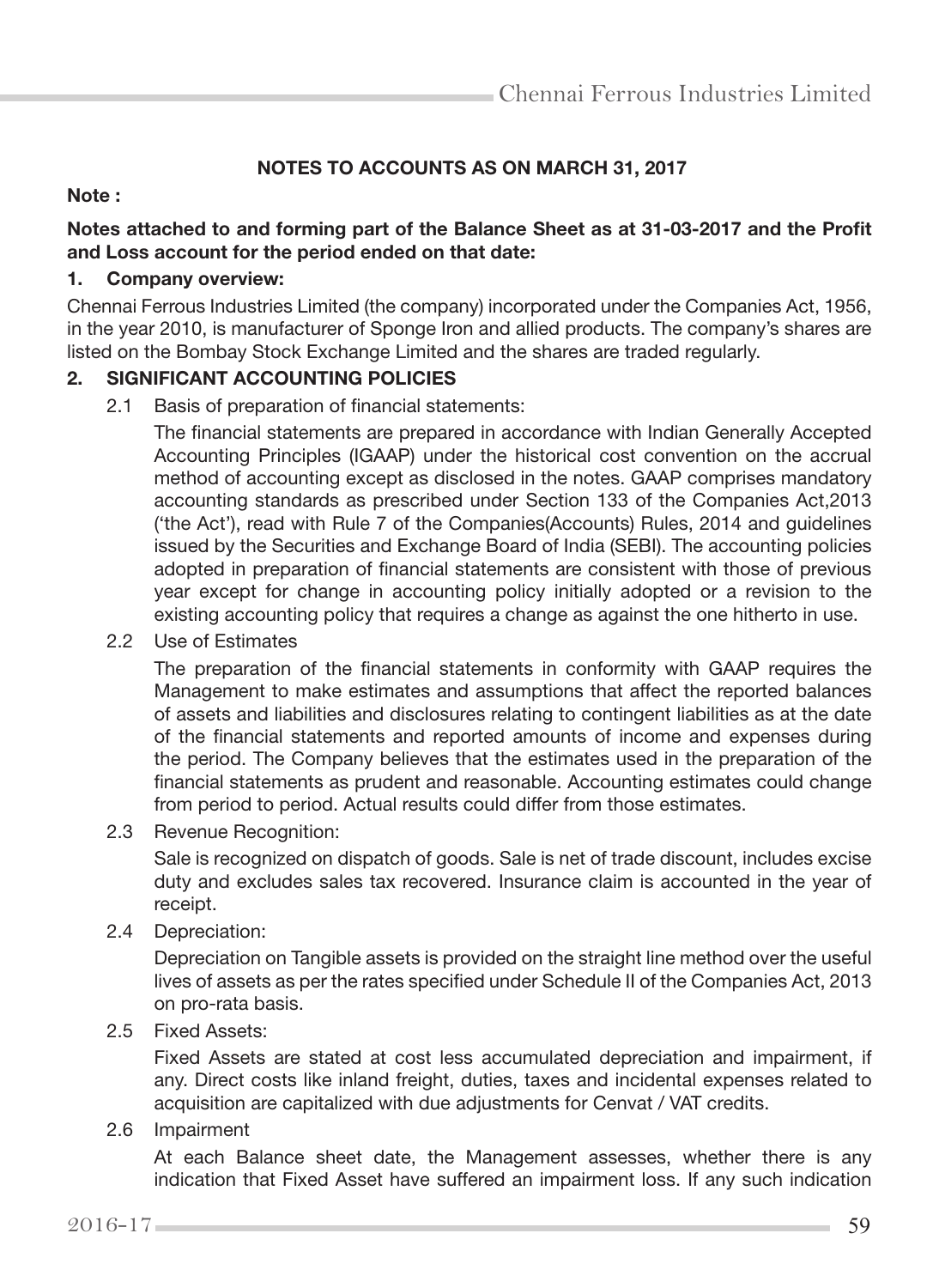## NOTES TO ACCOUNTS AS ON MARCH 31, 2017

**Note :**

**Notes attached to and forming part of the Balance Sheet as at 31-03-2017 and the Profit and Loss account for the period ended on that date:**

### 1. Company overview:

Chennai Ferrous Industries Limited (the company) incorporated under the Companies Act, 1956, in the year 2010, is manufacturer of Sponge Iron and allied products. The company's shares are listed on the Bombay Stock Exchange Limited and the shares are traded regularly.

### 2. SIGNIFICANT ACCOUNTING POLICIES

2.1 Basis of preparation of financial statements:

The financial statements are prepared in accordance with Indian Generally Accepted Accounting Principles (IGAAP) under the historical cost convention on the accrual method of accounting except as disclosed in the notes. GAAP comprises mandatory accounting standards as prescribed under Section 133 of the Companies Act,2013 ('the Act'), read with Rule 7 of the Companies(Accounts) Rules, 2014 and guidelines issued by the Securities and Exchange Board of India (SEBI). The accounting policies adopted in preparation of financial statements are consistent with those of previous year except for change in accounting policy initially adopted or a revision to the existing accounting policy that requires a change as against the one hitherto in use.

2.2 Use of Estimates

The preparation of the financial statements in conformity with GAAP requires the Management to make estimates and assumptions that affect the reported balances of assets and liabilities and disclosures relating to contingent liabilities as at the date of the financial statements and reported amounts of income and expenses during the period. The Company believes that the estimates used in the preparation of the financial statements as prudent and reasonable. Accounting estimates could change from period to period. Actual results could differ from those estimates.

2.3 Revenue Recognition:

Sale is recognized on dispatch of goods. Sale is net of trade discount, includes excise duty and excludes sales tax recovered. Insurance claim is accounted in the year of receipt.

2.4 Depreciation:

Depreciation on Tangible assets is provided on the straight line method over the useful lives of assets as per the rates specified under Schedule II of the Companies Act, 2013 on pro-rata basis.

2.5 Fixed Assets:

Fixed Assets are stated at cost less accumulated depreciation and impairment, if any. Direct costs like inland freight, duties, taxes and incidental expenses related to acquisition are capitalized with due adjustments for Cenvat / VAT credits.

2.6 Impairment

At each Balance sheet date, the Management assesses, whether there is any indication that Fixed Asset have suffered an impairment loss. If any such indication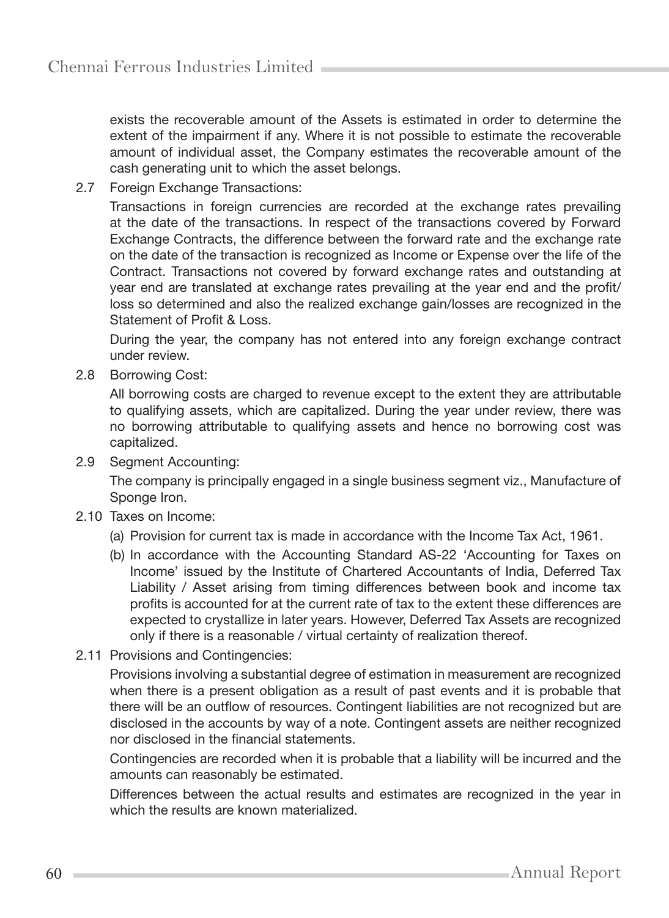exists the recoverable amount of the Assets is estimated in order to determine the extent of the impairment if any. Where it is not possible to estimate the recoverable amount of individual asset, the Company estimates the recoverable amount of the cash generating unit to which the asset belongs.

2.7 Foreign Exchange Transactions:

Transactions in foreign currencies are recorded at the exchange rates prevailing at the date of the transactions. In respect of the transactions covered by Forward Exchange Contracts, the difference between the forward rate and the exchange rate on the date of the transaction is recognized as Income or Expense over the life of the Contract. Transactions not covered by forward exchange rates and outstanding at year end are translated at exchange rates prevailing at the year end and the profit/ loss so determined and also the realized exchange gain/losses are recognized in the Statement of Profit & Loss.

During the year, the company has not entered into any foreign exchange contract under review.

2.8 Borrowing Cost:

All borrowing costs are charged to revenue except to the extent they are attributable to qualifying assets, which are capitalized. During the year under review, there was no borrowing attributable to qualifying assets and hence no borrowing cost was capitalized.

2.9 Segment Accounting:

The company is principally engaged in a single business segment viz., Manufacture of Sponge Iron.

2.10 Taxes on Income:

(a) Provision for current tax is made in accordance with the Income Tax Act, 1961.

(b) In accordance with the Accounting Standard AS-22 'Accounting for Taxes on Income' issued by the Institute of Chartered Accountants of India, Deferred Tax Liability / Asset arising from timing differences between book and income tax profits is accounted for at the current rate of tax to the extent these differences are expected to crystallize in later years. However, Deferred Tax Assets are recognized only if there is a reasonable / virtual certainty of realization thereof.

2.11 Provisions and Contingencies:

Provisions involving a substantial degree of estimation in measurement are recognized when there is a present obligation as a result of past events and it is probable that there will be an outflow of resources. Contingent liabilities are not recognized but are disclosed in the accounts by way of a note. Contingent assets are neither recognized nor disclosed in the financial statements.

Contingencies are recorded when it is probable that a liability will be incurred and the amounts can reasonably be estimated.

Differences between the actual results and estimates are recognized in the year in which the results are known materialized.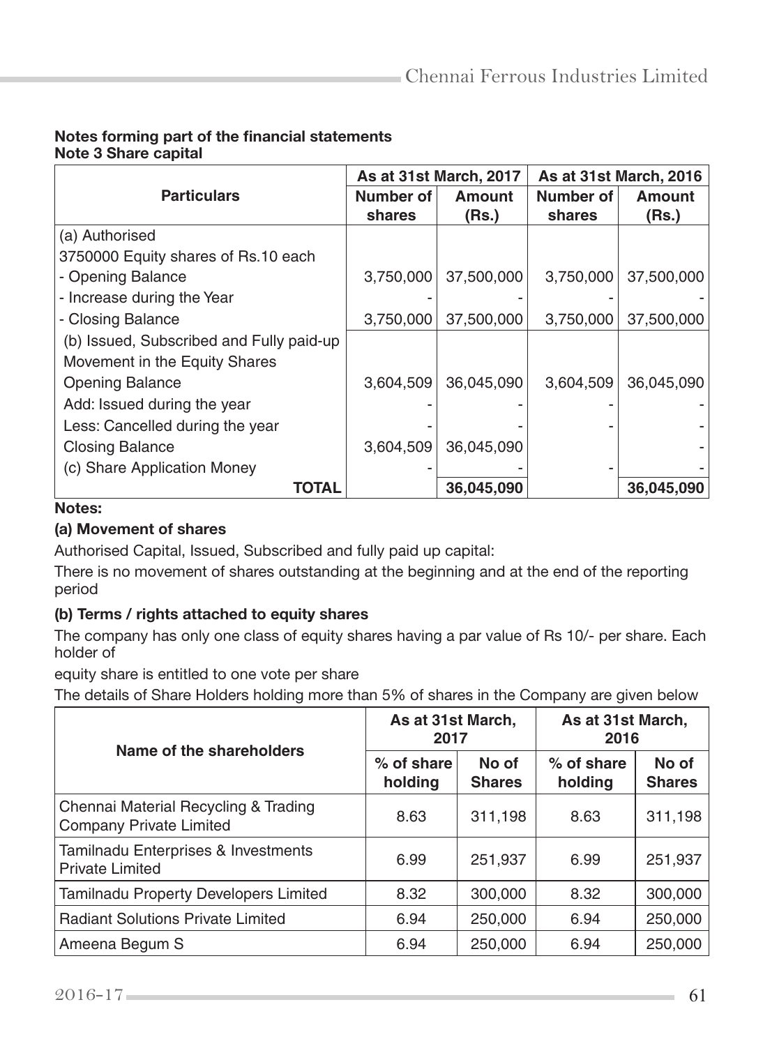## Notes forming part of the financial statements

### Note 3 Share capital

| Particulars | As at 31st March, 2017 | | As at 31st March, 2016 | |
|---|---|---|---|---|
| | Number of shares | Amount (Rs.) | Number of shares | Amount (Rs.) |
| (a) Authorised | | | | |
| 3750000 Equity shares of Rs.10 each | | | | |
| - Opening Balance | 3,750,000 | 37,500,000 | 3,750,000 | 37,500,000 |
| - Increase during the Year | - | - | - | - |
| - Closing Balance | 3,750,000 | 37,500,000 | 3,750,000 | 37,500,000 |
| (b) Issued, Subscribed and Fully paid-up | | | | |
| Movement in the Equity Shares | | | | |
| Opening Balance | 3,604,509 | 36,045,090 | 3,604,509 | 36,045,090 |
| Add: Issued during the year | - | - | - | - |
| Less: Cancelled during the year | - | - | - | - |
| Closing Balance | 3,604,509 | 36,045,090 | | - |
| (c) Share Application Money | - | - | - | - |
| **TOTAL** | | **36,045,090** | | **36,045,090** |

**Notes:**

**(a) Movement of shares**

Authorised Capital, Issued, Subscribed and fully paid up capital:

There is no movement of shares outstanding at the beginning and at the end of the reporting period

**(b) Terms / rights attached to equity shares**

The company has only one class of equity shares having a par value of Rs 10/- per share. Each holder of

equity share is entitled to one vote per share

The details of Share Holders holding more than 5% of shares in the Company are given below

| Name of the shareholders | As at 31st March, 2017 | | As at 31st March, 2016 | |
|---|---|---|---|---|
| | % of share holding | No of Shares | % of share holding | No of Shares |
| Chennai Material Recycling & Trading Company Private Limited | 8.63 | 311,198 | 8.63 | 311,198 |
| Tamilnadu Enterprises & Investments Private Limited | 6.99 | 251,937 | 6.99 | 251,937 |
| Tamilnadu Property Developers Limited | 8.32 | 300,000 | 8.32 | 300,000 |
| Radiant Solutions Private Limited | 6.94 | 250,000 | 6.94 | 250,000 |
| Ameena Begum S | 6.94 | 250,000 | 6.94 | 250,000 |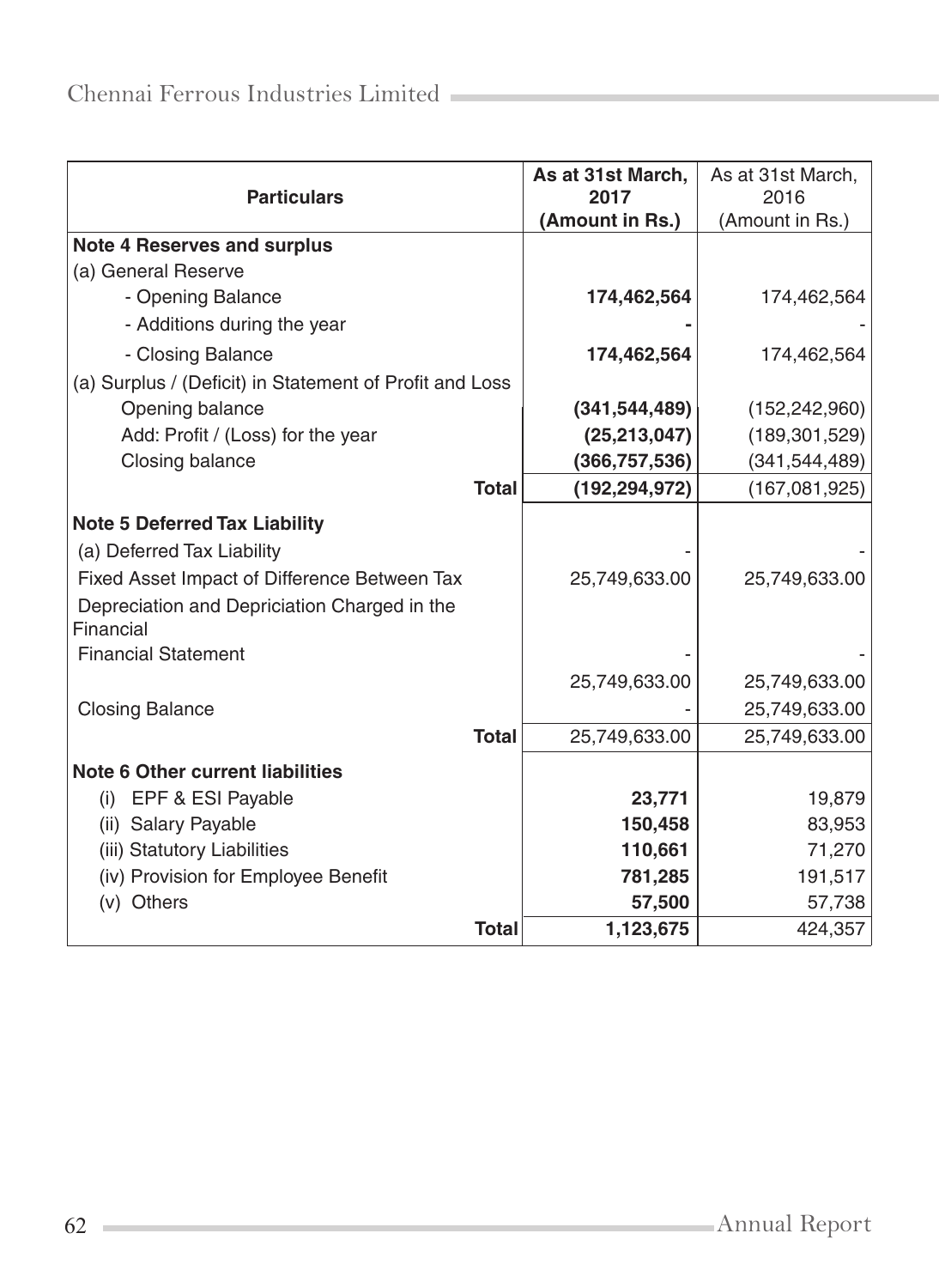| Particulars | As at 31st March, 2017 (Amount in Rs.) | As at 31st March, 2016 (Amount in Rs.) |
|---|---|---|
| **Note 4 Reserves and surplus** | | |
| (a) General Reserve | | |
| - Opening Balance | **174,462,564** | 174,462,564 |
| - Additions during the year | **-** | - |
| - Closing Balance | **174,462,564** | 174,462,564 |
| (a) Surplus / (Deficit) in Statement of Profit and Loss | | |
| Opening balance | **(341,544,489)** | (152,242,960) |
| Add: Profit / (Loss) for the year | **(25,213,047)** | (189,301,529) |
| Closing balance | **(366,757,536)** | (341,544,489) |
| **Total** | **(192,294,972)** | (167,081,925) |
| **Note 5 Deferred Tax Liability** | | |
| (a) Deferred Tax Liability | - | - |
| Fixed Asset Impact of Difference Between Tax | 25,749,633.00 | 25,749,633.00 |
| Depreciation and Depriciation Charged in the Financial | | |
| Financial Statement | - | - |
| | 25,749,633.00 | 25,749,633.00 |
| Closing Balance | - | 25,749,633.00 |
| **Total** | 25,749,633.00 | 25,749,633.00 |
| **Note 6 Other current liabilities** | | |
| (i) EPF & ESI Payable | **23,771** | 19,879 |
| (ii) Salary Payable | **150,458** | 83,953 |
| (iii) Statutory Liabilities | **110,661** | 71,270 |
| (iv) Provision for Employee Benefit | **781,285** | 191,517 |
| (v) Others | **57,500** | 57,738 |
| **Total** | **1,123,675** | 424,357 |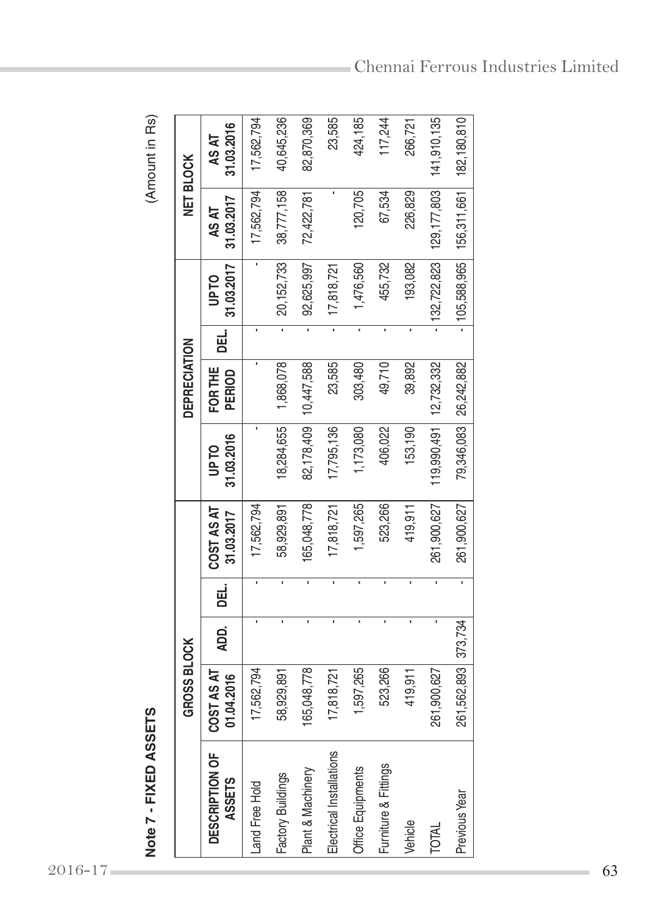## Note 7 - FIXED ASSETS

(Amount in Rs)

| DESCRIPTION OF ASSETS | GROSS BLOCK | | | | DEPRECIATION | | | | NET BLOCK | |
|---|---|---|---|---|---|---|---|---|---|---|
| | COST AS AT 01.04.2016 | ADD. | DEL. | COST AS AT 31.03.2017 | UP TO 31.03.2016 | FOR THE PERIOD | DEL. | UP TO 31.03.2017 | AS AT 31.03.2017 | AS AT 31.03.2016 |
| Land Free Hold | 17,562,794 | - | - | 17,562,794 | - | - | - | - | 17,562,794 | 17,562,794 |
| Factory Buildings | 58,929,891 | - | - | 58,929,891 | 18,284,655 | 1,868,078 | - | 20,152,733 | 38,777,158 | 40,645,236 |
| Plant & Machinery | 165,048,778 | - | - | 165,048,778 | 82,178,409 | 10,447,588 | - | 92,625,997 | 72,422,781 | 82,870,369 |
| Electrical Installations | 17,818,721 | - | - | 17,818,721 | 17,795,136 | 23,585 | - | 17,818,721 | - | 23,585 |
| Office Equipments | 1,597,265 | - | - | 1,597,265 | 1,173,080 | 303,480 | - | 1,476,560 | 120,705 | 424,185 |
| Furniture & Fittings | 523,266 | - | - | 523,266 | 406,022 | 49,710 | - | 455,732 | 67,534 | 117,244 |
| Vehicle | 419,911 | - | - | 419,911 | 153,190 | 39,892 | - | 193,082 | 226,829 | 266,721 |
| TOTAL | 261,900,627 | - | - | 261,900,627 | 119,990,491 | 12,732,332 | - | 132,722,823 | 129,177,803 | 141,910,135 |
| Previous Year | 261,562,893 | 373,734 | - | 261,900,627 | 79,346,083 | 26,242,882 | - | 105,588,965 | 156,311,661 | 182,180,810 |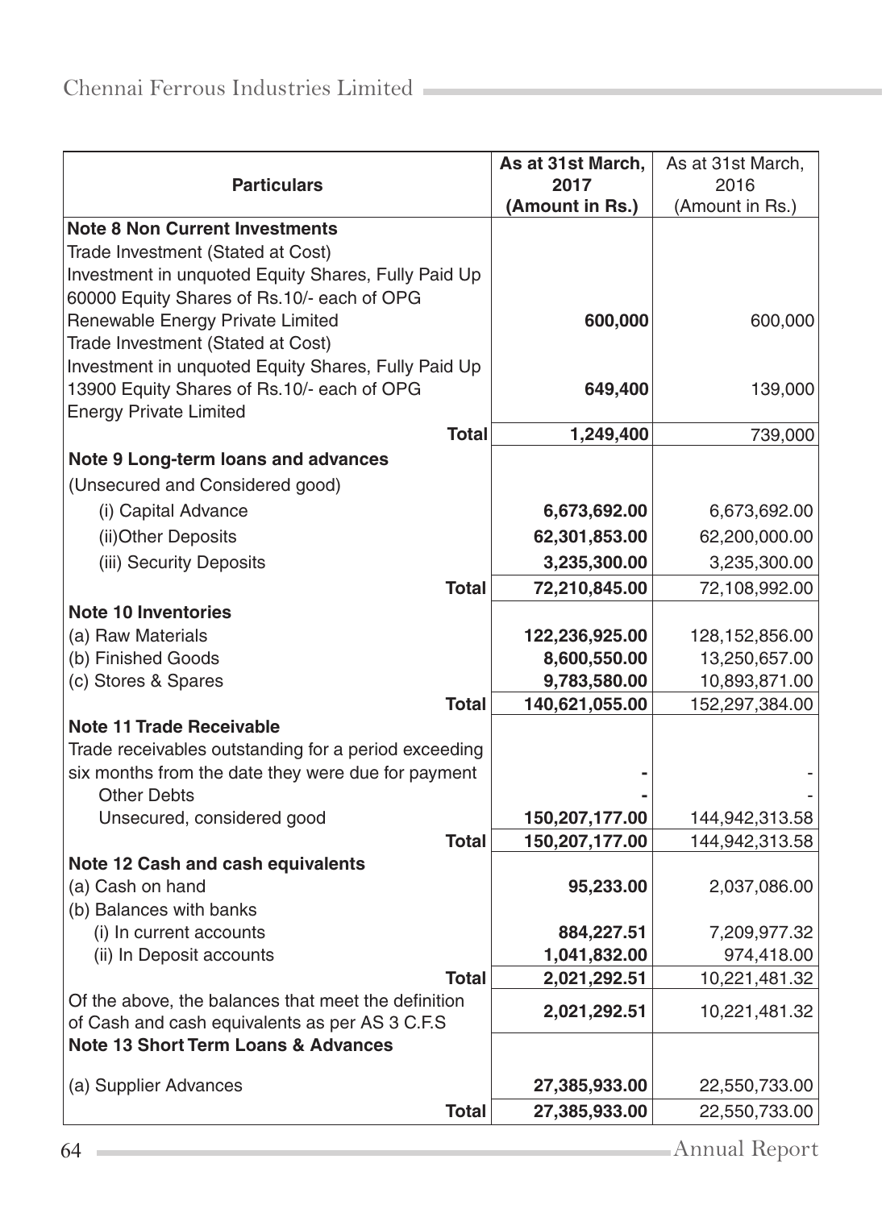| Particulars | As at 31st March, 2017 (Amount in Rs.) | As at 31st March, 2016 (Amount in Rs.) |
|---|---|---|
| **Note 8 Non Current Investments** | | |
| Trade Investment (Stated at Cost) | | |
| Investment in unquoted Equity Shares, Fully Paid Up | | |
| 60000 Equity Shares of Rs.10/- each of OPG Renewable Energy Private Limited | **600,000** | 600,000 |
| Trade Investment (Stated at Cost) | | |
| Investment in unquoted Equity Shares, Fully Paid Up | | |
| 13900 Equity Shares of Rs.10/- each of OPG Energy Private Limited | **649,400** | 139,000 |
| **Total** | **1,249,400** | 739,000 |
| **Note 9 Long-term loans and advances** | | |
| (Unsecured and Considered good) | | |
| (i) Capital Advance | **6,673,692.00** | 6,673,692.00 |
| (ii)Other Deposits | **62,301,853.00** | 62,200,000.00 |
| (iii) Security Deposits | **3,235,300.00** | 3,235,300.00 |
| **Total** | **72,210,845.00** | 72,108,992.00 |
| **Note 10 Inventories** | | |
| (a) Raw Materials | **122,236,925.00** | 128,152,856.00 |
| (b) Finished Goods | **8,600,550.00** | 13,250,657.00 |
| (c) Stores & Spares | **9,783,580.00** | 10,893,871.00 |
| **Total** | **140,621,055.00** | 152,297,384.00 |
| **Note 11 Trade Receivable** | | |
| Trade receivables outstanding for a period exceeding six months from the date they were due for payment | **-** | - |
| Other Debts | **-** | - |
| Unsecured, considered good | **150,207,177.00** | 144,942,313.58 |
| **Total** | **150,207,177.00** | 144,942,313.58 |
| **Note 12 Cash and cash equivalents** | | |
| (a) Cash on hand | **95,233.00** | 2,037,086.00 |
| (b) Balances with banks | | |
| (i) In current accounts | **884,227.51** | 7,209,977.32 |
| (ii) In Deposit accounts | **1,041,832.00** | 974,418.00 |
| **Total** | **2,021,292.51** | 10,221,481.32 |
| Of the above, the balances that meet the definition of Cash and cash equivalents as per AS 3 C.F.S | **2,021,292.51** | 10,221,481.32 |
| **Note 13 Short Term Loans & Advances** | | |
| (a) Supplier Advances | **27,385,933.00** | 22,550,733.00 |
| **Total** | **27,385,933.00** | 22,550,733.00 |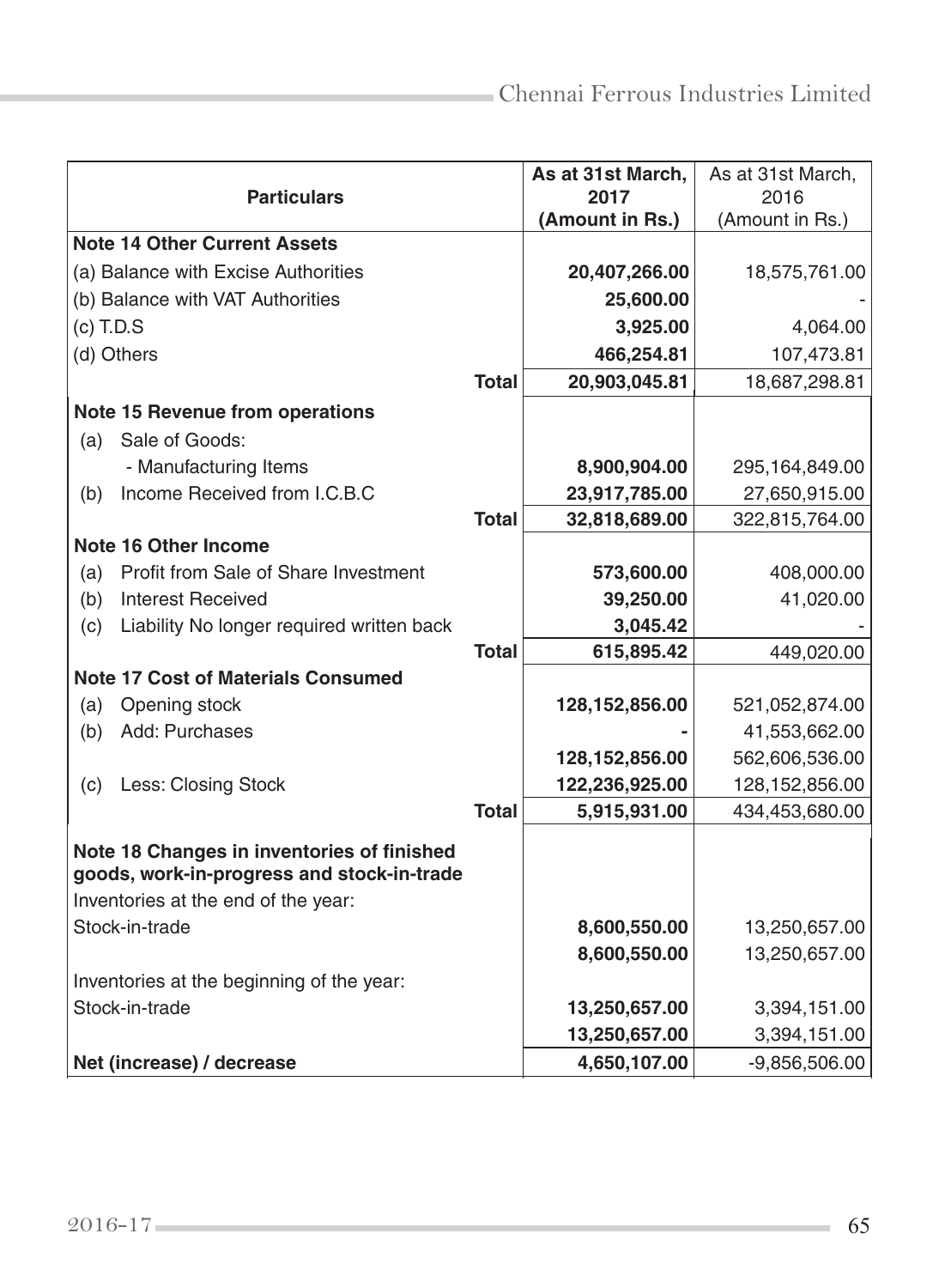| Particulars | | As at 31st March, 2017 (Amount in Rs.) | As at 31st March, 2016 (Amount in Rs.) |
|---|---|---|---|
| **Note 14 Other Current Assets** | | | |
| (a) Balance with Excise Authorities | | **20,407,266.00** | 18,575,761.00 |
| (b) Balance with VAT Authorities | | **25,600.00** | - |
| (c) T.D.S | | **3,925.00** | 4,064.00 |
| (d) Others | | **466,254.81** | 107,473.81 |
| | **Total** | **20,903,045.81** | 18,687,298.81 |
| **Note 15 Revenue from operations** | | | |
| (a) Sale of Goods: | | | |
| - Manufacturing Items | | **8,900,904.00** | 295,164,849.00 |
| (b) Income Received from I.C.B.C | | **23,917,785.00** | 27,650,915.00 |
| | **Total** | **32,818,689.00** | 322,815,764.00 |
| **Note 16 Other Income** | | | |
| (a) Profit from Sale of Share Investment | | **573,600.00** | 408,000.00 |
| (b) Interest Received | | **39,250.00** | 41,020.00 |
| (c) Liability No longer required written back | | **3,045.42** | - |
| | **Total** | **615,895.42** | 449,020.00 |
| **Note 17 Cost of Materials Consumed** | | | |
| (a) Opening stock | | **128,152,856.00** | 521,052,874.00 |
| (b) Add: Purchases | | **-** | 41,553,662.00 |
| | | **128,152,856.00** | 562,606,536.00 |
| (c) Less: Closing Stock | | **122,236,925.00** | 128,152,856.00 |
| | **Total** | **5,915,931.00** | 434,453,680.00 |
| **Note 18 Changes in inventories of finished goods, work-in-progress and stock-in-trade** | | | |
| Inventories at the end of the year: | | | |
| Stock-in-trade | | **8,600,550.00** | 13,250,657.00 |
| | | **8,600,550.00** | 13,250,657.00 |
| Inventories at the beginning of the year: | | | |
| Stock-in-trade | | **13,250,657.00** | 3,394,151.00 |
| | | **13,250,657.00** | 3,394,151.00 |
| **Net (increase) / decrease** | | **4,650,107.00** | -9,856,506.00 |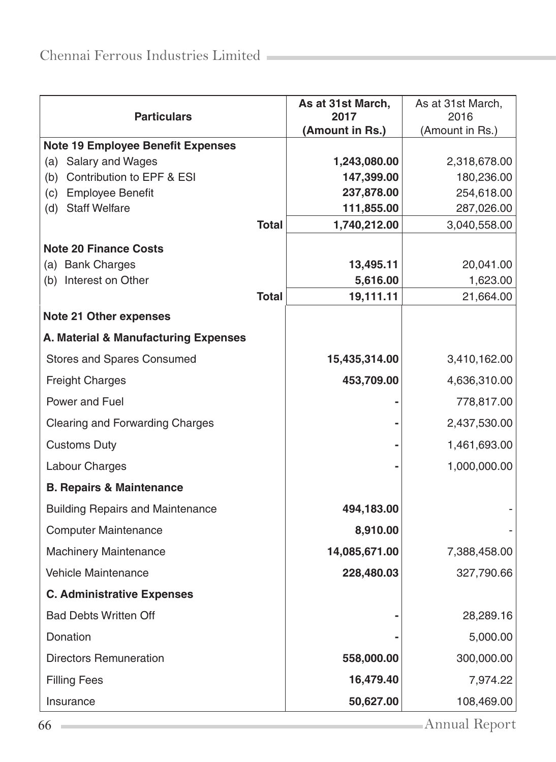| Particulars | As at 31st March, 2017 (Amount in Rs.) | As at 31st March, 2016 (Amount in Rs.) |
|---|---|---|
| **Note 19 Employee Benefit Expenses** | | |
| (a) Salary and Wages | **1,243,080.00** | 2,318,678.00 |
| (b) Contribution to EPF & ESI | **147,399.00** | 180,236.00 |
| (c) Employee Benefit | **237,878.00** | 254,618.00 |
| (d) Staff Welfare | **111,855.00** | 287,026.00 |
| **Total** | **1,740,212.00** | 3,040,558.00 |
| **Note 20 Finance Costs** | | |
| (a) Bank Charges | **13,495.11** | 20,041.00 |
| (b) Interest on Other | **5,616.00** | 1,623.00 |
| **Total** | **19,111.11** | 21,664.00 |
| **Note 21 Other expenses** | | |
| **A. Material & Manufacturing Expenses** | | |
| Stores and Spares Consumed | **15,435,314.00** | 3,410,162.00 |
| Freight Charges | **453,709.00** | 4,636,310.00 |
| Power and Fuel | **-** | 778,817.00 |
| Clearing and Forwarding Charges | **-** | 2,437,530.00 |
| Customs Duty | **-** | 1,461,693.00 |
| Labour Charges | **-** | 1,000,000.00 |
| **B. Repairs & Maintenance** | | |
| Building Repairs and Maintenance | **494,183.00** | - |
| Computer Maintenance | **8,910.00** | - |
| Machinery Maintenance | **14,085,671.00** | 7,388,458.00 |
| Vehicle Maintenance | **228,480.03** | 327,790.66 |
| **C. Administrative Expenses** | | |
| Bad Debts Written Off | **-** | 28,289.16 |
| Donation | **-** | 5,000.00 |
| Directors Remuneration | **558,000.00** | 300,000.00 |
| Filling Fees | **16,479.40** | 7,974.22 |
| Insurance | **50,627.00** | 108,469.00 |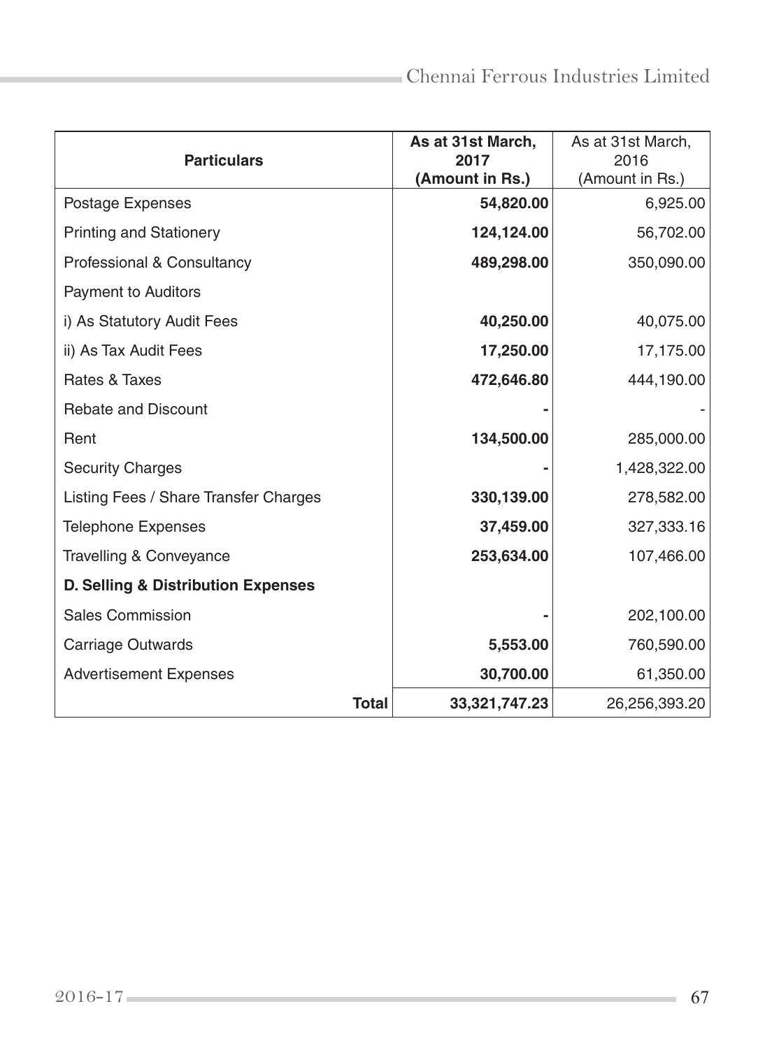| Particulars | As at 31st March, 2017 (Amount in Rs.) | As at 31st March, 2016 (Amount in Rs.) |
|---|---|---|
| Postage Expenses | **54,820.00** | 6,925.00 |
| Printing and Stationery | **124,124.00** | 56,702.00 |
| Professional & Consultancy | **489,298.00** | 350,090.00 |
| Payment to Auditors | | |
| i) As Statutory Audit Fees | **40,250.00** | 40,075.00 |
| ii) As Tax Audit Fees | **17,250.00** | 17,175.00 |
| Rates & Taxes | **472,646.80** | 444,190.00 |
| Rebate and Discount | **-** | - |
| Rent | **134,500.00** | 285,000.00 |
| Security Charges | **-** | 1,428,322.00 |
| Listing Fees / Share Transfer Charges | **330,139.00** | 278,582.00 |
| Telephone Expenses | **37,459.00** | 327,333.16 |
| Travelling & Conveyance | **253,634.00** | 107,466.00 |
| **D. Selling & Distribution Expenses** | | |
| Sales Commission | **-** | 202,100.00 |
| Carriage Outwards | **5,553.00** | 760,590.00 |
| Advertisement Expenses | **30,700.00** | 61,350.00 |
| **Total** | **33,321,747.23** | 26,256,393.20 |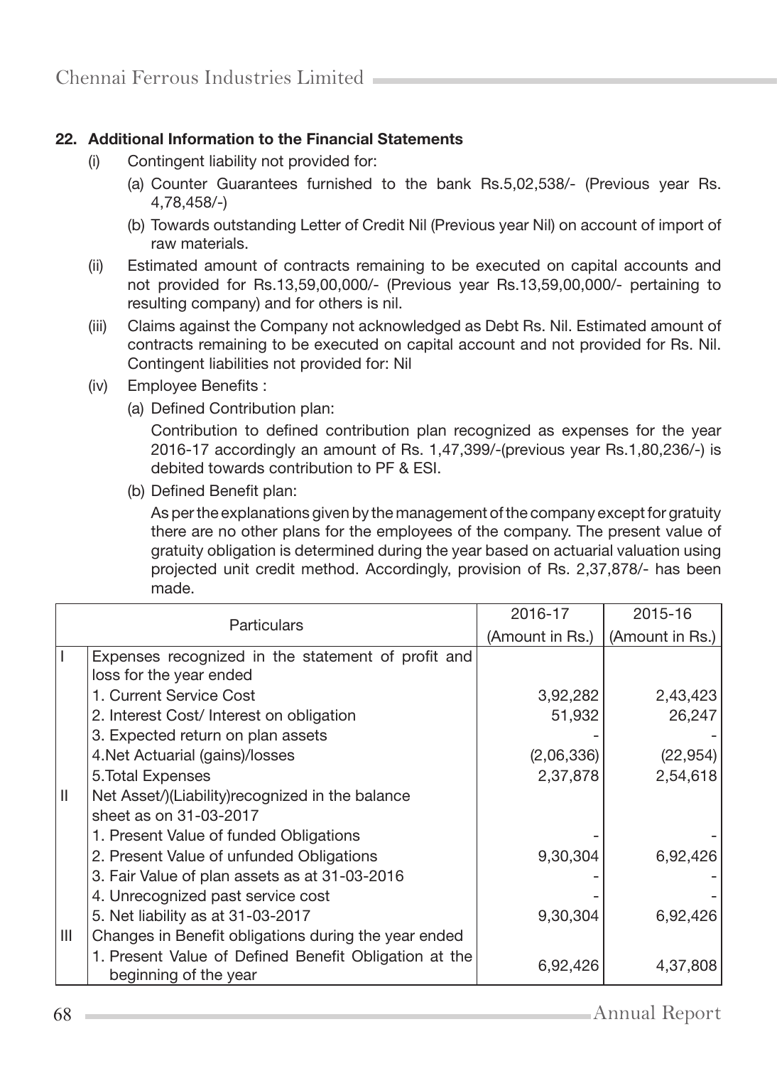## 22. Additional Information to the Financial Statements

(i) Contingent liability not provided for:

   (a) Counter Guarantees furnished to the bank Rs.5,02,538/- (Previous year Rs. 4,78,458/-)

   (b) Towards outstanding Letter of Credit Nil (Previous year Nil) on account of import of raw materials.

(ii) Estimated amount of contracts remaining to be executed on capital accounts and not provided for Rs.13,59,00,000/- (Previous year Rs.13,59,00,000/- pertaining to resulting company) and for others is nil.

(iii) Claims against the Company not acknowledged as Debt Rs. Nil. Estimated amount of contracts remaining to be executed on capital account and not provided for Rs. Nil. Contingent liabilities not provided for: Nil

(iv) Employee Benefits :

   (a) Defined Contribution plan:

   Contribution to defined contribution plan recognized as expenses for the year 2016-17 accordingly an amount of Rs. 1,47,399/-(previous year Rs.1,80,236/-) is debited towards contribution to PF & ESI.

   (b) Defined Benefit plan:

   As per the explanations given by the management of the company except for gratuity there are no other plans for the employees of the company. The present value of gratuity obligation is determined during the year based on actuarial valuation using projected unit credit method. Accordingly, provision of Rs. 2,37,878/- has been made.

| | Particulars | 2016-17 (Amount in Rs.) | 2015-16 (Amount in Rs.) |
|---|---|---|---|
| I | Expenses recognized in the statement of profit and loss for the year ended | | |
| | 1. Current Service Cost | 3,92,282 | 2,43,423 |
| | 2. Interest Cost/ Interest on obligation | 51,932 | 26,247 |
| | 3. Expected return on plan assets | - | - |
| | 4.Net Actuarial (gains)/losses | (2,06,336) | (22,954) |
| | 5.Total Expenses | 2,37,878 | 2,54,618 |
| II | Net Asset/)(Liability)recognized in the balance sheet as on 31-03-2017 | | |
| | 1. Present Value of funded Obligations | - | - |
| | 2. Present Value of unfunded Obligations | 9,30,304 | 6,92,426 |
| | 3. Fair Value of plan assets as at 31-03-2016 | - | - |
| | 4. Unrecognized past service cost | - | - |
| | 5. Net liability as at 31-03-2017 | 9,30,304 | 6,92,426 |
| III | Changes in Benefit obligations during the year ended | | |
| | 1. Present Value of Defined Benefit Obligation at the beginning of the year | 6,92,426 | 4,37,808 |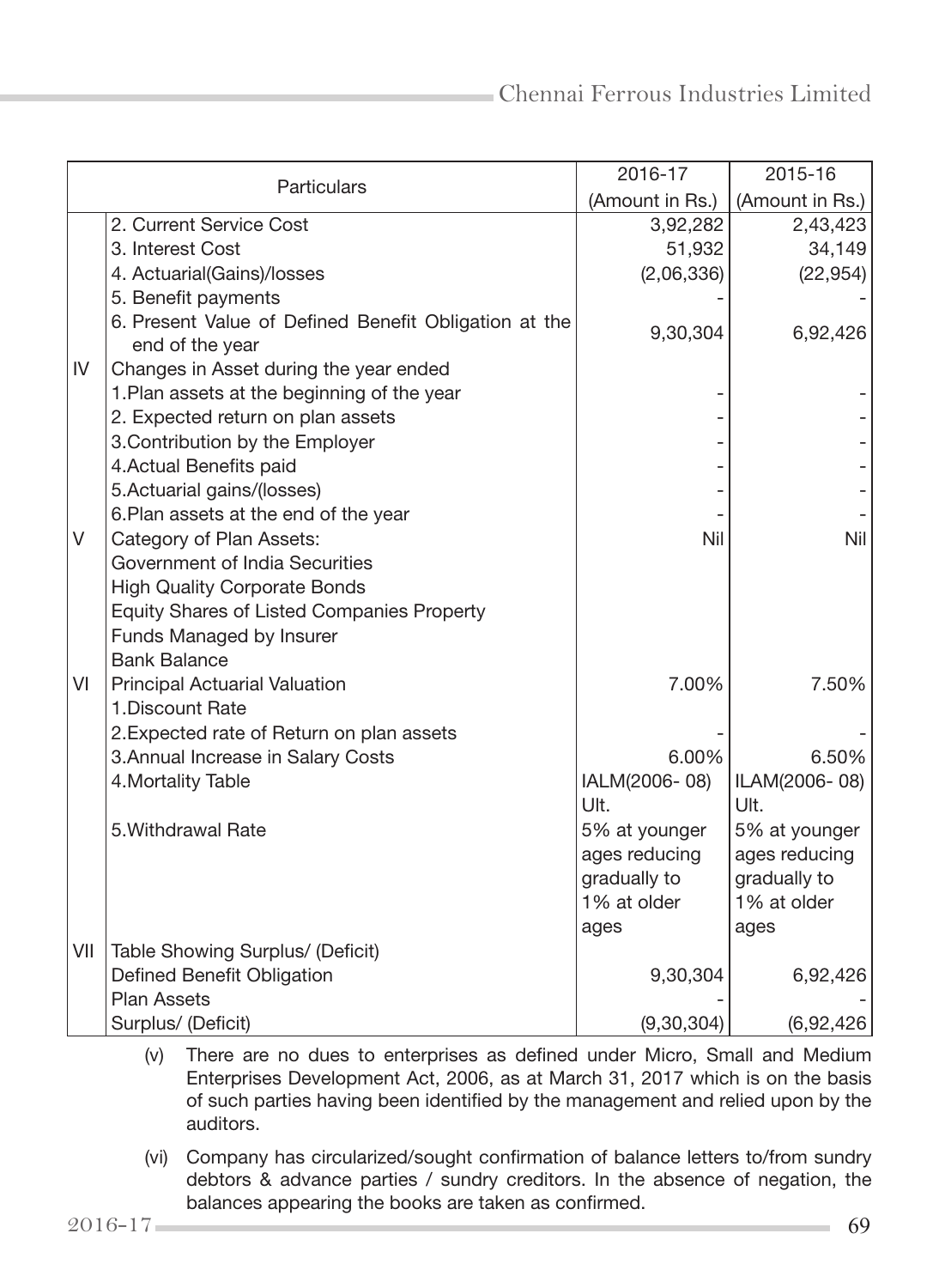| | Particulars | 2016-17 (Amount in Rs.) | 2015-16 (Amount in Rs.) |
|---|---|---|---|
| | 2. Current Service Cost | 3,92,282 | 2,43,423 |
| | 3. Interest Cost | 51,932 | 34,149 |
| | 4. Actuarial(Gains)/losses | (2,06,336) | (22,954) |
| | 5. Benefit payments | - | - |
| | 6. Present Value of Defined Benefit Obligation at the end of the year | 9,30,304 | 6,92,426 |
| IV | Changes in Asset during the year ended | | |
| | 1.Plan assets at the beginning of the year | - | - |
| | 2. Expected return on plan assets | - | - |
| | 3.Contribution by the Employer | - | - |
| | 4.Actual Benefits paid | - | - |
| | 5.Actuarial gains/(losses) | - | - |
| | 6.Plan assets at the end of the year | - | - |
| V | Category of Plan Assets: | Nil | Nil |
| | Government of India Securities | | |
| | High Quality Corporate Bonds | | |
| | Equity Shares of Listed Companies Property | | |
| | Funds Managed by Insurer | | |
| | Bank Balance | | |
| VI | Principal Actuarial Valuation | 7.00% | 7.50% |
| | 1.Discount Rate | | |
| | 2.Expected rate of Return on plan assets | - | - |
| | 3.Annual Increase in Salary Costs | 6.00% | 6.50% |
| | 4.Mortality Table | IALM(2006- 08) Ult. | ILAM(2006- 08) Ult. |
| | 5.Withdrawal Rate | 5% at younger ages reducing gradually to 1% at older ages | 5% at younger ages reducing gradually to 1% at older ages |
| VII | Table Showing Surplus/ (Deficit) | | |
| | Defined Benefit Obligation | 9,30,304 | 6,92,426 |
| | Plan Assets | - | - |
| | Surplus/ (Deficit) | (9,30,304) | (6,92,426 |

(v) There are no dues to enterprises as defined under Micro, Small and Medium Enterprises Development Act, 2006, as at March 31, 2017 which is on the basis of such parties having been identified by the management and relied upon by the auditors.

(vi) Company has circularized/sought confirmation of balance letters to/from sundry debtors & advance parties / sundry creditors. In the absence of negation, the balances appearing the books are taken as confirmed.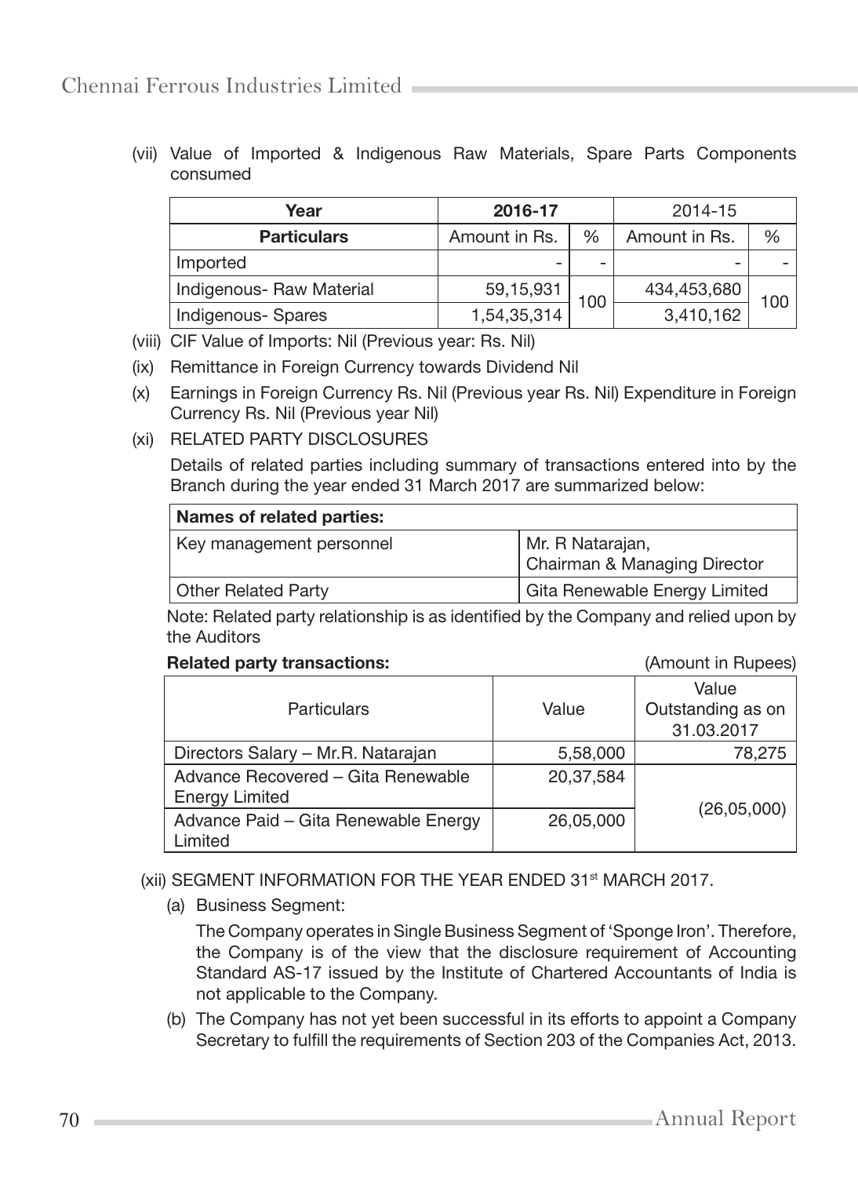(vii) Value of Imported & Indigenous Raw Materials, Spare Parts Components consumed

| Year | 2016-17 | | 2014-15 | |
|---|---|---|---|---|
| **Particulars** | Amount in Rs. | % | Amount in Rs. | % |
| Imported | - | - | - | - |
| Indigenous- Raw Material | 59,15,931 | 100 | 434,453,680 | 100 |
| Indigenous- Spares | 1,54,35,314 | | 3,410,162 | |

(viii) CIF Value of Imports: Nil (Previous year: Rs. Nil)

(ix) Remittance in Foreign Currency towards Dividend Nil

(x) Earnings in Foreign Currency Rs. Nil (Previous year Rs. Nil) Expenditure in Foreign Currency Rs. Nil (Previous year Nil)

(xi) RELATED PARTY DISCLOSURES

Details of related parties including summary of transactions entered into by the Branch during the year ended 31 March 2017 are summarized below:

| **Names of related parties:** | |
|---|---|
| Key management personnel | Mr. R Natarajan, Chairman & Managing Director |
| Other Related Party | Gita Renewable Energy Limited |

Note: Related party relationship is as identified by the Company and relied upon by the Auditors

**Related party transactions:** (Amount in Rupees)

| Particulars | Value | Value Outstanding as on 31.03.2017 |
|---|---|---|
| Directors Salary – Mr.R. Natarajan | 5,58,000 | 78,275 |
| Advance Recovered – Gita Renewable Energy Limited | 20,37,584 | (26,05,000) |
| Advance Paid – Gita Renewable Energy Limited | 26,05,000 | |

(xii) SEGMENT INFORMATION FOR THE YEAR ENDED 31st MARCH 2017.

(a) Business Segment:

The Company operates in Single Business Segment of 'Sponge Iron'. Therefore, the Company is of the view that the disclosure requirement of Accounting Standard AS-17 issued by the Institute of Chartered Accountants of India is not applicable to the Company.

(b) The Company has not yet been successful in its efforts to appoint a Company Secretary to fulfill the requirements of Section 203 of the Companies Act, 2013.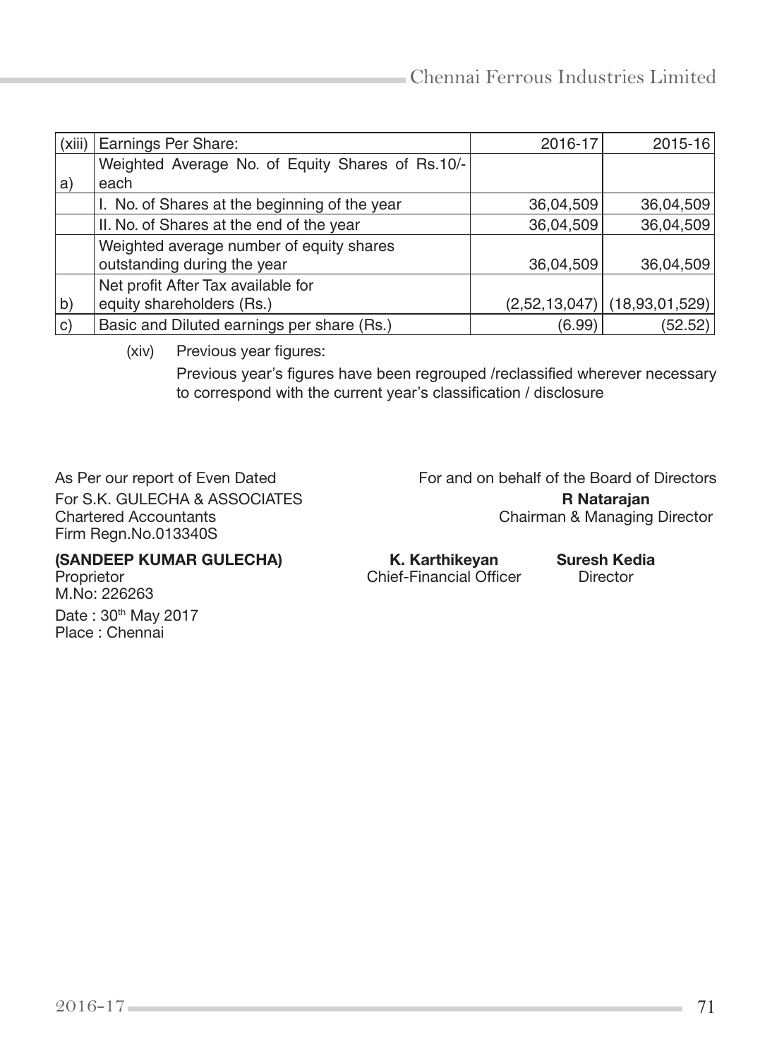| (xiii) | Earnings Per Share: | 2016-17 | 2015-16 |
|---|---|---|---|
| a) | Weighted Average No. of Equity Shares of Rs.10/- each | | |
| | I. No. of Shares at the beginning of the year | 36,04,509 | 36,04,509 |
| | II. No. of Shares at the end of the year | 36,04,509 | 36,04,509 |
| | Weighted average number of equity shares outstanding during the year | 36,04,509 | 36,04,509 |
| b) | Net profit After Tax available for equity shareholders (Rs.) | (2,52,13,047) | (18,93,01,529) |
| c) | Basic and Diluted earnings per share (Rs.) | (6.99) | (52.52) |

(xiv) Previous year figures:

Previous year's figures have been regrouped /reclassified wherever necessary to correspond with the current year's classification / disclosure

As Per our report of Even Dated
For S.K. GULECHA & ASSOCIATES
Chartered Accountants
Firm Regn.No.013340S

**(SANDEEP KUMAR GULECHA)**
Proprietor
M.No: 226263

Date : 30th May 2017
Place : Chennai

For and on behalf of the Board of Directors

**R Natarajan**
Chairman & Managing Director

**K. Karthikeyan**
Chief-Financial Officer

**Suresh Kedia**
Director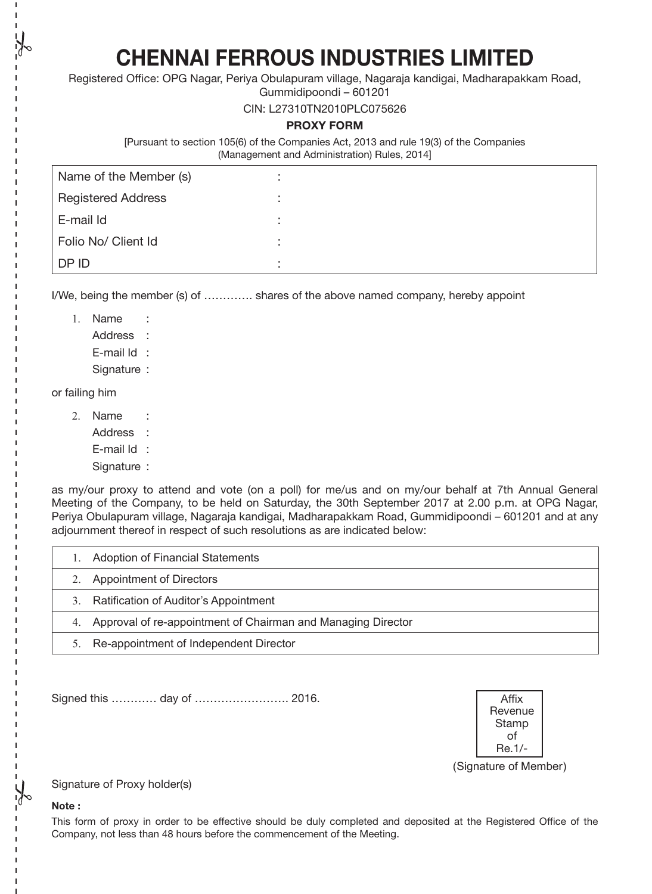# CHENNAI FERROUS INDUSTRIES LIMITED

Registered Office: OPG Nagar, Periya Obulapuram village, Nagaraja kandigai, Madharapakkam Road, Gummidipoondi – 601201

CIN: L27310TN2010PLC075626

**PROXY FORM**

[Pursuant to section 105(6) of the Companies Act, 2013 and rule 19(3) of the Companies (Management and Administration) Rules, 2014]

| | |
|---|---|
| Name of the Member (s) | : |
| Registered Address | : |
| E-mail Id | : |
| Folio No/ Client Id | : |
| DP ID | : |

I/We, being the member (s) of …………. shares of the above named company, hereby appoint

1. Name :
   Address :
   E-mail Id :
   Signature :

or failing him

2. Name :
   Address :
   E-mail Id :
   Signature :

as my/our proxy to attend and vote (on a poll) for me/us and on my/our behalf at 7th Annual General Meeting of the Company, to be held on Saturday, the 30th September 2017 at 2.00 p.m. at OPG Nagar, Periya Obulapuram village, Nagaraja kandigai, Madharapakkam Road, Gummidipoondi – 601201 and at any adjournment thereof in respect of such resolutions as are indicated below:

| | |
|---|---|
| 1. | Adoption of Financial Statements |
| 2. | Appointment of Directors |
| 3. | Ratification of Auditor's Appointment |
| 4. | Approval of re-appointment of Chairman and Managing Director |
| 5. | Re-appointment of Independent Director |

Signed this ………… day of ……………………. 2016.

Affix Revenue Stamp of Re.1/-

(Signature of Member)

Signature of Proxy holder(s)

**Note :**

This form of proxy in order to be effective should be duly completed and deposited at the Registered Office of the Company, not less than 48 hours before the commencement of the Meeting.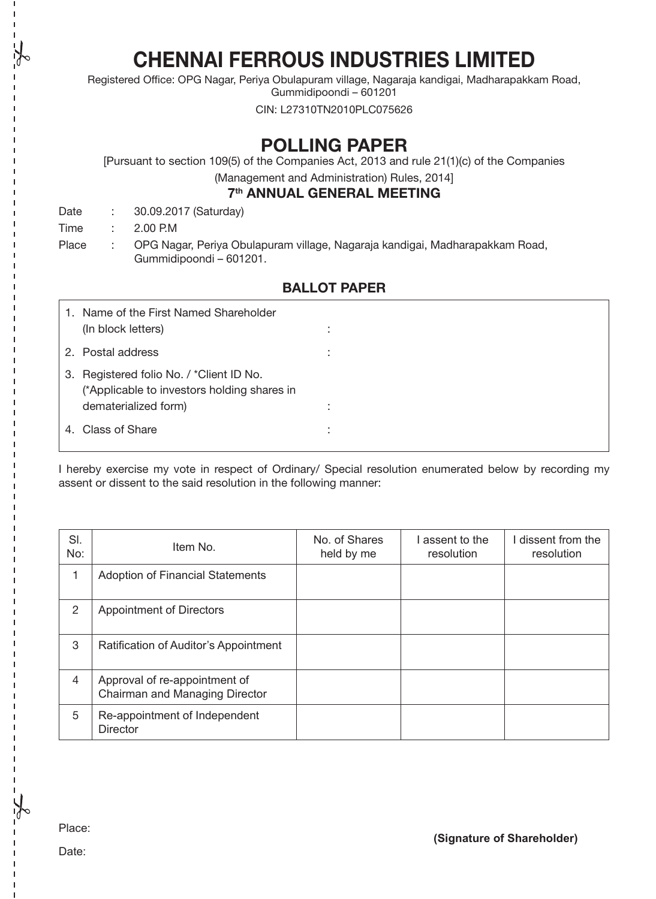# CHENNAI FERROUS INDUSTRIES LIMITED

Registered Office: OPG Nagar, Periya Obulapuram village, Nagaraja kandigai, Madharapakkam Road, Gummidipoondi – 601201

CIN: L27310TN2010PLC075626

## POLLING PAPER

[Pursuant to section 109(5) of the Companies Act, 2013 and rule 21(1)(c) of the Companies (Management and Administration) Rules, 2014]

### 7th ANNUAL GENERAL MEETING

Date : 30.09.2017 (Saturday)

Time : 2.00 P.M

Place : OPG Nagar, Periya Obulapuram village, Nagaraja kandigai, Madharapakkam Road, Gummidipoondi – 601201.

### BALLOT PAPER

| | |
|---|---|
| 1. Name of the First Named Shareholder (In block letters) | : |
| 2. Postal address | : |
| 3. Registered folio No. / *Client ID No. (*Applicable to investors holding shares in dematerialized form) | : |
| 4. Class of Share | : |

I hereby exercise my vote in respect of Ordinary/ Special resolution enumerated below by recording my assent or dissent to the said resolution in the following manner:

| Sl. No: | Item No. | No. of Shares held by me | I assent to the resolution | I dissent from the resolution |
|---|---|---|---|---|
| 1 | Adoption of Financial Statements | | | |
| 2 | Appointment of Directors | | | |
| 3 | Ratification of Auditor's Appointment | | | |
| 4 | Approval of re-appointment of Chairman and Managing Director | | | |
| 5 | Re-appointment of Independent Director | | | |

Place:

Date:

**(Signature of Shareholder)**